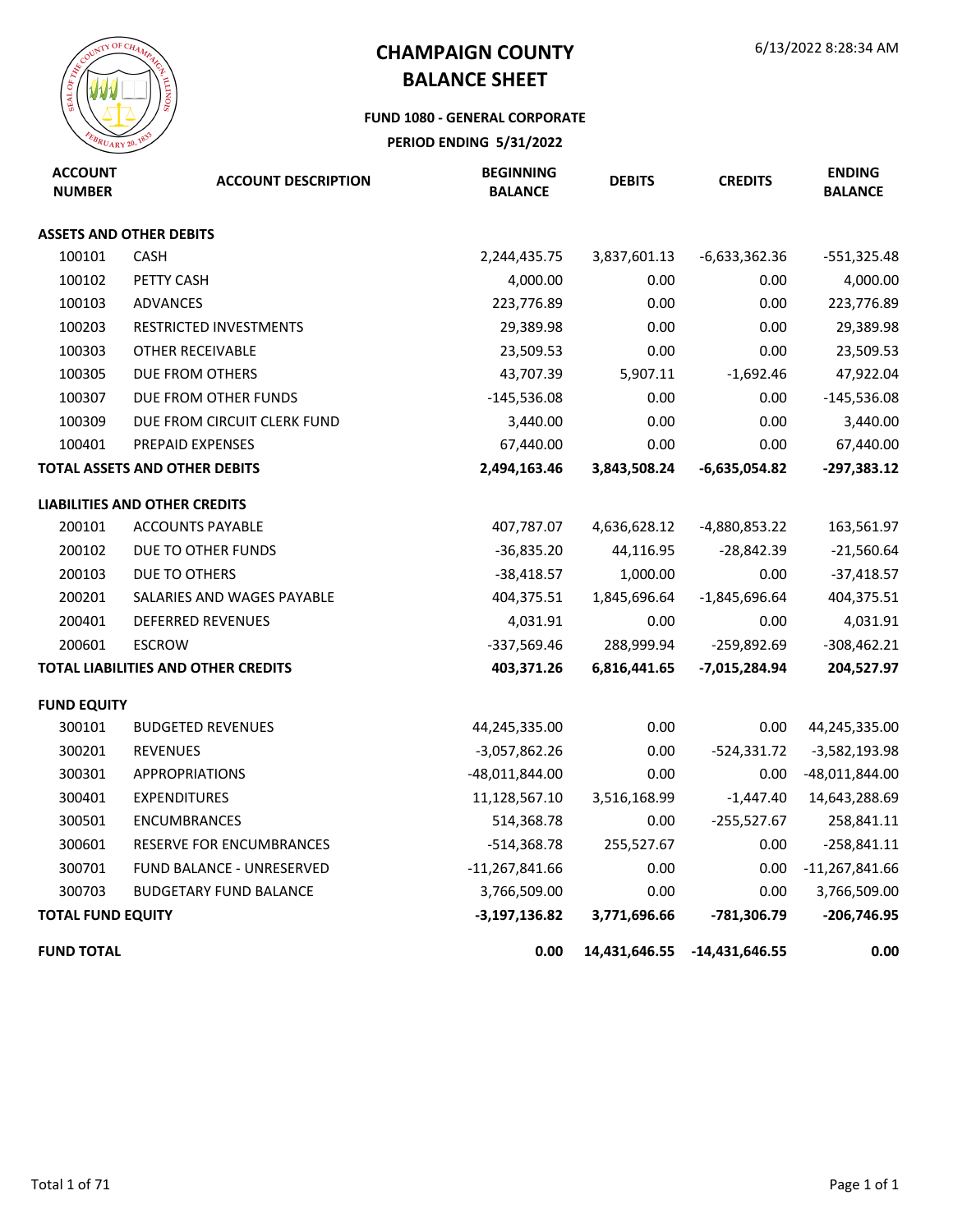# CHAMPAIGN COUNTY
# BALANCE SHEET

6/13/2022 8:28:34 AM

**FUND 1080 - GENERAL CORPORATE**

**PERIOD ENDING 5/31/2022**

| ACCOUNT NUMBER | ACCOUNT DESCRIPTION | BEGINNING BALANCE | DEBITS | CREDITS | ENDING BALANCE |
|---|---|---|---|---|---|
| **ASSETS AND OTHER DEBITS** | | | | | |
| 100101 | CASH | 2,244,435.75 | 3,837,601.13 | -6,633,362.36 | -551,325.48 |
| 100102 | PETTY CASH | 4,000.00 | 0.00 | 0.00 | 4,000.00 |
| 100103 | ADVANCES | 223,776.89 | 0.00 | 0.00 | 223,776.89 |
| 100203 | RESTRICTED INVESTMENTS | 29,389.98 | 0.00 | 0.00 | 29,389.98 |
| 100303 | OTHER RECEIVABLE | 23,509.53 | 0.00 | 0.00 | 23,509.53 |
| 100305 | DUE FROM OTHERS | 43,707.39 | 5,907.11 | -1,692.46 | 47,922.04 |
| 100307 | DUE FROM OTHER FUNDS | -145,536.08 | 0.00 | 0.00 | -145,536.08 |
| 100309 | DUE FROM CIRCUIT CLERK FUND | 3,440.00 | 0.00 | 0.00 | 3,440.00 |
| 100401 | PREPAID EXPENSES | 67,440.00 | 0.00 | 0.00 | 67,440.00 |
| **TOTAL ASSETS AND OTHER DEBITS** | | **2,494,163.46** | **3,843,508.24** | **-6,635,054.82** | **-297,383.12** |
| **LIABILITIES AND OTHER CREDITS** | | | | | |
| 200101 | ACCOUNTS PAYABLE | 407,787.07 | 4,636,628.12 | -4,880,853.22 | 163,561.97 |
| 200102 | DUE TO OTHER FUNDS | -36,835.20 | 44,116.95 | -28,842.39 | -21,560.64 |
| 200103 | DUE TO OTHERS | -38,418.57 | 1,000.00 | 0.00 | -37,418.57 |
| 200201 | SALARIES AND WAGES PAYABLE | 404,375.51 | 1,845,696.64 | -1,845,696.64 | 404,375.51 |
| 200401 | DEFERRED REVENUES | 4,031.91 | 0.00 | 0.00 | 4,031.91 |
| 200601 | ESCROW | -337,569.46 | 288,999.94 | -259,892.69 | -308,462.21 |
| **TOTAL LIABILITIES AND OTHER CREDITS** | | **403,371.26** | **6,816,441.65** | **-7,015,284.94** | **204,527.97** |
| **FUND EQUITY** | | | | | |
| 300101 | BUDGETED REVENUES | 44,245,335.00 | 0.00 | 0.00 | 44,245,335.00 |
| 300201 | REVENUES | -3,057,862.26 | 0.00 | -524,331.72 | -3,582,193.98 |
| 300301 | APPROPRIATIONS | -48,011,844.00 | 0.00 | 0.00 | -48,011,844.00 |
| 300401 | EXPENDITURES | 11,128,567.10 | 3,516,168.99 | -1,447.40 | 14,643,288.69 |
| 300501 | ENCUMBRANCES | 514,368.78 | 0.00 | -255,527.67 | 258,841.11 |
| 300601 | RESERVE FOR ENCUMBRANCES | -514,368.78 | 255,527.67 | 0.00 | -258,841.11 |
| 300701 | FUND BALANCE - UNRESERVED | -11,267,841.66 | 0.00 | 0.00 | -11,267,841.66 |
| 300703 | BUDGETARY FUND BALANCE | 3,766,509.00 | 0.00 | 0.00 | 3,766,509.00 |
| **TOTAL FUND EQUITY** | | **-3,197,136.82** | **3,771,696.66** | **-781,306.79** | **-206,746.95** |
| **FUND TOTAL** | | **0.00** | **14,431,646.55** | **-14,431,646.55** | **0.00** |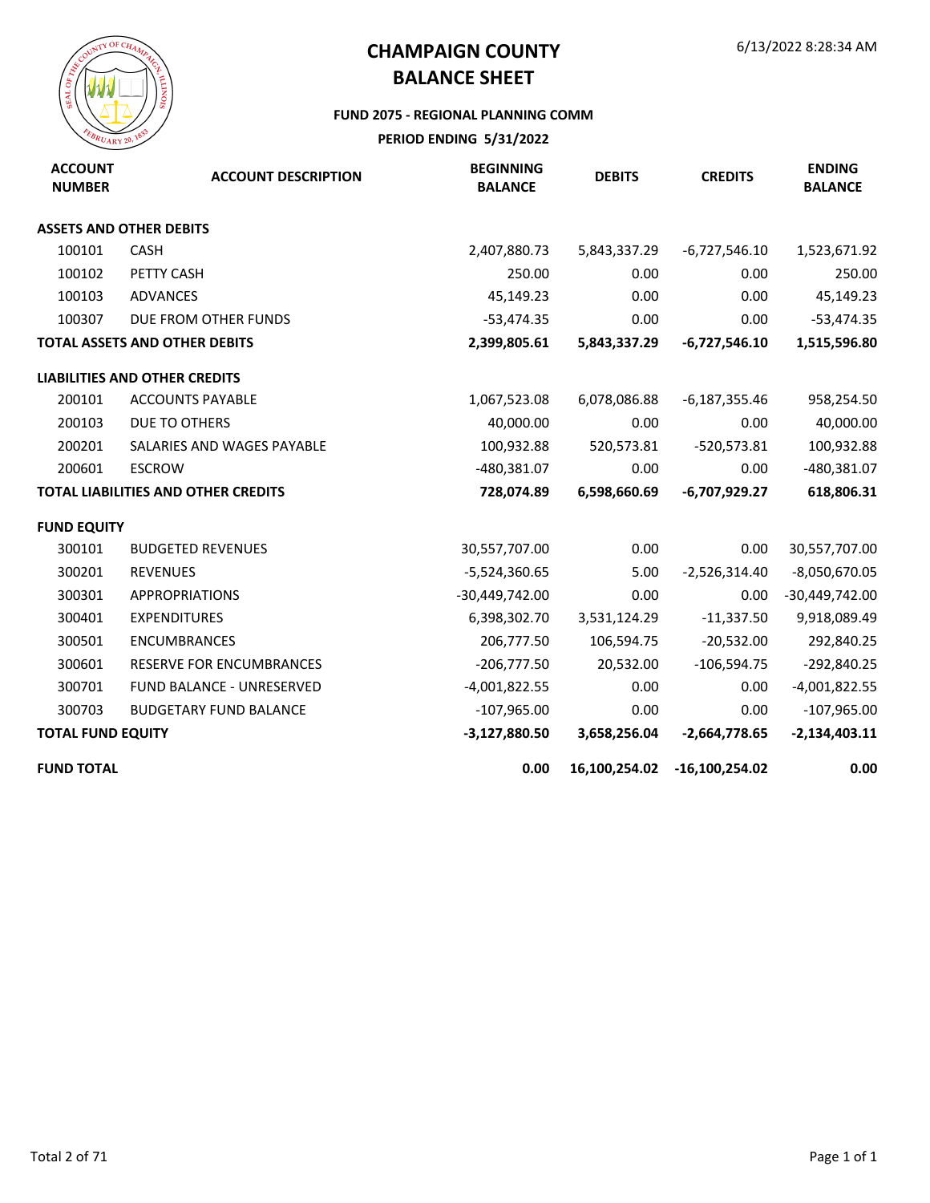# CHAMPAIGN COUNTY

# BALANCE SHEET

6/13/2022 8:28:34 AM

### FUND 2075 - REGIONAL PLANNING COMM

### PERIOD ENDING 5/31/2022

| ACCOUNT NUMBER | ACCOUNT DESCRIPTION | BEGINNING BALANCE | DEBITS | CREDITS | ENDING BALANCE |
|---|---|---|---|---|---|
| **ASSETS AND OTHER DEBITS** | | | | | |
| 100101 | CASH | 2,407,880.73 | 5,843,337.29 | -6,727,546.10 | 1,523,671.92 |
| 100102 | PETTY CASH | 250.00 | 0.00 | 0.00 | 250.00 |
| 100103 | ADVANCES | 45,149.23 | 0.00 | 0.00 | 45,149.23 |
| 100307 | DUE FROM OTHER FUNDS | -53,474.35 | 0.00 | 0.00 | -53,474.35 |
| **TOTAL ASSETS AND OTHER DEBITS** | | **2,399,805.61** | **5,843,337.29** | **-6,727,546.10** | **1,515,596.80** |
| **LIABILITIES AND OTHER CREDITS** | | | | | |
| 200101 | ACCOUNTS PAYABLE | 1,067,523.08 | 6,078,086.88 | -6,187,355.46 | 958,254.50 |
| 200103 | DUE TO OTHERS | 40,000.00 | 0.00 | 0.00 | 40,000.00 |
| 200201 | SALARIES AND WAGES PAYABLE | 100,932.88 | 520,573.81 | -520,573.81 | 100,932.88 |
| 200601 | ESCROW | -480,381.07 | 0.00 | 0.00 | -480,381.07 |
| **TOTAL LIABILITIES AND OTHER CREDITS** | | **728,074.89** | **6,598,660.69** | **-6,707,929.27** | **618,806.31** |
| **FUND EQUITY** | | | | | |
| 300101 | BUDGETED REVENUES | 30,557,707.00 | 0.00 | 0.00 | 30,557,707.00 |
| 300201 | REVENUES | -5,524,360.65 | 5.00 | -2,526,314.40 | -8,050,670.05 |
| 300301 | APPROPRIATIONS | -30,449,742.00 | 0.00 | 0.00 | -30,449,742.00 |
| 300401 | EXPENDITURES | 6,398,302.70 | 3,531,124.29 | -11,337.50 | 9,918,089.49 |
| 300501 | ENCUMBRANCES | 206,777.50 | 106,594.75 | -20,532.00 | 292,840.25 |
| 300601 | RESERVE FOR ENCUMBRANCES | -206,777.50 | 20,532.00 | -106,594.75 | -292,840.25 |
| 300701 | FUND BALANCE - UNRESERVED | -4,001,822.55 | 0.00 | 0.00 | -4,001,822.55 |
| 300703 | BUDGETARY FUND BALANCE | -107,965.00 | 0.00 | 0.00 | -107,965.00 |
| **TOTAL FUND EQUITY** | | **-3,127,880.50** | **3,658,256.04** | **-2,664,778.65** | **-2,134,403.11** |
| **FUND TOTAL** | | **0.00** | **16,100,254.02** | **-16,100,254.02** | **0.00** |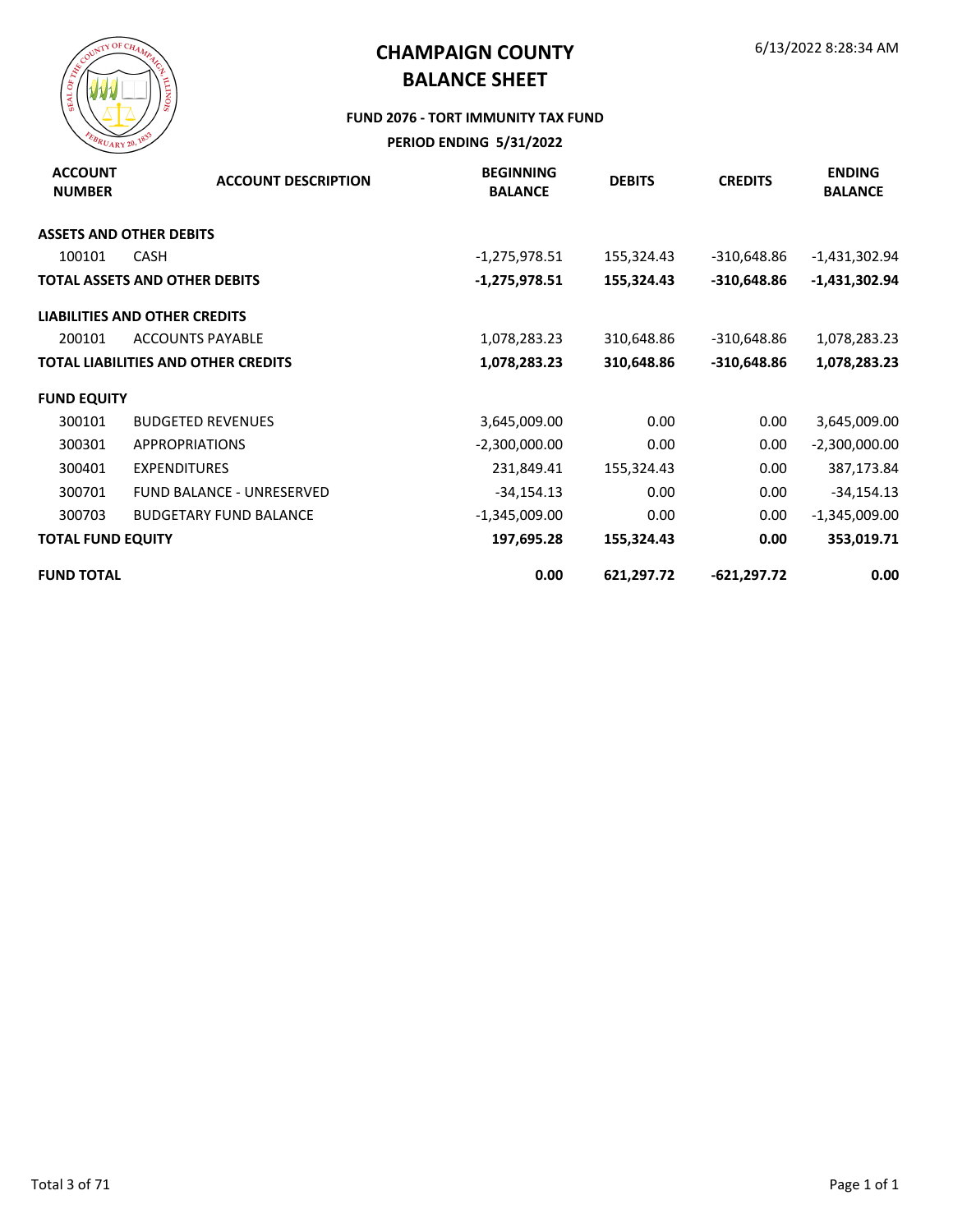# CHAMPAIGN COUNTY
# BALANCE SHEET

6/13/2022 8:28:34 AM

### FUND 2076 - TORT IMMUNITY TAX FUND

**PERIOD ENDING 5/31/2022**

| ACCOUNT NUMBER | ACCOUNT DESCRIPTION | BEGINNING BALANCE | DEBITS | CREDITS | ENDING BALANCE |
|---|---|---|---|---|---|
| **ASSETS AND OTHER DEBITS** | | | | | |
| 100101 | CASH | -1,275,978.51 | 155,324.43 | -310,648.86 | -1,431,302.94 |
| **TOTAL ASSETS AND OTHER DEBITS** | | **-1,275,978.51** | **155,324.43** | **-310,648.86** | **-1,431,302.94** |
| **LIABILITIES AND OTHER CREDITS** | | | | | |
| 200101 | ACCOUNTS PAYABLE | 1,078,283.23 | 310,648.86 | -310,648.86 | 1,078,283.23 |
| **TOTAL LIABILITIES AND OTHER CREDITS** | | **1,078,283.23** | **310,648.86** | **-310,648.86** | **1,078,283.23** |
| **FUND EQUITY** | | | | | |
| 300101 | BUDGETED REVENUES | 3,645,009.00 | 0.00 | 0.00 | 3,645,009.00 |
| 300301 | APPROPRIATIONS | -2,300,000.00 | 0.00 | 0.00 | -2,300,000.00 |
| 300401 | EXPENDITURES | 231,849.41 | 155,324.43 | 0.00 | 387,173.84 |
| 300701 | FUND BALANCE - UNRESERVED | -34,154.13 | 0.00 | 0.00 | -34,154.13 |
| 300703 | BUDGETARY FUND BALANCE | -1,345,009.00 | 0.00 | 0.00 | -1,345,009.00 |
| **TOTAL FUND EQUITY** | | **197,695.28** | **155,324.43** | **0.00** | **353,019.71** |
| **FUND TOTAL** | | **0.00** | **621,297.72** | **-621,297.72** | **0.00** |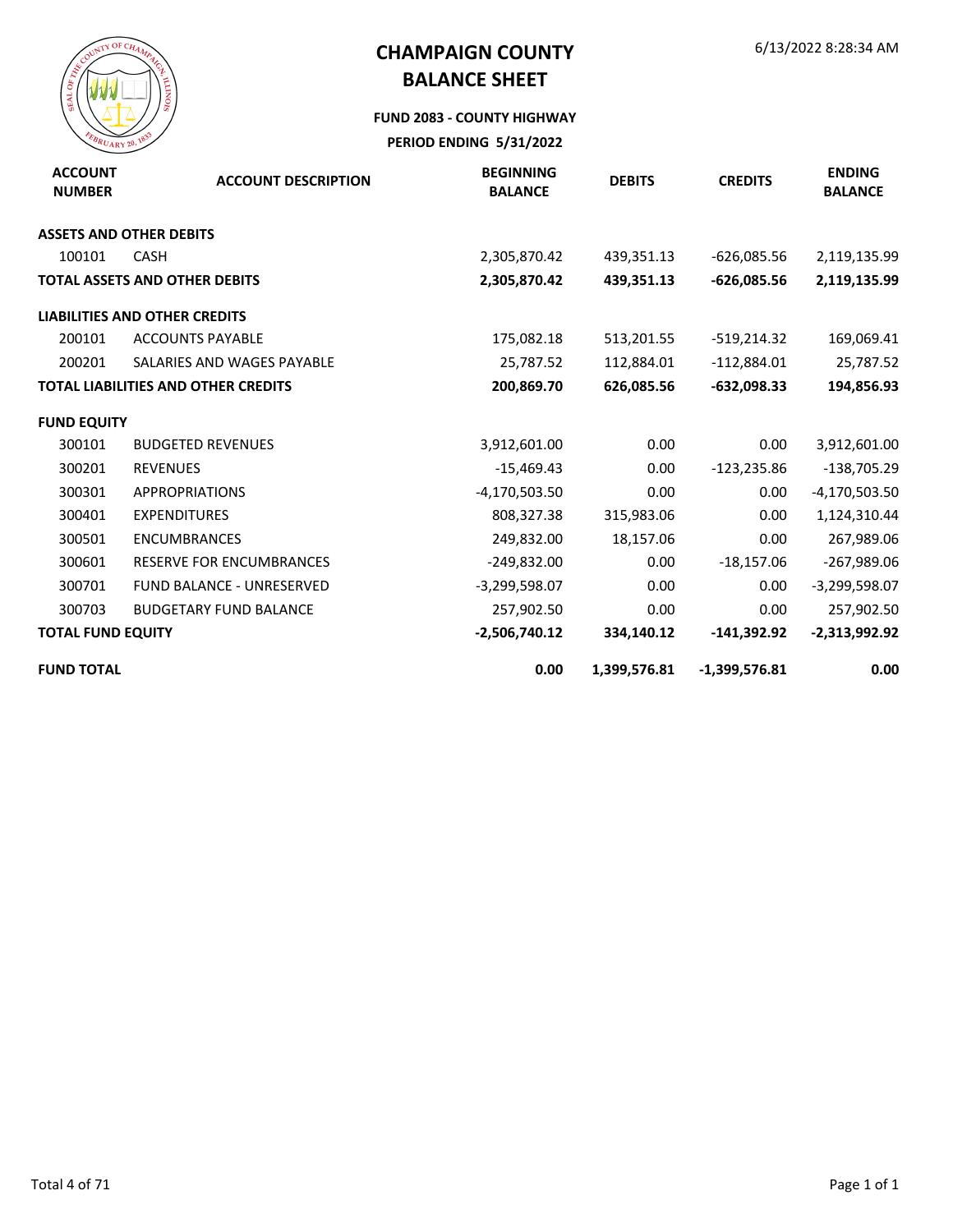# CHAMPAIGN COUNTY
# BALANCE SHEET

6/13/2022 8:28:34 AM

**FUND 2083 - COUNTY HIGHWAY**

**PERIOD ENDING 5/31/2022**

| ACCOUNT NUMBER | ACCOUNT DESCRIPTION | BEGINNING BALANCE | DEBITS | CREDITS | ENDING BALANCE |
|---|---|---|---|---|---|
| **ASSETS AND OTHER DEBITS** | | | | | |
| 100101 | CASH | 2,305,870.42 | 439,351.13 | -626,085.56 | 2,119,135.99 |
| **TOTAL ASSETS AND OTHER DEBITS** | | **2,305,870.42** | **439,351.13** | **-626,085.56** | **2,119,135.99** |
| **LIABILITIES AND OTHER CREDITS** | | | | | |
| 200101 | ACCOUNTS PAYABLE | 175,082.18 | 513,201.55 | -519,214.32 | 169,069.41 |
| 200201 | SALARIES AND WAGES PAYABLE | 25,787.52 | 112,884.01 | -112,884.01 | 25,787.52 |
| **TOTAL LIABILITIES AND OTHER CREDITS** | | **200,869.70** | **626,085.56** | **-632,098.33** | **194,856.93** |
| **FUND EQUITY** | | | | | |
| 300101 | BUDGETED REVENUES | 3,912,601.00 | 0.00 | 0.00 | 3,912,601.00 |
| 300201 | REVENUES | -15,469.43 | 0.00 | -123,235.86 | -138,705.29 |
| 300301 | APPROPRIATIONS | -4,170,503.50 | 0.00 | 0.00 | -4,170,503.50 |
| 300401 | EXPENDITURES | 808,327.38 | 315,983.06 | 0.00 | 1,124,310.44 |
| 300501 | ENCUMBRANCES | 249,832.00 | 18,157.06 | 0.00 | 267,989.06 |
| 300601 | RESERVE FOR ENCUMBRANCES | -249,832.00 | 0.00 | -18,157.06 | -267,989.06 |
| 300701 | FUND BALANCE - UNRESERVED | -3,299,598.07 | 0.00 | 0.00 | -3,299,598.07 |
| 300703 | BUDGETARY FUND BALANCE | 257,902.50 | 0.00 | 0.00 | 257,902.50 |
| **TOTAL FUND EQUITY** | | **-2,506,740.12** | **334,140.12** | **-141,392.92** | **-2,313,992.92** |
| **FUND TOTAL** | | **0.00** | **1,399,576.81** | **-1,399,576.81** | **0.00** |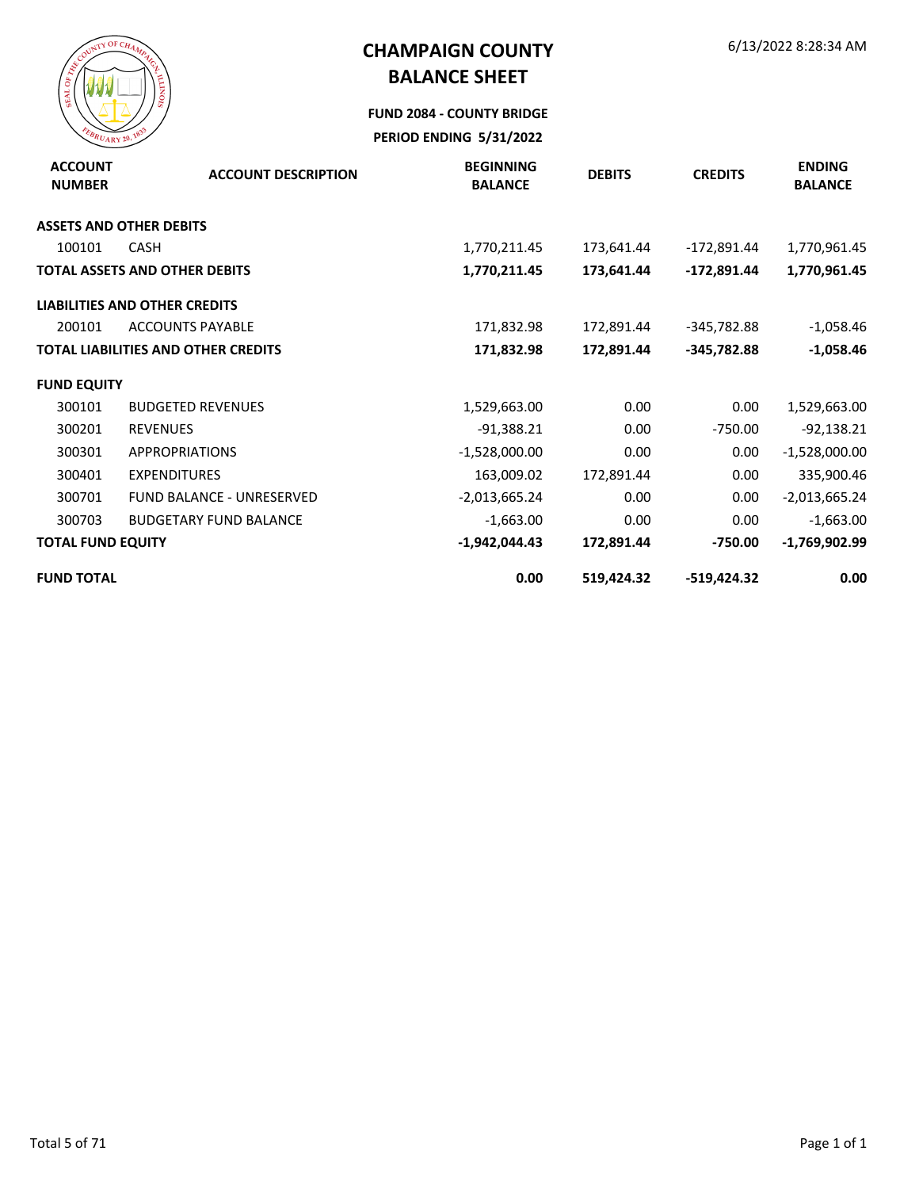# CHAMPAIGN COUNTY
# BALANCE SHEET

6/13/2022 8:28:34 AM

**FUND 2084 - COUNTY BRIDGE**

**PERIOD ENDING 5/31/2022**

| ACCOUNT NUMBER | ACCOUNT DESCRIPTION | BEGINNING BALANCE | DEBITS | CREDITS | ENDING BALANCE |
|---|---|---|---|---|---|
| **ASSETS AND OTHER DEBITS** | | | | | |
| 100101 | CASH | 1,770,211.45 | 173,641.44 | -172,891.44 | 1,770,961.45 |
| **TOTAL ASSETS AND OTHER DEBITS** | | **1,770,211.45** | **173,641.44** | **-172,891.44** | **1,770,961.45** |
| **LIABILITIES AND OTHER CREDITS** | | | | | |
| 200101 | ACCOUNTS PAYABLE | 171,832.98 | 172,891.44 | -345,782.88 | -1,058.46 |
| **TOTAL LIABILITIES AND OTHER CREDITS** | | **171,832.98** | **172,891.44** | **-345,782.88** | **-1,058.46** |
| **FUND EQUITY** | | | | | |
| 300101 | BUDGETED REVENUES | 1,529,663.00 | 0.00 | 0.00 | 1,529,663.00 |
| 300201 | REVENUES | -91,388.21 | 0.00 | -750.00 | -92,138.21 |
| 300301 | APPROPRIATIONS | -1,528,000.00 | 0.00 | 0.00 | -1,528,000.00 |
| 300401 | EXPENDITURES | 163,009.02 | 172,891.44 | 0.00 | 335,900.46 |
| 300701 | FUND BALANCE - UNRESERVED | -2,013,665.24 | 0.00 | 0.00 | -2,013,665.24 |
| 300703 | BUDGETARY FUND BALANCE | -1,663.00 | 0.00 | 0.00 | -1,663.00 |
| **TOTAL FUND EQUITY** | | **-1,942,044.43** | **172,891.44** | **-750.00** | **-1,769,902.99** |
| **FUND TOTAL** | | **0.00** | **519,424.32** | **-519,424.32** | **0.00** |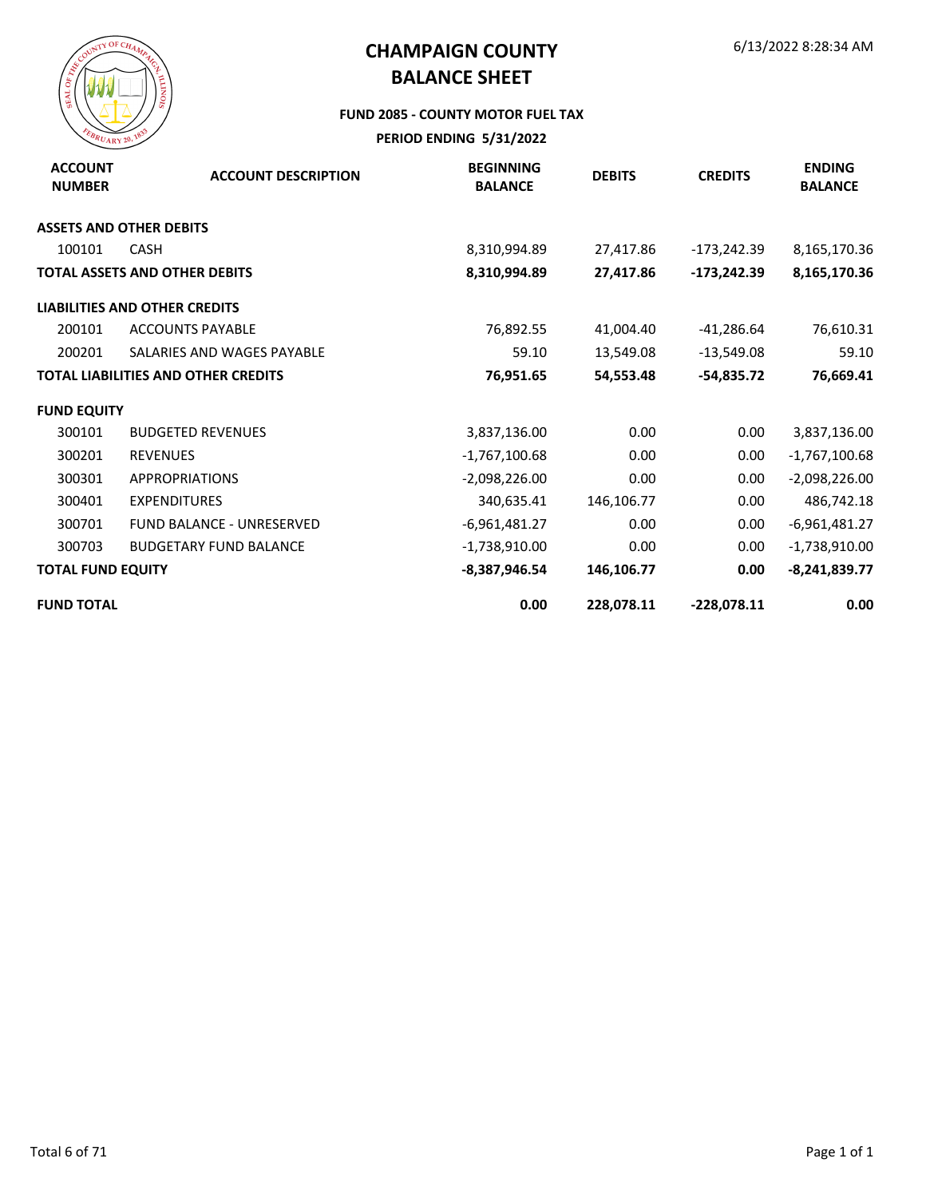# CHAMPAIGN COUNTY
# BALANCE SHEET

6/13/2022 8:28:34 AM

### FUND 2085 - COUNTY MOTOR FUEL TAX
### PERIOD ENDING 5/31/2022

| ACCOUNT NUMBER | ACCOUNT DESCRIPTION | BEGINNING BALANCE | DEBITS | CREDITS | ENDING BALANCE |
|---|---|---|---|---|---|
| **ASSETS AND OTHER DEBITS** | | | | | |
| 100101 | CASH | 8,310,994.89 | 27,417.86 | -173,242.39 | 8,165,170.36 |
| **TOTAL ASSETS AND OTHER DEBITS** | | **8,310,994.89** | **27,417.86** | **-173,242.39** | **8,165,170.36** |
| **LIABILITIES AND OTHER CREDITS** | | | | | |
| 200101 | ACCOUNTS PAYABLE | 76,892.55 | 41,004.40 | -41,286.64 | 76,610.31 |
| 200201 | SALARIES AND WAGES PAYABLE | 59.10 | 13,549.08 | -13,549.08 | 59.10 |
| **TOTAL LIABILITIES AND OTHER CREDITS** | | **76,951.65** | **54,553.48** | **-54,835.72** | **76,669.41** |
| **FUND EQUITY** | | | | | |
| 300101 | BUDGETED REVENUES | 3,837,136.00 | 0.00 | 0.00 | 3,837,136.00 |
| 300201 | REVENUES | -1,767,100.68 | 0.00 | 0.00 | -1,767,100.68 |
| 300301 | APPROPRIATIONS | -2,098,226.00 | 0.00 | 0.00 | -2,098,226.00 |
| 300401 | EXPENDITURES | 340,635.41 | 146,106.77 | 0.00 | 486,742.18 |
| 300701 | FUND BALANCE - UNRESERVED | -6,961,481.27 | 0.00 | 0.00 | -6,961,481.27 |
| 300703 | BUDGETARY FUND BALANCE | -1,738,910.00 | 0.00 | 0.00 | -1,738,910.00 |
| **TOTAL FUND EQUITY** | | **-8,387,946.54** | **146,106.77** | **0.00** | **-8,241,839.77** |
| **FUND TOTAL** | | **0.00** | **228,078.11** | **-228,078.11** | **0.00** |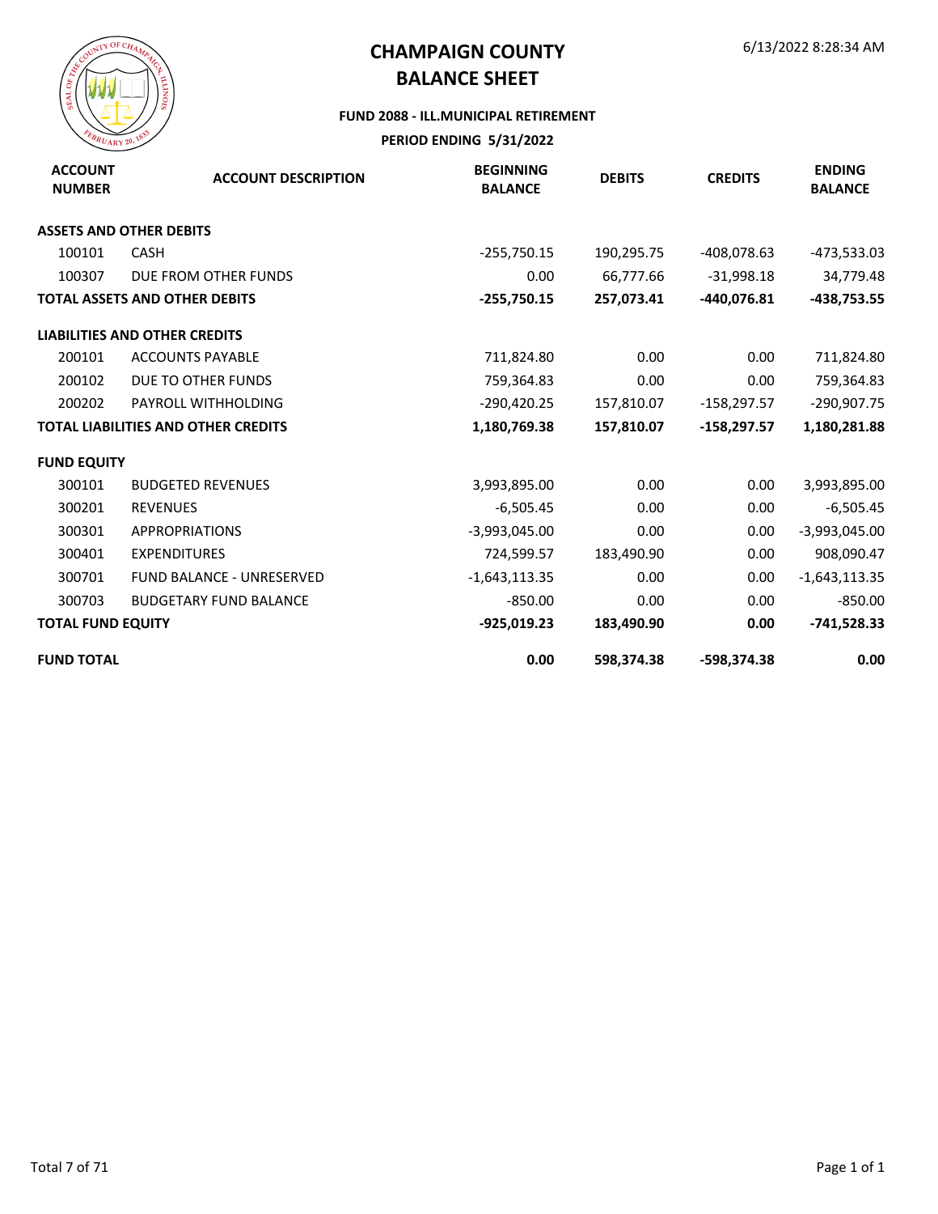# CHAMPAIGN COUNTY
# BALANCE SHEET

6/13/2022 8:28:34 AM

**FUND 2088 - ILL.MUNICIPAL RETIREMENT**

**PERIOD ENDING 5/31/2022**

| ACCOUNT NUMBER | ACCOUNT DESCRIPTION | BEGINNING BALANCE | DEBITS | CREDITS | ENDING BALANCE |
|---|---|---|---|---|---|
| **ASSETS AND OTHER DEBITS** | | | | | |
| 100101 | CASH | -255,750.15 | 190,295.75 | -408,078.63 | -473,533.03 |
| 100307 | DUE FROM OTHER FUNDS | 0.00 | 66,777.66 | -31,998.18 | 34,779.48 |
| **TOTAL ASSETS AND OTHER DEBITS** | | **-255,750.15** | **257,073.41** | **-440,076.81** | **-438,753.55** |
| **LIABILITIES AND OTHER CREDITS** | | | | | |
| 200101 | ACCOUNTS PAYABLE | 711,824.80 | 0.00 | 0.00 | 711,824.80 |
| 200102 | DUE TO OTHER FUNDS | 759,364.83 | 0.00 | 0.00 | 759,364.83 |
| 200202 | PAYROLL WITHHOLDING | -290,420.25 | 157,810.07 | -158,297.57 | -290,907.75 |
| **TOTAL LIABILITIES AND OTHER CREDITS** | | **1,180,769.38** | **157,810.07** | **-158,297.57** | **1,180,281.88** |
| **FUND EQUITY** | | | | | |
| 300101 | BUDGETED REVENUES | 3,993,895.00 | 0.00 | 0.00 | 3,993,895.00 |
| 300201 | REVENUES | -6,505.45 | 0.00 | 0.00 | -6,505.45 |
| 300301 | APPROPRIATIONS | -3,993,045.00 | 0.00 | 0.00 | -3,993,045.00 |
| 300401 | EXPENDITURES | 724,599.57 | 183,490.90 | 0.00 | 908,090.47 |
| 300701 | FUND BALANCE - UNRESERVED | -1,643,113.35 | 0.00 | 0.00 | -1,643,113.35 |
| 300703 | BUDGETARY FUND BALANCE | -850.00 | 0.00 | 0.00 | -850.00 |
| **TOTAL FUND EQUITY** | | **-925,019.23** | **183,490.90** | **0.00** | **-741,528.33** |
| **FUND TOTAL** | | **0.00** | **598,374.38** | **-598,374.38** | **0.00** |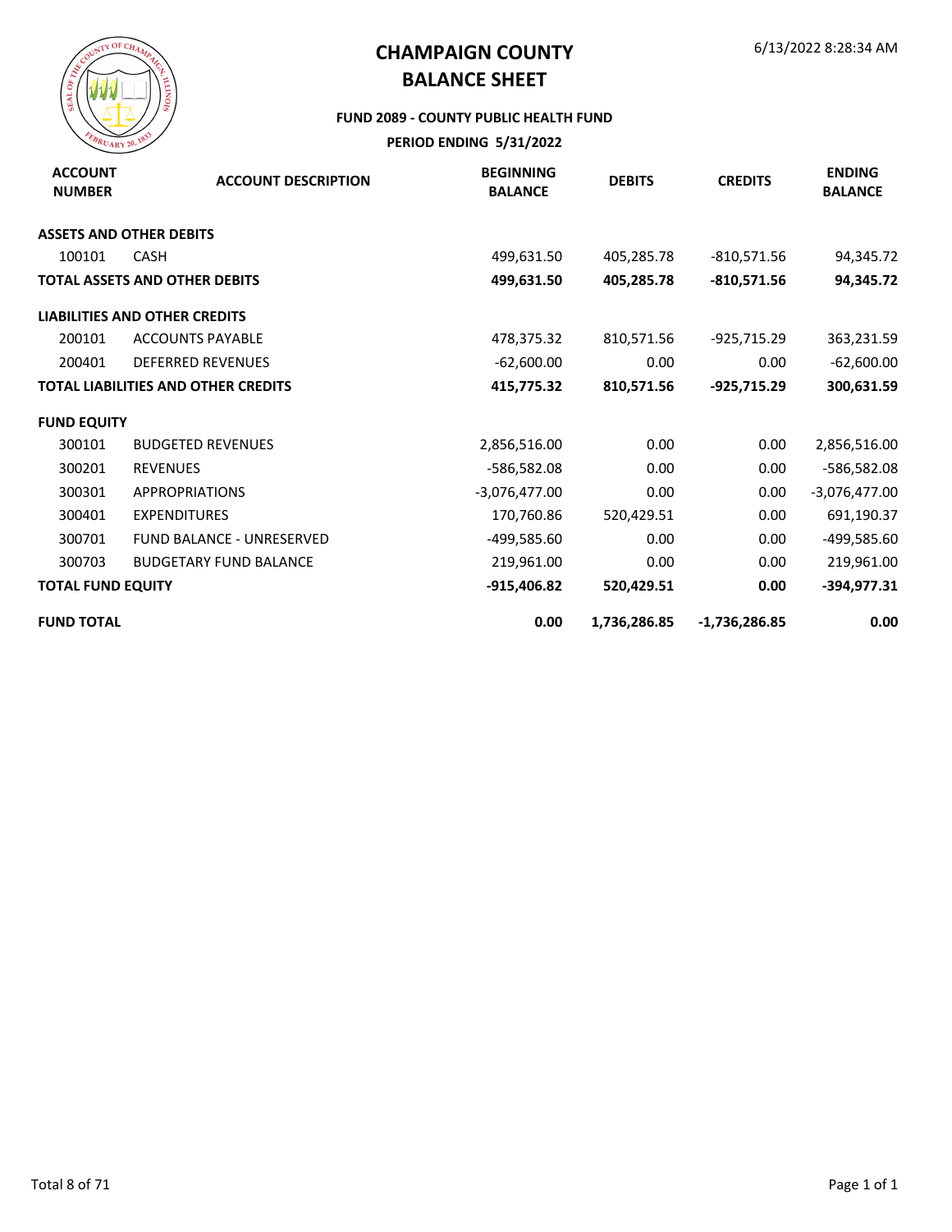# CHAMPAIGN COUNTY
# BALANCE SHEET

6/13/2022 8:28:34 AM

**FUND 2089 - COUNTY PUBLIC HEALTH FUND**

**PERIOD ENDING 5/31/2022**

| ACCOUNT NUMBER | ACCOUNT DESCRIPTION | BEGINNING BALANCE | DEBITS | CREDITS | ENDING BALANCE |
|---|---|---|---|---|---|
| **ASSETS AND OTHER DEBITS** | | | | | |
| 100101 | CASH | 499,631.50 | 405,285.78 | -810,571.56 | 94,345.72 |
| **TOTAL ASSETS AND OTHER DEBITS** | | **499,631.50** | **405,285.78** | **-810,571.56** | **94,345.72** |
| **LIABILITIES AND OTHER CREDITS** | | | | | |
| 200101 | ACCOUNTS PAYABLE | 478,375.32 | 810,571.56 | -925,715.29 | 363,231.59 |
| 200401 | DEFERRED REVENUES | -62,600.00 | 0.00 | 0.00 | -62,600.00 |
| **TOTAL LIABILITIES AND OTHER CREDITS** | | **415,775.32** | **810,571.56** | **-925,715.29** | **300,631.59** |
| **FUND EQUITY** | | | | | |
| 300101 | BUDGETED REVENUES | 2,856,516.00 | 0.00 | 0.00 | 2,856,516.00 |
| 300201 | REVENUES | -586,582.08 | 0.00 | 0.00 | -586,582.08 |
| 300301 | APPROPRIATIONS | -3,076,477.00 | 0.00 | 0.00 | -3,076,477.00 |
| 300401 | EXPENDITURES | 170,760.86 | 520,429.51 | 0.00 | 691,190.37 |
| 300701 | FUND BALANCE - UNRESERVED | -499,585.60 | 0.00 | 0.00 | -499,585.60 |
| 300703 | BUDGETARY FUND BALANCE | 219,961.00 | 0.00 | 0.00 | 219,961.00 |
| **TOTAL FUND EQUITY** | | **-915,406.82** | **520,429.51** | **0.00** | **-394,977.31** |
| **FUND TOTAL** | | **0.00** | **1,736,286.85** | **-1,736,286.85** | **0.00** |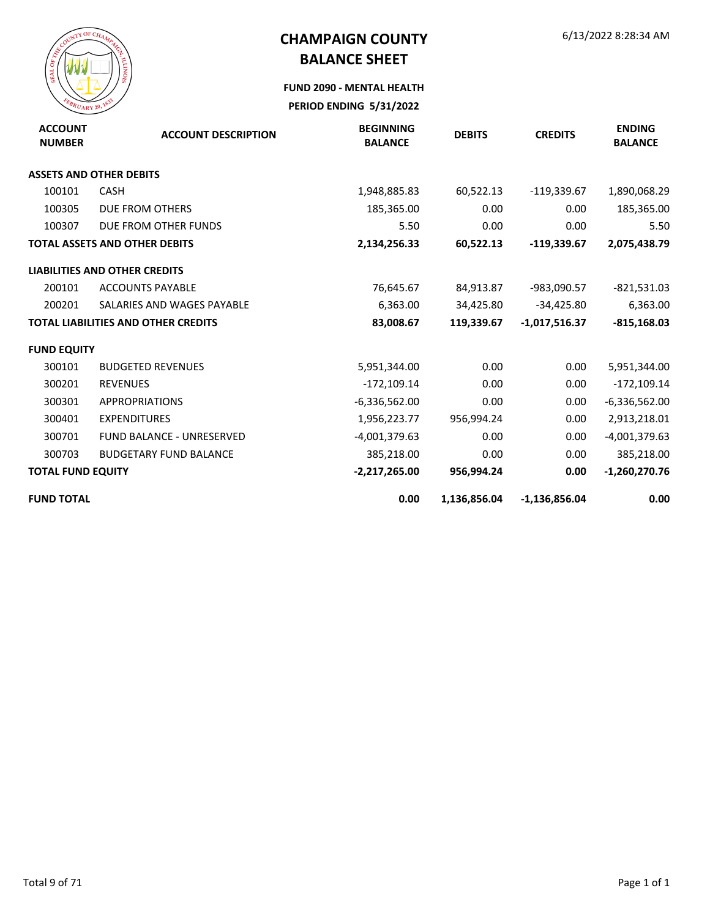# CHAMPAIGN COUNTY
# BALANCE SHEET

6/13/2022 8:28:34 AM

**FUND 2090 - MENTAL HEALTH**

**PERIOD ENDING 5/31/2022**

| ACCOUNT NUMBER | ACCOUNT DESCRIPTION | BEGINNING BALANCE | DEBITS | CREDITS | ENDING BALANCE |
|---|---|---|---|---|---|
| **ASSETS AND OTHER DEBITS** | | | | | |
| 100101 | CASH | 1,948,885.83 | 60,522.13 | -119,339.67 | 1,890,068.29 |
| 100305 | DUE FROM OTHERS | 185,365.00 | 0.00 | 0.00 | 185,365.00 |
| 100307 | DUE FROM OTHER FUNDS | 5.50 | 0.00 | 0.00 | 5.50 |
| **TOTAL ASSETS AND OTHER DEBITS** | | **2,134,256.33** | **60,522.13** | **-119,339.67** | **2,075,438.79** |
| **LIABILITIES AND OTHER CREDITS** | | | | | |
| 200101 | ACCOUNTS PAYABLE | 76,645.67 | 84,913.87 | -983,090.57 | -821,531.03 |
| 200201 | SALARIES AND WAGES PAYABLE | 6,363.00 | 34,425.80 | -34,425.80 | 6,363.00 |
| **TOTAL LIABILITIES AND OTHER CREDITS** | | **83,008.67** | **119,339.67** | **-1,017,516.37** | **-815,168.03** |
| **FUND EQUITY** | | | | | |
| 300101 | BUDGETED REVENUES | 5,951,344.00 | 0.00 | 0.00 | 5,951,344.00 |
| 300201 | REVENUES | -172,109.14 | 0.00 | 0.00 | -172,109.14 |
| 300301 | APPROPRIATIONS | -6,336,562.00 | 0.00 | 0.00 | -6,336,562.00 |
| 300401 | EXPENDITURES | 1,956,223.77 | 956,994.24 | 0.00 | 2,913,218.01 |
| 300701 | FUND BALANCE - UNRESERVED | -4,001,379.63 | 0.00 | 0.00 | -4,001,379.63 |
| 300703 | BUDGETARY FUND BALANCE | 385,218.00 | 0.00 | 0.00 | 385,218.00 |
| **TOTAL FUND EQUITY** | | **-2,217,265.00** | **956,994.24** | **0.00** | **-1,260,270.76** |
| **FUND TOTAL** | | **0.00** | **1,136,856.04** | **-1,136,856.04** | **0.00** |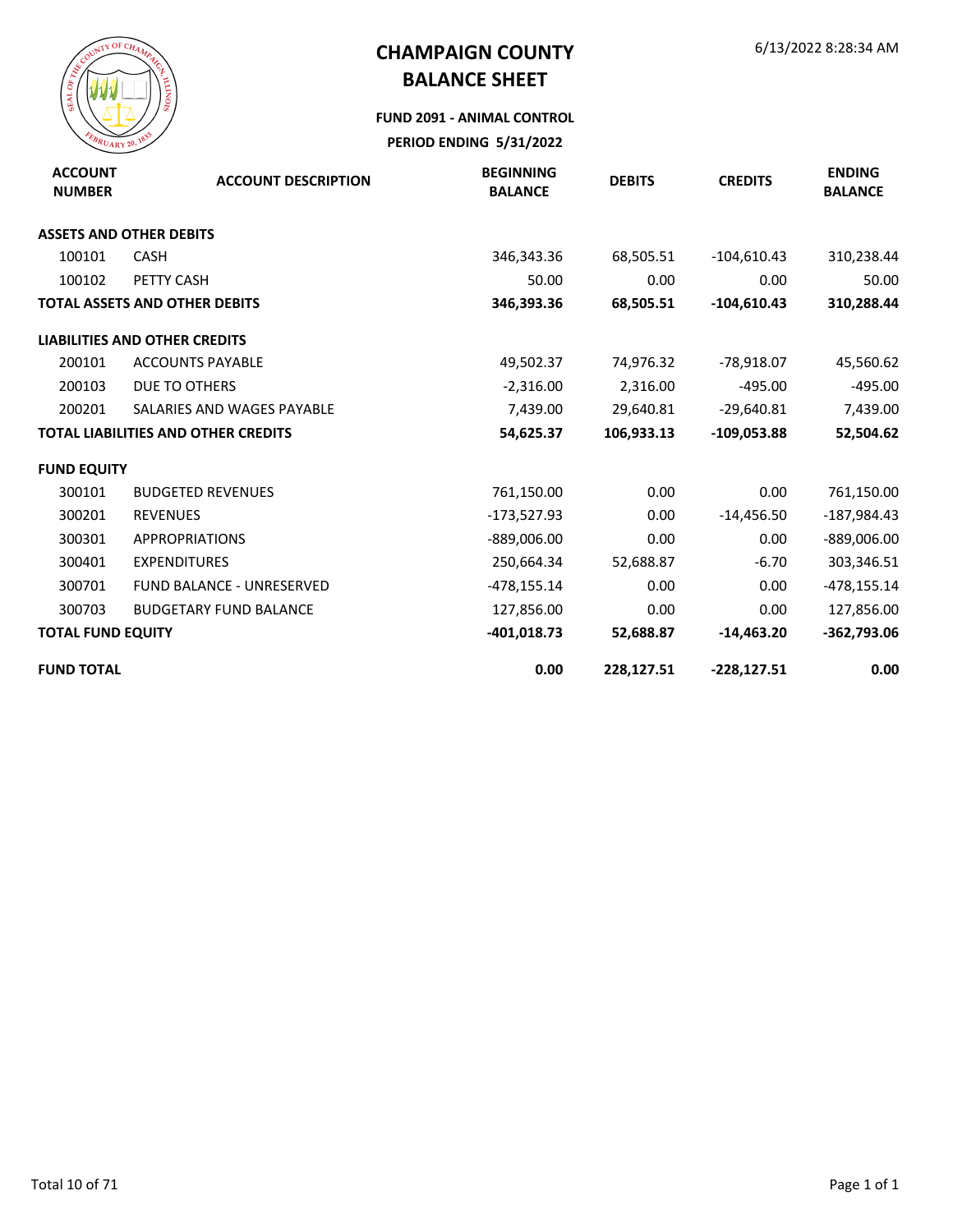# CHAMPAIGN COUNTY
# BALANCE SHEET

6/13/2022 8:28:34 AM

**FUND 2091 - ANIMAL CONTROL**

**PERIOD ENDING 5/31/2022**

| ACCOUNT NUMBER | ACCOUNT DESCRIPTION | BEGINNING BALANCE | DEBITS | CREDITS | ENDING BALANCE |
|---|---|---|---|---|---|
| **ASSETS AND OTHER DEBITS** | | | | | |
| 100101 | CASH | 346,343.36 | 68,505.51 | -104,610.43 | 310,238.44 |
| 100102 | PETTY CASH | 50.00 | 0.00 | 0.00 | 50.00 |
| **TOTAL ASSETS AND OTHER DEBITS** | | **346,393.36** | **68,505.51** | **-104,610.43** | **310,288.44** |
| **LIABILITIES AND OTHER CREDITS** | | | | | |
| 200101 | ACCOUNTS PAYABLE | 49,502.37 | 74,976.32 | -78,918.07 | 45,560.62 |
| 200103 | DUE TO OTHERS | -2,316.00 | 2,316.00 | -495.00 | -495.00 |
| 200201 | SALARIES AND WAGES PAYABLE | 7,439.00 | 29,640.81 | -29,640.81 | 7,439.00 |
| **TOTAL LIABILITIES AND OTHER CREDITS** | | **54,625.37** | **106,933.13** | **-109,053.88** | **52,504.62** |
| **FUND EQUITY** | | | | | |
| 300101 | BUDGETED REVENUES | 761,150.00 | 0.00 | 0.00 | 761,150.00 |
| 300201 | REVENUES | -173,527.93 | 0.00 | -14,456.50 | -187,984.43 |
| 300301 | APPROPRIATIONS | -889,006.00 | 0.00 | 0.00 | -889,006.00 |
| 300401 | EXPENDITURES | 250,664.34 | 52,688.87 | -6.70 | 303,346.51 |
| 300701 | FUND BALANCE - UNRESERVED | -478,155.14 | 0.00 | 0.00 | -478,155.14 |
| 300703 | BUDGETARY FUND BALANCE | 127,856.00 | 0.00 | 0.00 | 127,856.00 |
| **TOTAL FUND EQUITY** | | **-401,018.73** | **52,688.87** | **-14,463.20** | **-362,793.06** |
| **FUND TOTAL** | | **0.00** | **228,127.51** | **-228,127.51** | **0.00** |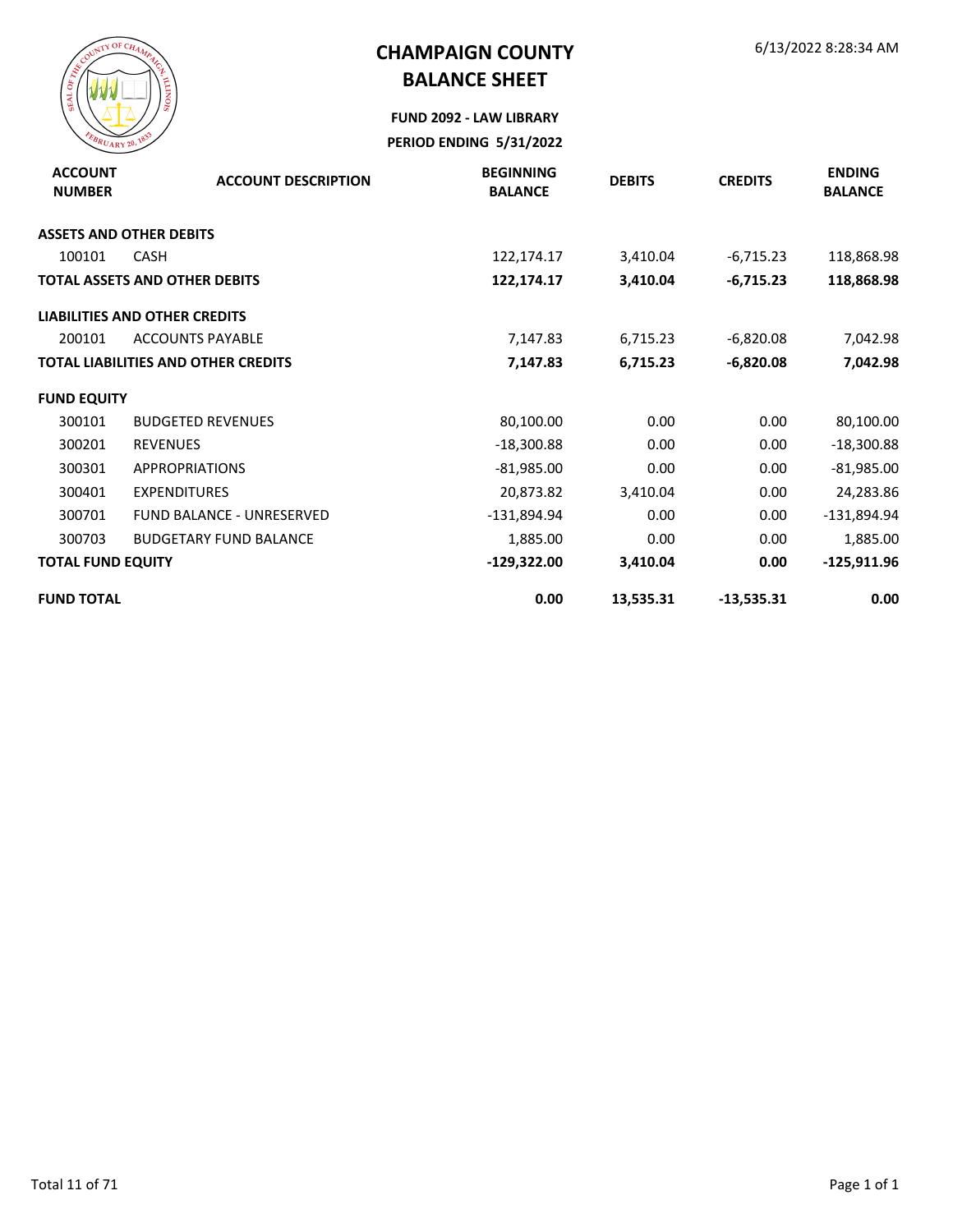# CHAMPAIGN COUNTY
# BALANCE SHEET

6/13/2022 8:28:34 AM

**FUND 2092 - LAW LIBRARY**

**PERIOD ENDING 5/31/2022**

| ACCOUNT NUMBER | ACCOUNT DESCRIPTION | BEGINNING BALANCE | DEBITS | CREDITS | ENDING BALANCE |
|---|---|---|---|---|---|
| **ASSETS AND OTHER DEBITS** | | | | | |
| 100101 | CASH | 122,174.17 | 3,410.04 | -6,715.23 | 118,868.98 |
| **TOTAL ASSETS AND OTHER DEBITS** | | **122,174.17** | **3,410.04** | **-6,715.23** | **118,868.98** |
| **LIABILITIES AND OTHER CREDITS** | | | | | |
| 200101 | ACCOUNTS PAYABLE | 7,147.83 | 6,715.23 | -6,820.08 | 7,042.98 |
| **TOTAL LIABILITIES AND OTHER CREDITS** | | **7,147.83** | **6,715.23** | **-6,820.08** | **7,042.98** |
| **FUND EQUITY** | | | | | |
| 300101 | BUDGETED REVENUES | 80,100.00 | 0.00 | 0.00 | 80,100.00 |
| 300201 | REVENUES | -18,300.88 | 0.00 | 0.00 | -18,300.88 |
| 300301 | APPROPRIATIONS | -81,985.00 | 0.00 | 0.00 | -81,985.00 |
| 300401 | EXPENDITURES | 20,873.82 | 3,410.04 | 0.00 | 24,283.86 |
| 300701 | FUND BALANCE - UNRESERVED | -131,894.94 | 0.00 | 0.00 | -131,894.94 |
| 300703 | BUDGETARY FUND BALANCE | 1,885.00 | 0.00 | 0.00 | 1,885.00 |
| **TOTAL FUND EQUITY** | | **-129,322.00** | **3,410.04** | **0.00** | **-125,911.96** |
| **FUND TOTAL** | | **0.00** | **13,535.31** | **-13,535.31** | **0.00** |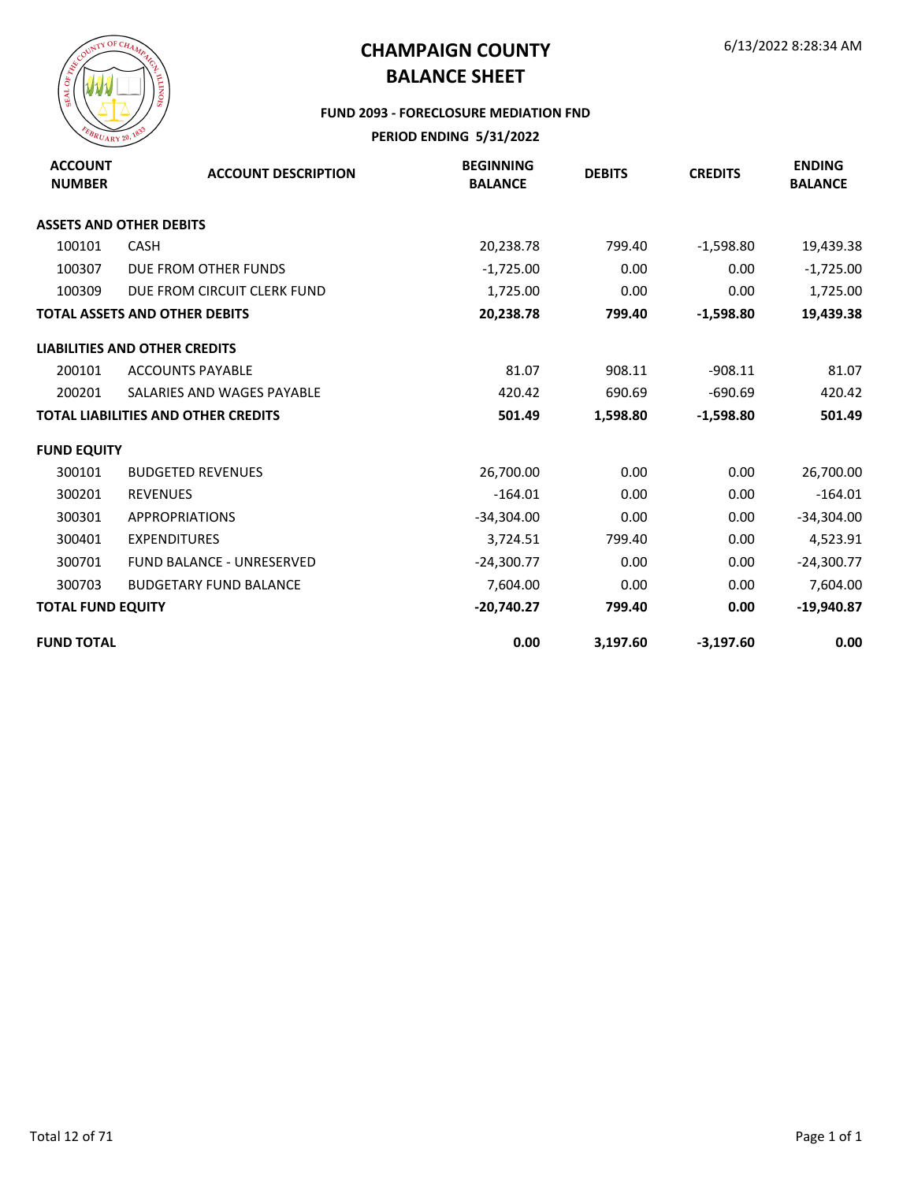# CHAMPAIGN COUNTY
## BALANCE SHEET

6/13/2022 8:28:34 AM

**FUND 2093 - FORECLOSURE MEDIATION FND**

**PERIOD ENDING 5/31/2022**

| ACCOUNT NUMBER | ACCOUNT DESCRIPTION | BEGINNING BALANCE | DEBITS | CREDITS | ENDING BALANCE |
|---|---|---|---|---|---|
| **ASSETS AND OTHER DEBITS** | | | | | |
| 100101 | CASH | 20,238.78 | 799.40 | -1,598.80 | 19,439.38 |
| 100307 | DUE FROM OTHER FUNDS | -1,725.00 | 0.00 | 0.00 | -1,725.00 |
| 100309 | DUE FROM CIRCUIT CLERK FUND | 1,725.00 | 0.00 | 0.00 | 1,725.00 |
| **TOTAL ASSETS AND OTHER DEBITS** | | **20,238.78** | **799.40** | **-1,598.80** | **19,439.38** |
| **LIABILITIES AND OTHER CREDITS** | | | | | |
| 200101 | ACCOUNTS PAYABLE | 81.07 | 908.11 | -908.11 | 81.07 |
| 200201 | SALARIES AND WAGES PAYABLE | 420.42 | 690.69 | -690.69 | 420.42 |
| **TOTAL LIABILITIES AND OTHER CREDITS** | | **501.49** | **1,598.80** | **-1,598.80** | **501.49** |
| **FUND EQUITY** | | | | | |
| 300101 | BUDGETED REVENUES | 26,700.00 | 0.00 | 0.00 | 26,700.00 |
| 300201 | REVENUES | -164.01 | 0.00 | 0.00 | -164.01 |
| 300301 | APPROPRIATIONS | -34,304.00 | 0.00 | 0.00 | -34,304.00 |
| 300401 | EXPENDITURES | 3,724.51 | 799.40 | 0.00 | 4,523.91 |
| 300701 | FUND BALANCE - UNRESERVED | -24,300.77 | 0.00 | 0.00 | -24,300.77 |
| 300703 | BUDGETARY FUND BALANCE | 7,604.00 | 0.00 | 0.00 | 7,604.00 |
| **TOTAL FUND EQUITY** | | **-20,740.27** | **799.40** | **0.00** | **-19,940.87** |
| **FUND TOTAL** | | **0.00** | **3,197.60** | **-3,197.60** | **0.00** |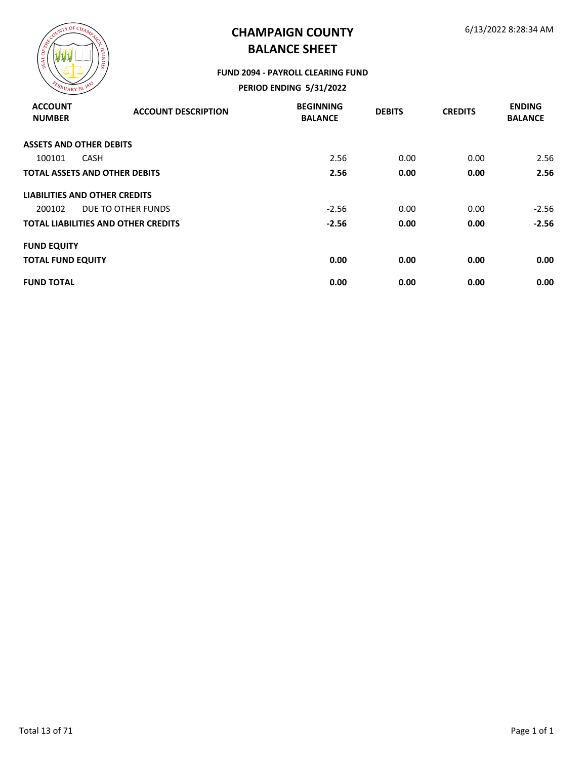# CHAMPAIGN COUNTY
# BALANCE SHEET

6/13/2022 8:28:34 AM

**FUND 2094 - PAYROLL CLEARING FUND**

**PERIOD ENDING 5/31/2022**

| ACCOUNT NUMBER | ACCOUNT DESCRIPTION | BEGINNING BALANCE | DEBITS | CREDITS | ENDING BALANCE |
|---|---|---|---|---|---|
| **ASSETS AND OTHER DEBITS** | | | | | |
| 100101 | CASH | 2.56 | 0.00 | 0.00 | 2.56 |
| **TOTAL ASSETS AND OTHER DEBITS** | | **2.56** | **0.00** | **0.00** | **2.56** |
| **LIABILITIES AND OTHER CREDITS** | | | | | |
| 200102 | DUE TO OTHER FUNDS | -2.56 | 0.00 | 0.00 | -2.56 |
| **TOTAL LIABILITIES AND OTHER CREDITS** | | **-2.56** | **0.00** | **0.00** | **-2.56** |
| **FUND EQUITY** | | | | | |
| **TOTAL FUND EQUITY** | | **0.00** | **0.00** | **0.00** | **0.00** |
| **FUND TOTAL** | | **0.00** | **0.00** | **0.00** | **0.00** |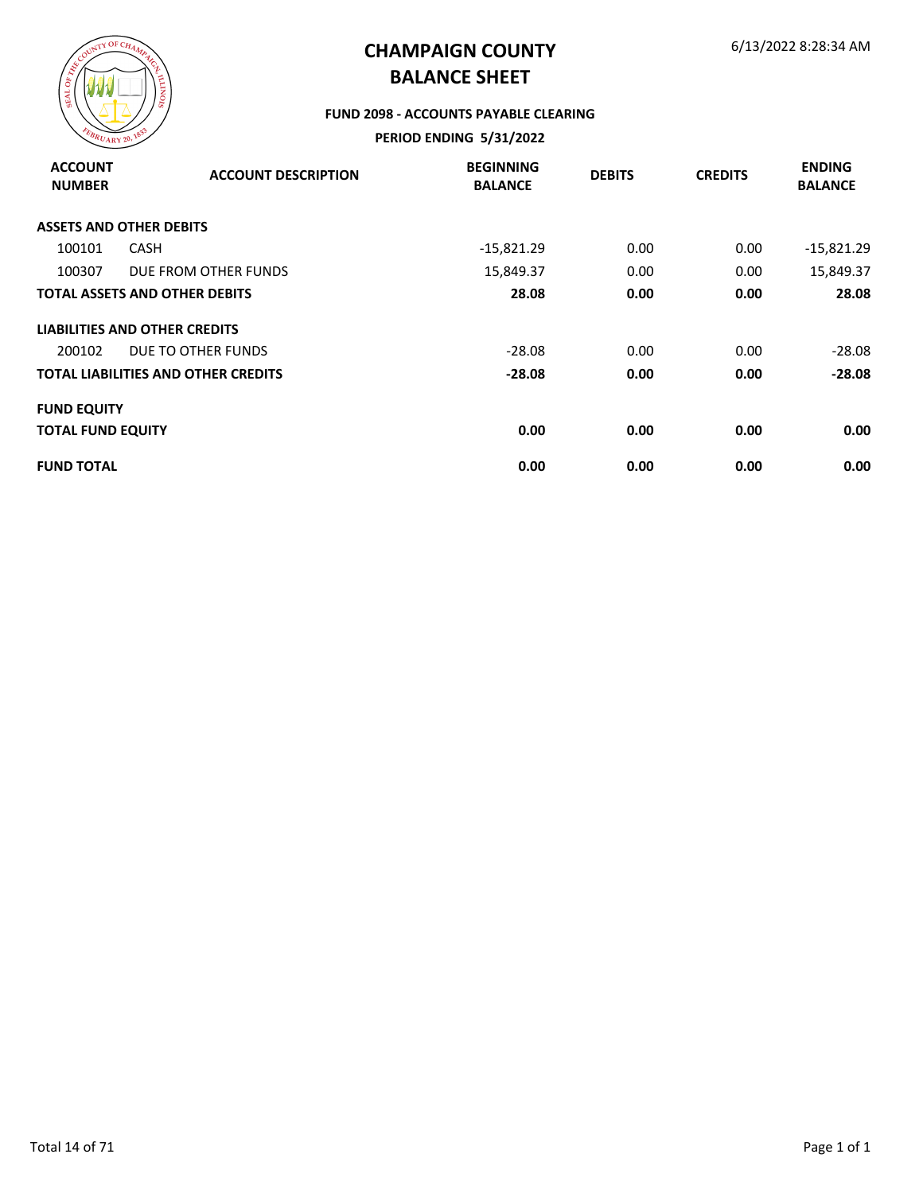# CHAMPAIGN COUNTY
## BALANCE SHEET

6/13/2022 8:28:34 AM

### FUND 2098 - ACCOUNTS PAYABLE CLEARING
### PERIOD ENDING 5/31/2022

| ACCOUNT NUMBER | ACCOUNT DESCRIPTION | BEGINNING BALANCE | DEBITS | CREDITS | ENDING BALANCE |
|---|---|---|---|---|---|
| **ASSETS AND OTHER DEBITS** | | | | | |
| 100101 | CASH | -15,821.29 | 0.00 | 0.00 | -15,821.29 |
| 100307 | DUE FROM OTHER FUNDS | 15,849.37 | 0.00 | 0.00 | 15,849.37 |
| **TOTAL ASSETS AND OTHER DEBITS** | | **28.08** | **0.00** | **0.00** | **28.08** |
| **LIABILITIES AND OTHER CREDITS** | | | | | |
| 200102 | DUE TO OTHER FUNDS | -28.08 | 0.00 | 0.00 | -28.08 |
| **TOTAL LIABILITIES AND OTHER CREDITS** | | **-28.08** | **0.00** | **0.00** | **-28.08** |
| **FUND EQUITY** | | | | | |
| **TOTAL FUND EQUITY** | | **0.00** | **0.00** | **0.00** | **0.00** |
| **FUND TOTAL** | | **0.00** | **0.00** | **0.00** | **0.00** |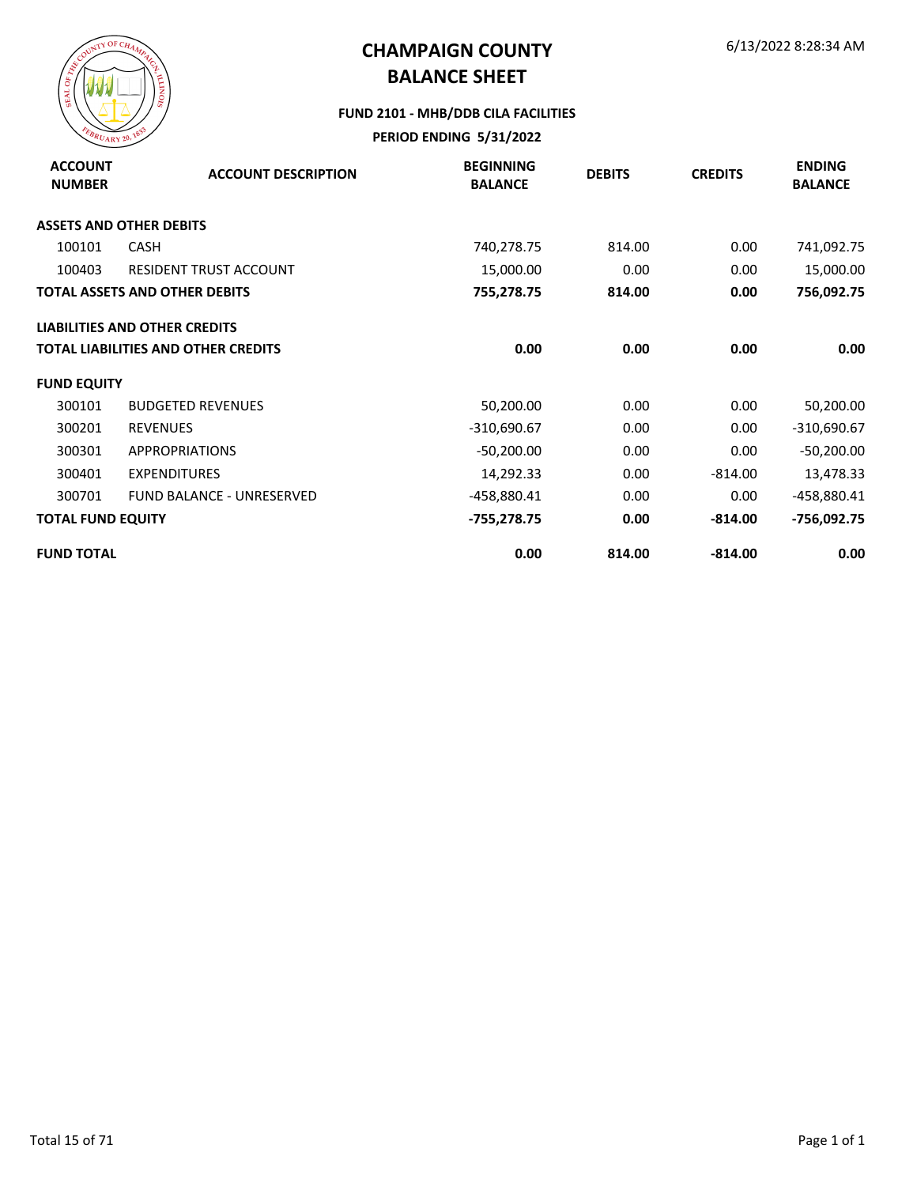# CHAMPAIGN COUNTY
# BALANCE SHEET

6/13/2022 8:28:34 AM

### FUND 2101 - MHB/DDB CILA FACILITIES

### PERIOD ENDING 5/31/2022

| ACCOUNT NUMBER | ACCOUNT DESCRIPTION | BEGINNING BALANCE | DEBITS | CREDITS | ENDING BALANCE |
|---|---|---|---|---|---|
| **ASSETS AND OTHER DEBITS** | | | | | |
| 100101 | CASH | 740,278.75 | 814.00 | 0.00 | 741,092.75 |
| 100403 | RESIDENT TRUST ACCOUNT | 15,000.00 | 0.00 | 0.00 | 15,000.00 |
| **TOTAL ASSETS AND OTHER DEBITS** | | **755,278.75** | **814.00** | **0.00** | **756,092.75** |
| **LIABILITIES AND OTHER CREDITS** | | | | | |
| **TOTAL LIABILITIES AND OTHER CREDITS** | | **0.00** | **0.00** | **0.00** | **0.00** |
| **FUND EQUITY** | | | | | |
| 300101 | BUDGETED REVENUES | 50,200.00 | 0.00 | 0.00 | 50,200.00 |
| 300201 | REVENUES | -310,690.67 | 0.00 | 0.00 | -310,690.67 |
| 300301 | APPROPRIATIONS | -50,200.00 | 0.00 | 0.00 | -50,200.00 |
| 300401 | EXPENDITURES | 14,292.33 | 0.00 | -814.00 | 13,478.33 |
| 300701 | FUND BALANCE - UNRESERVED | -458,880.41 | 0.00 | 0.00 | -458,880.41 |
| **TOTAL FUND EQUITY** | | **-755,278.75** | **0.00** | **-814.00** | **-756,092.75** |
| **FUND TOTAL** | | **0.00** | **814.00** | **-814.00** | **0.00** |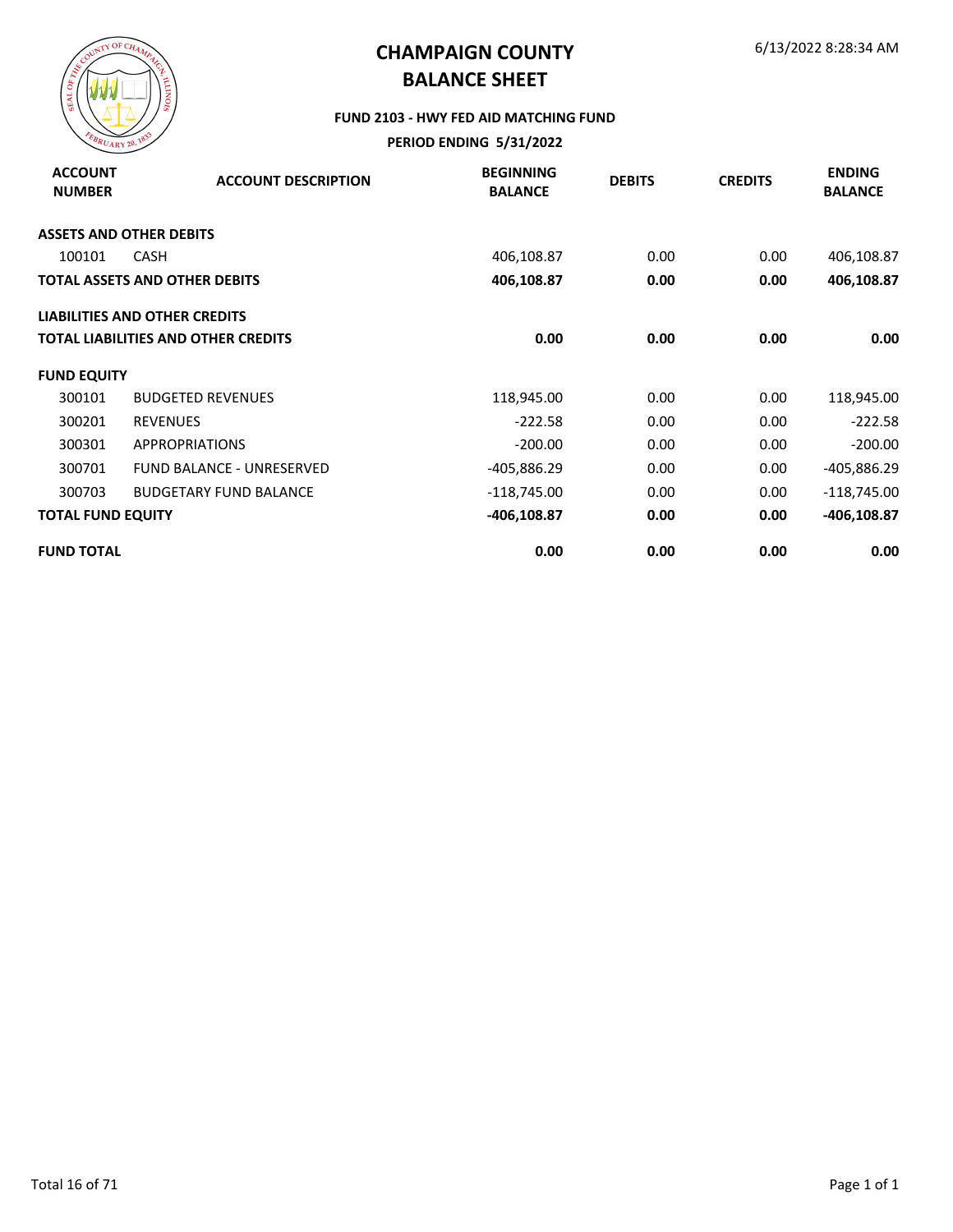# CHAMPAIGN COUNTY
# BALANCE SHEET

6/13/2022 8:28:34 AM

**FUND 2103 - HWY FED AID MATCHING FUND**

**PERIOD ENDING 5/31/2022**

| ACCOUNT NUMBER | ACCOUNT DESCRIPTION | BEGINNING BALANCE | DEBITS | CREDITS | ENDING BALANCE |
|---|---|---|---|---|---|
| **ASSETS AND OTHER DEBITS** | | | | | |
| 100101 | CASH | 406,108.87 | 0.00 | 0.00 | 406,108.87 |
| **TOTAL ASSETS AND OTHER DEBITS** | | **406,108.87** | **0.00** | **0.00** | **406,108.87** |
| **LIABILITIES AND OTHER CREDITS** | | | | | |
| **TOTAL LIABILITIES AND OTHER CREDITS** | | **0.00** | **0.00** | **0.00** | **0.00** |
| **FUND EQUITY** | | | | | |
| 300101 | BUDGETED REVENUES | 118,945.00 | 0.00 | 0.00 | 118,945.00 |
| 300201 | REVENUES | -222.58 | 0.00 | 0.00 | -222.58 |
| 300301 | APPROPRIATIONS | -200.00 | 0.00 | 0.00 | -200.00 |
| 300701 | FUND BALANCE - UNRESERVED | -405,886.29 | 0.00 | 0.00 | -405,886.29 |
| 300703 | BUDGETARY FUND BALANCE | -118,745.00 | 0.00 | 0.00 | -118,745.00 |
| **TOTAL FUND EQUITY** | | **-406,108.87** | **0.00** | **0.00** | **-406,108.87** |
| **FUND TOTAL** | | **0.00** | **0.00** | **0.00** | **0.00** |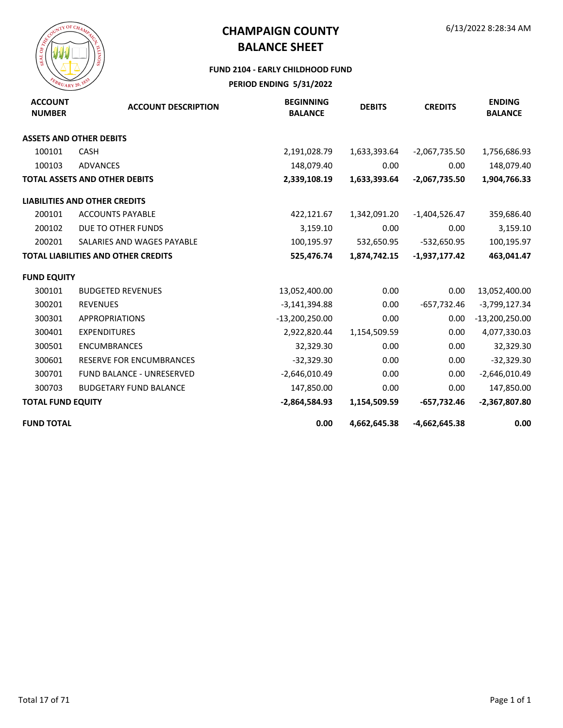# CHAMPAIGN COUNTY
# BALANCE SHEET

6/13/2022 8:28:34 AM

**FUND 2104 - EARLY CHILDHOOD FUND**

**PERIOD ENDING 5/31/2022**

| ACCOUNT NUMBER | ACCOUNT DESCRIPTION | BEGINNING BALANCE | DEBITS | CREDITS | ENDING BALANCE |
|---|---|---|---|---|---|
| **ASSETS AND OTHER DEBITS** | | | | | |
| 100101 | CASH | 2,191,028.79 | 1,633,393.64 | -2,067,735.50 | 1,756,686.93 |
| 100103 | ADVANCES | 148,079.40 | 0.00 | 0.00 | 148,079.40 |
| **TOTAL ASSETS AND OTHER DEBITS** | | **2,339,108.19** | **1,633,393.64** | **-2,067,735.50** | **1,904,766.33** |
| **LIABILITIES AND OTHER CREDITS** | | | | | |
| 200101 | ACCOUNTS PAYABLE | 422,121.67 | 1,342,091.20 | -1,404,526.47 | 359,686.40 |
| 200102 | DUE TO OTHER FUNDS | 3,159.10 | 0.00 | 0.00 | 3,159.10 |
| 200201 | SALARIES AND WAGES PAYABLE | 100,195.97 | 532,650.95 | -532,650.95 | 100,195.97 |
| **TOTAL LIABILITIES AND OTHER CREDITS** | | **525,476.74** | **1,874,742.15** | **-1,937,177.42** | **463,041.47** |
| **FUND EQUITY** | | | | | |
| 300101 | BUDGETED REVENUES | 13,052,400.00 | 0.00 | 0.00 | 13,052,400.00 |
| 300201 | REVENUES | -3,141,394.88 | 0.00 | -657,732.46 | -3,799,127.34 |
| 300301 | APPROPRIATIONS | -13,200,250.00 | 0.00 | 0.00 | -13,200,250.00 |
| 300401 | EXPENDITURES | 2,922,820.44 | 1,154,509.59 | 0.00 | 4,077,330.03 |
| 300501 | ENCUMBRANCES | 32,329.30 | 0.00 | 0.00 | 32,329.30 |
| 300601 | RESERVE FOR ENCUMBRANCES | -32,329.30 | 0.00 | 0.00 | -32,329.30 |
| 300701 | FUND BALANCE - UNRESERVED | -2,646,010.49 | 0.00 | 0.00 | -2,646,010.49 |
| 300703 | BUDGETARY FUND BALANCE | 147,850.00 | 0.00 | 0.00 | 147,850.00 |
| **TOTAL FUND EQUITY** | | **-2,864,584.93** | **1,154,509.59** | **-657,732.46** | **-2,367,807.80** |
| **FUND TOTAL** | | **0.00** | **4,662,645.38** | **-4,662,645.38** | **0.00** |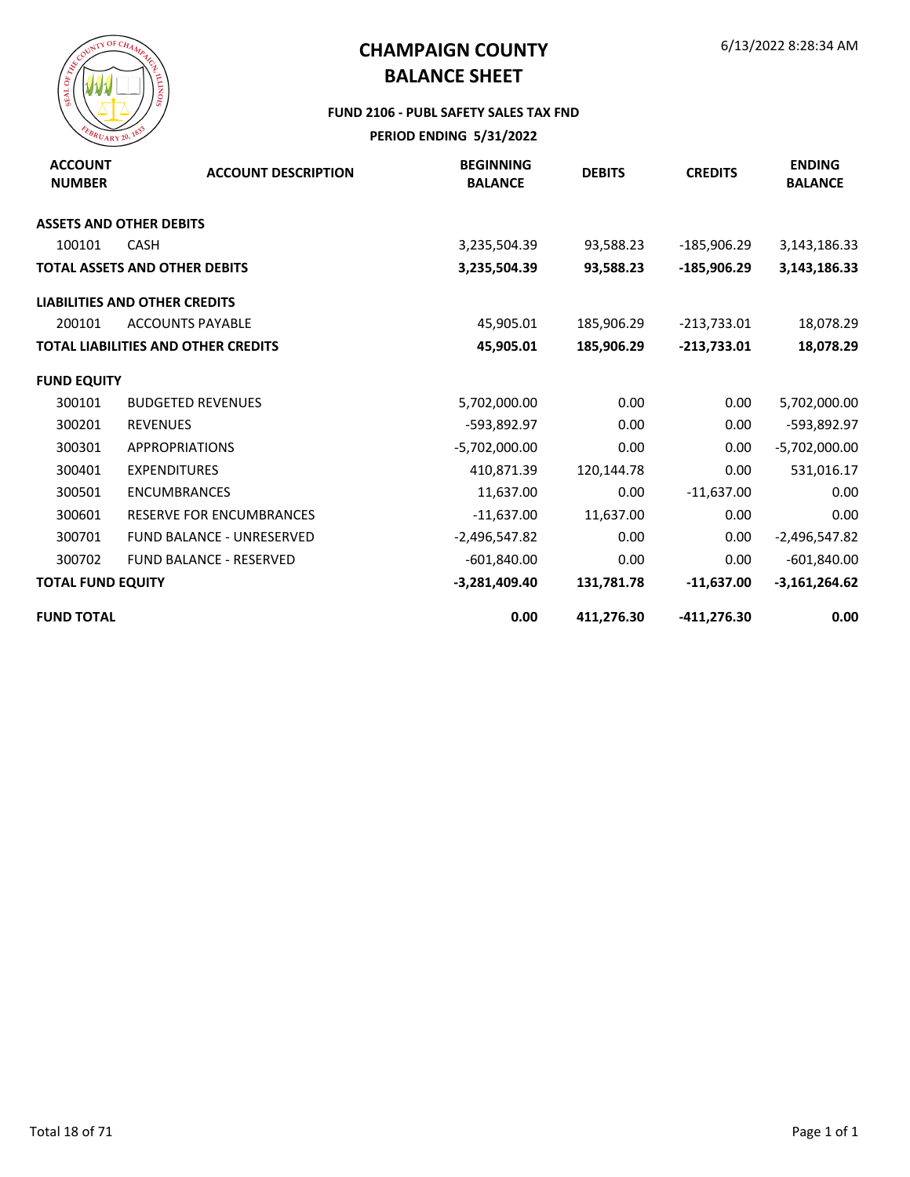# CHAMPAIGN COUNTY
# BALANCE SHEET

6/13/2022 8:28:34 AM

**FUND 2106 - PUBL SAFETY SALES TAX FND**

**PERIOD ENDING 5/31/2022**

| ACCOUNT NUMBER | ACCOUNT DESCRIPTION | BEGINNING BALANCE | DEBITS | CREDITS | ENDING BALANCE |
|---|---|---|---|---|---|
| **ASSETS AND OTHER DEBITS** | | | | | |
| 100101 | CASH | 3,235,504.39 | 93,588.23 | -185,906.29 | 3,143,186.33 |
| **TOTAL ASSETS AND OTHER DEBITS** | | **3,235,504.39** | **93,588.23** | **-185,906.29** | **3,143,186.33** |
| **LIABILITIES AND OTHER CREDITS** | | | | | |
| 200101 | ACCOUNTS PAYABLE | 45,905.01 | 185,906.29 | -213,733.01 | 18,078.29 |
| **TOTAL LIABILITIES AND OTHER CREDITS** | | **45,905.01** | **185,906.29** | **-213,733.01** | **18,078.29** |
| **FUND EQUITY** | | | | | |
| 300101 | BUDGETED REVENUES | 5,702,000.00 | 0.00 | 0.00 | 5,702,000.00 |
| 300201 | REVENUES | -593,892.97 | 0.00 | 0.00 | -593,892.97 |
| 300301 | APPROPRIATIONS | -5,702,000.00 | 0.00 | 0.00 | -5,702,000.00 |
| 300401 | EXPENDITURES | 410,871.39 | 120,144.78 | 0.00 | 531,016.17 |
| 300501 | ENCUMBRANCES | 11,637.00 | 0.00 | -11,637.00 | 0.00 |
| 300601 | RESERVE FOR ENCUMBRANCES | -11,637.00 | 11,637.00 | 0.00 | 0.00 |
| 300701 | FUND BALANCE - UNRESERVED | -2,496,547.82 | 0.00 | 0.00 | -2,496,547.82 |
| 300702 | FUND BALANCE - RESERVED | -601,840.00 | 0.00 | 0.00 | -601,840.00 |
| **TOTAL FUND EQUITY** | | **-3,281,409.40** | **131,781.78** | **-11,637.00** | **-3,161,264.62** |
| **FUND TOTAL** | | **0.00** | **411,276.30** | **-411,276.30** | **0.00** |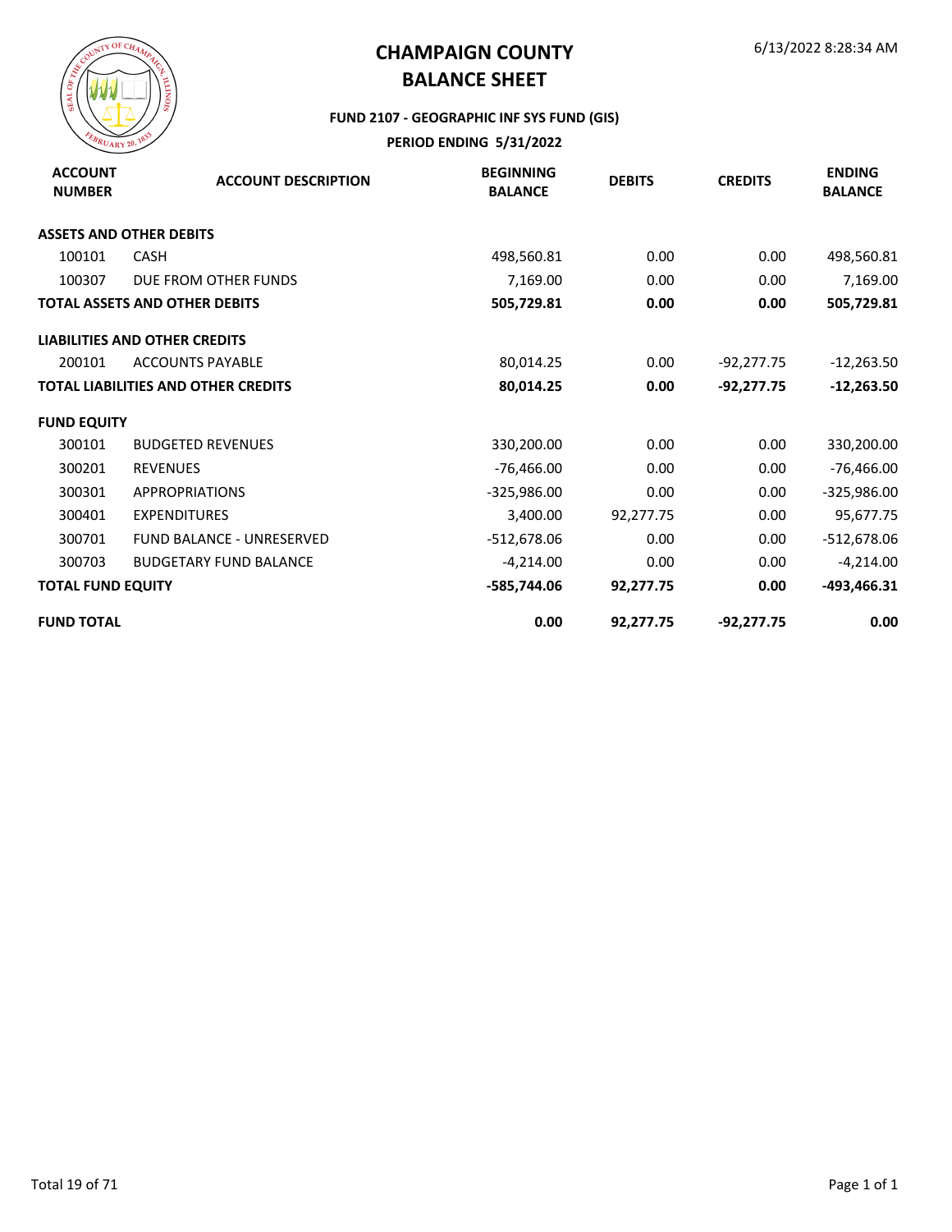# CHAMPAIGN COUNTY
# BALANCE SHEET

6/13/2022 8:28:34 AM

### FUND 2107 - GEOGRAPHIC INF SYS FUND (GIS)

### PERIOD ENDING 5/31/2022

| ACCOUNT NUMBER | ACCOUNT DESCRIPTION | BEGINNING BALANCE | DEBITS | CREDITS | ENDING BALANCE |
|---|---|---|---|---|---|
| **ASSETS AND OTHER DEBITS** | | | | | |
| 100101 | CASH | 498,560.81 | 0.00 | 0.00 | 498,560.81 |
| 100307 | DUE FROM OTHER FUNDS | 7,169.00 | 0.00 | 0.00 | 7,169.00 |
| **TOTAL ASSETS AND OTHER DEBITS** | | **505,729.81** | **0.00** | **0.00** | **505,729.81** |
| **LIABILITIES AND OTHER CREDITS** | | | | | |
| 200101 | ACCOUNTS PAYABLE | 80,014.25 | 0.00 | -92,277.75 | -12,263.50 |
| **TOTAL LIABILITIES AND OTHER CREDITS** | | **80,014.25** | **0.00** | **-92,277.75** | **-12,263.50** |
| **FUND EQUITY** | | | | | |
| 300101 | BUDGETED REVENUES | 330,200.00 | 0.00 | 0.00 | 330,200.00 |
| 300201 | REVENUES | -76,466.00 | 0.00 | 0.00 | -76,466.00 |
| 300301 | APPROPRIATIONS | -325,986.00 | 0.00 | 0.00 | -325,986.00 |
| 300401 | EXPENDITURES | 3,400.00 | 92,277.75 | 0.00 | 95,677.75 |
| 300701 | FUND BALANCE - UNRESERVED | -512,678.06 | 0.00 | 0.00 | -512,678.06 |
| 300703 | BUDGETARY FUND BALANCE | -4,214.00 | 0.00 | 0.00 | -4,214.00 |
| **TOTAL FUND EQUITY** | | **-585,744.06** | **92,277.75** | **0.00** | **-493,466.31** |
| **FUND TOTAL** | | **0.00** | **92,277.75** | **-92,277.75** | **0.00** |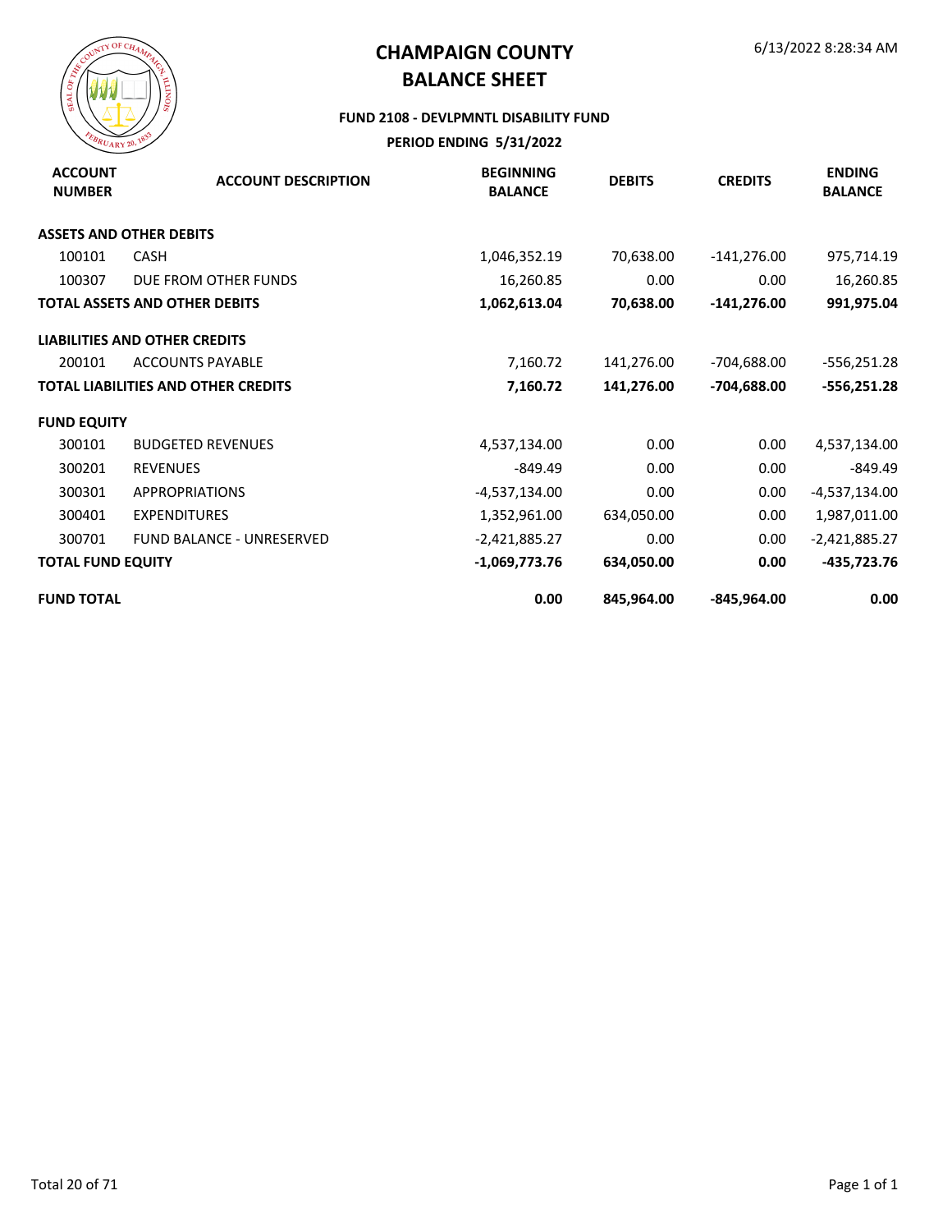# CHAMPAIGN COUNTY
# BALANCE SHEET

6/13/2022 8:28:34 AM

**FUND 2108 - DEVLPMNTL DISABILITY FUND**

**PERIOD ENDING 5/31/2022**

| ACCOUNT NUMBER | ACCOUNT DESCRIPTION | BEGINNING BALANCE | DEBITS | CREDITS | ENDING BALANCE |
|---|---|---|---|---|---|
| **ASSETS AND OTHER DEBITS** | | | | | |
| 100101 | CASH | 1,046,352.19 | 70,638.00 | -141,276.00 | 975,714.19 |
| 100307 | DUE FROM OTHER FUNDS | 16,260.85 | 0.00 | 0.00 | 16,260.85 |
| **TOTAL ASSETS AND OTHER DEBITS** | | **1,062,613.04** | **70,638.00** | **-141,276.00** | **991,975.04** |
| **LIABILITIES AND OTHER CREDITS** | | | | | |
| 200101 | ACCOUNTS PAYABLE | 7,160.72 | 141,276.00 | -704,688.00 | -556,251.28 |
| **TOTAL LIABILITIES AND OTHER CREDITS** | | **7,160.72** | **141,276.00** | **-704,688.00** | **-556,251.28** |
| **FUND EQUITY** | | | | | |
| 300101 | BUDGETED REVENUES | 4,537,134.00 | 0.00 | 0.00 | 4,537,134.00 |
| 300201 | REVENUES | -849.49 | 0.00 | 0.00 | -849.49 |
| 300301 | APPROPRIATIONS | -4,537,134.00 | 0.00 | 0.00 | -4,537,134.00 |
| 300401 | EXPENDITURES | 1,352,961.00 | 634,050.00 | 0.00 | 1,987,011.00 |
| 300701 | FUND BALANCE - UNRESERVED | -2,421,885.27 | 0.00 | 0.00 | -2,421,885.27 |
| **TOTAL FUND EQUITY** | | **-1,069,773.76** | **634,050.00** | **0.00** | **-435,723.76** |
| **FUND TOTAL** | | **0.00** | **845,964.00** | **-845,964.00** | **0.00** |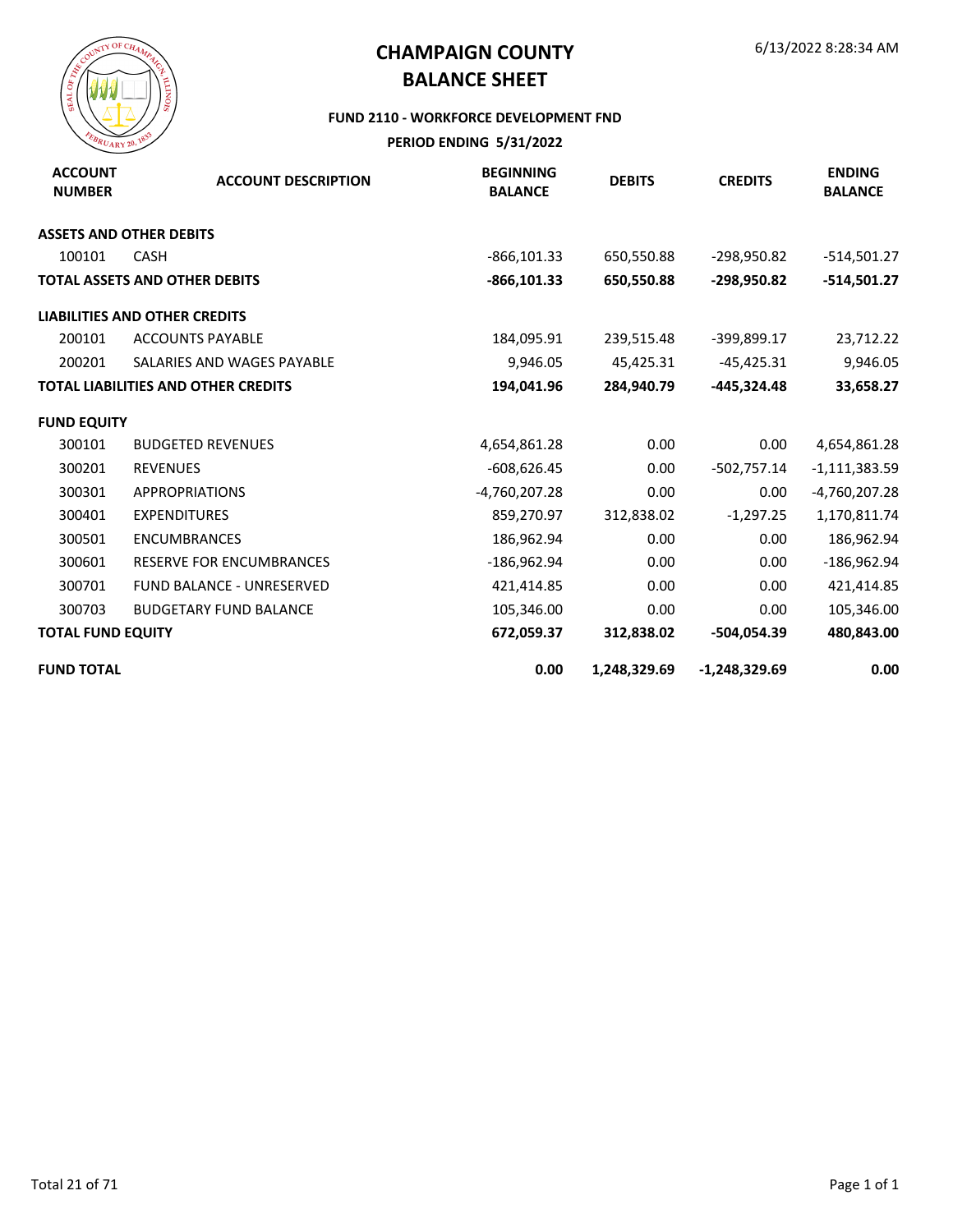# CHAMPAIGN COUNTY
# BALANCE SHEET

6/13/2022 8:28:34 AM

### FUND 2110 - WORKFORCE DEVELOPMENT FND

**PERIOD ENDING 5/31/2022**

| ACCOUNT NUMBER | ACCOUNT DESCRIPTION | BEGINNING BALANCE | DEBITS | CREDITS | ENDING BALANCE |
|---|---|---|---|---|---|
| **ASSETS AND OTHER DEBITS** | | | | | |
| 100101 | CASH | -866,101.33 | 650,550.88 | -298,950.82 | -514,501.27 |
| **TOTAL ASSETS AND OTHER DEBITS** | | **-866,101.33** | **650,550.88** | **-298,950.82** | **-514,501.27** |
| **LIABILITIES AND OTHER CREDITS** | | | | | |
| 200101 | ACCOUNTS PAYABLE | 184,095.91 | 239,515.48 | -399,899.17 | 23,712.22 |
| 200201 | SALARIES AND WAGES PAYABLE | 9,946.05 | 45,425.31 | -45,425.31 | 9,946.05 |
| **TOTAL LIABILITIES AND OTHER CREDITS** | | **194,041.96** | **284,940.79** | **-445,324.48** | **33,658.27** |
| **FUND EQUITY** | | | | | |
| 300101 | BUDGETED REVENUES | 4,654,861.28 | 0.00 | 0.00 | 4,654,861.28 |
| 300201 | REVENUES | -608,626.45 | 0.00 | -502,757.14 | -1,111,383.59 |
| 300301 | APPROPRIATIONS | -4,760,207.28 | 0.00 | 0.00 | -4,760,207.28 |
| 300401 | EXPENDITURES | 859,270.97 | 312,838.02 | -1,297.25 | 1,170,811.74 |
| 300501 | ENCUMBRANCES | 186,962.94 | 0.00 | 0.00 | 186,962.94 |
| 300601 | RESERVE FOR ENCUMBRANCES | -186,962.94 | 0.00 | 0.00 | -186,962.94 |
| 300701 | FUND BALANCE - UNRESERVED | 421,414.85 | 0.00 | 0.00 | 421,414.85 |
| 300703 | BUDGETARY FUND BALANCE | 105,346.00 | 0.00 | 0.00 | 105,346.00 |
| **TOTAL FUND EQUITY** | | **672,059.37** | **312,838.02** | **-504,054.39** | **480,843.00** |
| **FUND TOTAL** | | **0.00** | **1,248,329.69** | **-1,248,329.69** | **0.00** |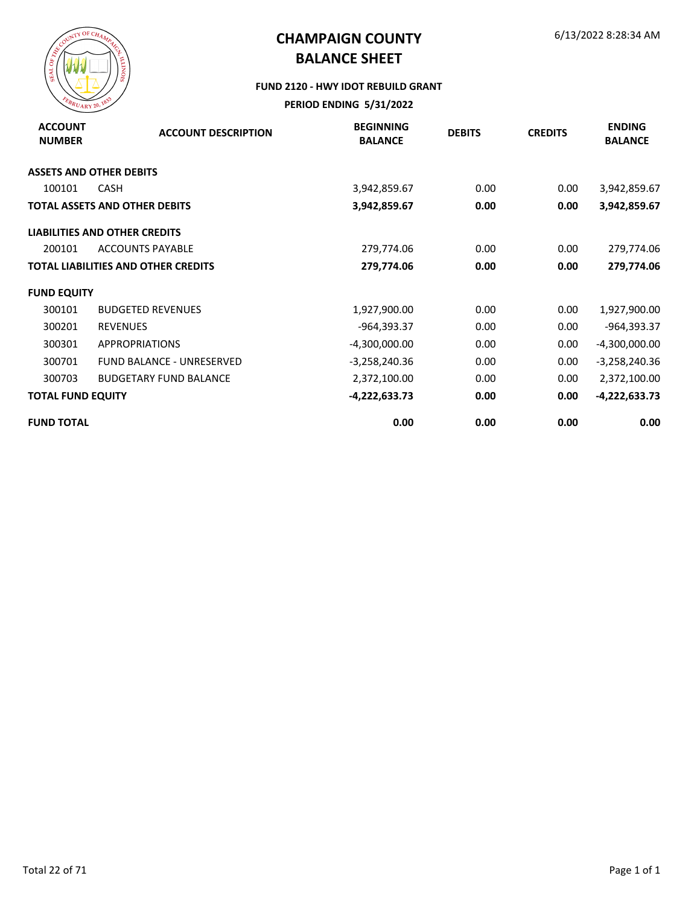# CHAMPAIGN COUNTY
# BALANCE SHEET

6/13/2022 8:28:34 AM

**FUND 2120 - HWY IDOT REBUILD GRANT**

**PERIOD ENDING 5/31/2022**

| ACCOUNT NUMBER | ACCOUNT DESCRIPTION | BEGINNING BALANCE | DEBITS | CREDITS | ENDING BALANCE |
|---|---|---|---|---|---|
| **ASSETS AND OTHER DEBITS** | | | | | |
| 100101 | CASH | 3,942,859.67 | 0.00 | 0.00 | 3,942,859.67 |
| **TOTAL ASSETS AND OTHER DEBITS** | | **3,942,859.67** | **0.00** | **0.00** | **3,942,859.67** |
| **LIABILITIES AND OTHER CREDITS** | | | | | |
| 200101 | ACCOUNTS PAYABLE | 279,774.06 | 0.00 | 0.00 | 279,774.06 |
| **TOTAL LIABILITIES AND OTHER CREDITS** | | **279,774.06** | **0.00** | **0.00** | **279,774.06** |
| **FUND EQUITY** | | | | | |
| 300101 | BUDGETED REVENUES | 1,927,900.00 | 0.00 | 0.00 | 1,927,900.00 |
| 300201 | REVENUES | -964,393.37 | 0.00 | 0.00 | -964,393.37 |
| 300301 | APPROPRIATIONS | -4,300,000.00 | 0.00 | 0.00 | -4,300,000.00 |
| 300701 | FUND BALANCE - UNRESERVED | -3,258,240.36 | 0.00 | 0.00 | -3,258,240.36 |
| 300703 | BUDGETARY FUND BALANCE | 2,372,100.00 | 0.00 | 0.00 | 2,372,100.00 |
| **TOTAL FUND EQUITY** | | **-4,222,633.73** | **0.00** | **0.00** | **-4,222,633.73** |
| **FUND TOTAL** | | **0.00** | **0.00** | **0.00** | **0.00** |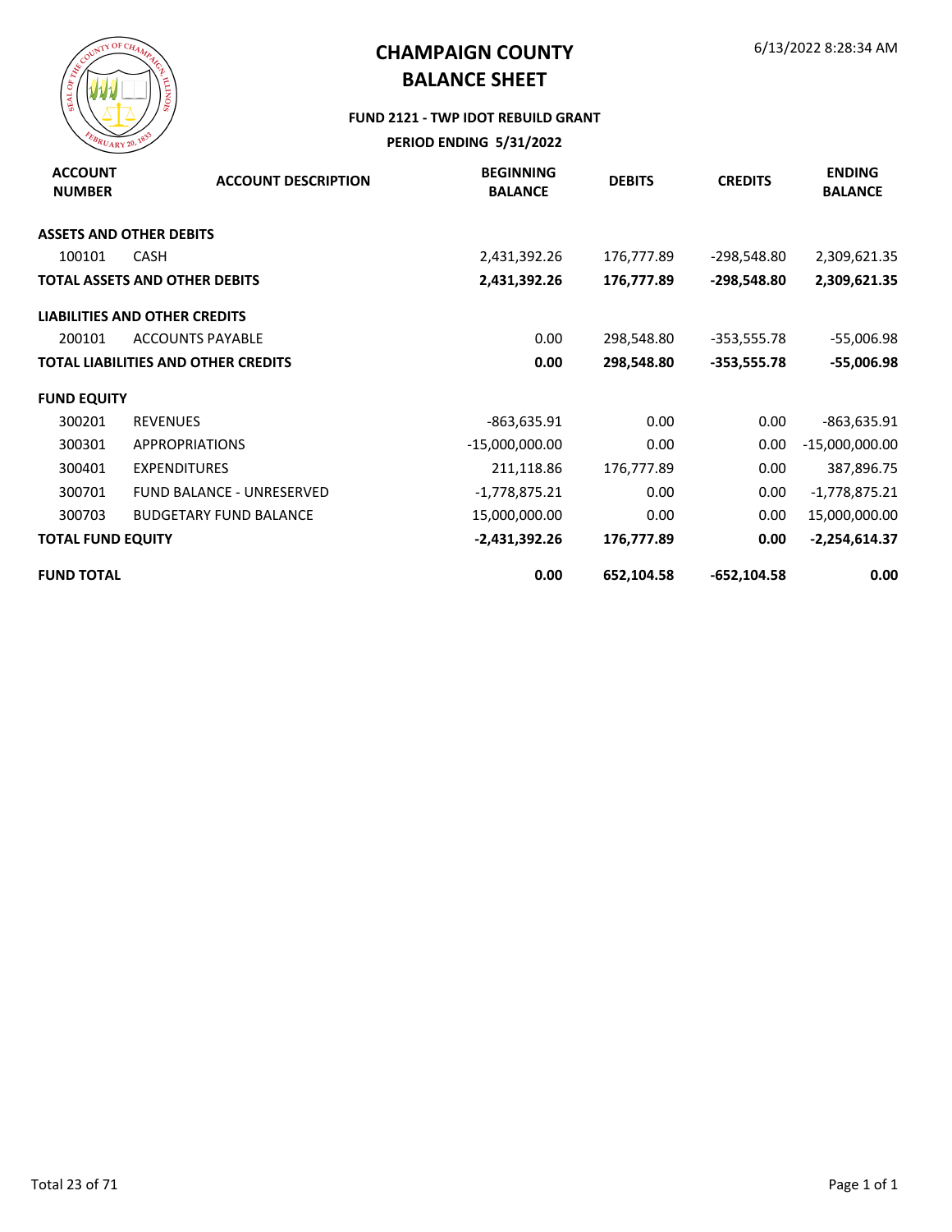# CHAMPAIGN COUNTY
# BALANCE SHEET

6/13/2022 8:28:34 AM

**FUND 2121 - TWP IDOT REBUILD GRANT**

**PERIOD ENDING 5/31/2022**

| ACCOUNT NUMBER | ACCOUNT DESCRIPTION | BEGINNING BALANCE | DEBITS | CREDITS | ENDING BALANCE |
|---|---|---|---|---|---|
| **ASSETS AND OTHER DEBITS** | | | | | |
| 100101 | CASH | 2,431,392.26 | 176,777.89 | -298,548.80 | 2,309,621.35 |
| **TOTAL ASSETS AND OTHER DEBITS** | | **2,431,392.26** | **176,777.89** | **-298,548.80** | **2,309,621.35** |
| **LIABILITIES AND OTHER CREDITS** | | | | | |
| 200101 | ACCOUNTS PAYABLE | 0.00 | 298,548.80 | -353,555.78 | -55,006.98 |
| **TOTAL LIABILITIES AND OTHER CREDITS** | | **0.00** | **298,548.80** | **-353,555.78** | **-55,006.98** |
| **FUND EQUITY** | | | | | |
| 300201 | REVENUES | -863,635.91 | 0.00 | 0.00 | -863,635.91 |
| 300301 | APPROPRIATIONS | -15,000,000.00 | 0.00 | 0.00 | -15,000,000.00 |
| 300401 | EXPENDITURES | 211,118.86 | 176,777.89 | 0.00 | 387,896.75 |
| 300701 | FUND BALANCE - UNRESERVED | -1,778,875.21 | 0.00 | 0.00 | -1,778,875.21 |
| 300703 | BUDGETARY FUND BALANCE | 15,000,000.00 | 0.00 | 0.00 | 15,000,000.00 |
| **TOTAL FUND EQUITY** | | **-2,431,392.26** | **176,777.89** | **0.00** | **-2,254,614.37** |
| **FUND TOTAL** | | **0.00** | **652,104.58** | **-652,104.58** | **0.00** |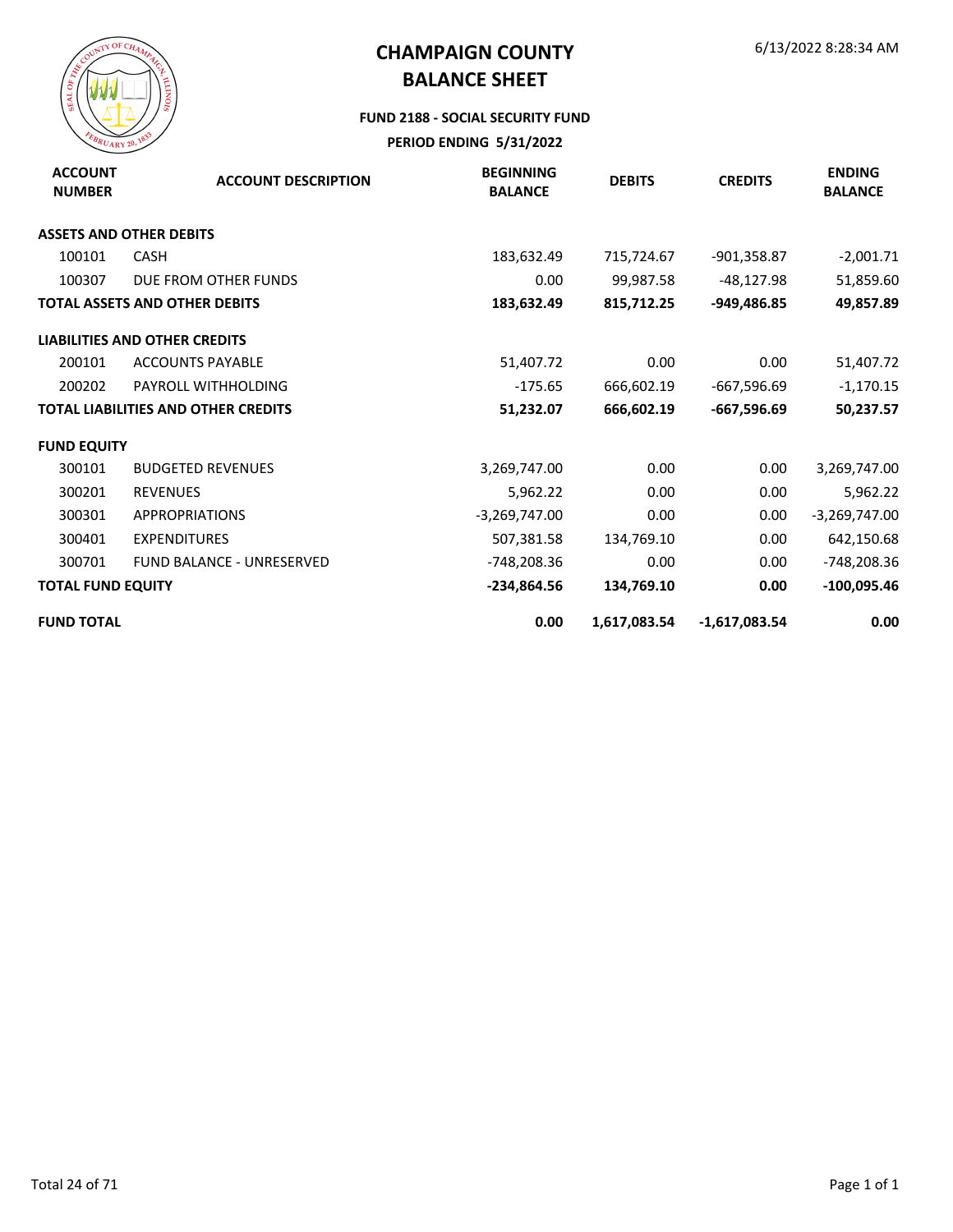# CHAMPAIGN COUNTY
# BALANCE SHEET

6/13/2022 8:28:34 AM

### FUND 2188 - SOCIAL SECURITY FUND
### PERIOD ENDING 5/31/2022

| ACCOUNT NUMBER | ACCOUNT DESCRIPTION | BEGINNING BALANCE | DEBITS | CREDITS | ENDING BALANCE |
|---|---|---|---|---|---|
| **ASSETS AND OTHER DEBITS** | | | | | |
| 100101 | CASH | 183,632.49 | 715,724.67 | -901,358.87 | -2,001.71 |
| 100307 | DUE FROM OTHER FUNDS | 0.00 | 99,987.58 | -48,127.98 | 51,859.60 |
| **TOTAL ASSETS AND OTHER DEBITS** | | **183,632.49** | **815,712.25** | **-949,486.85** | **49,857.89** |
| **LIABILITIES AND OTHER CREDITS** | | | | | |
| 200101 | ACCOUNTS PAYABLE | 51,407.72 | 0.00 | 0.00 | 51,407.72 |
| 200202 | PAYROLL WITHHOLDING | -175.65 | 666,602.19 | -667,596.69 | -1,170.15 |
| **TOTAL LIABILITIES AND OTHER CREDITS** | | **51,232.07** | **666,602.19** | **-667,596.69** | **50,237.57** |
| **FUND EQUITY** | | | | | |
| 300101 | BUDGETED REVENUES | 3,269,747.00 | 0.00 | 0.00 | 3,269,747.00 |
| 300201 | REVENUES | 5,962.22 | 0.00 | 0.00 | 5,962.22 |
| 300301 | APPROPRIATIONS | -3,269,747.00 | 0.00 | 0.00 | -3,269,747.00 |
| 300401 | EXPENDITURES | 507,381.58 | 134,769.10 | 0.00 | 642,150.68 |
| 300701 | FUND BALANCE - UNRESERVED | -748,208.36 | 0.00 | 0.00 | -748,208.36 |
| **TOTAL FUND EQUITY** | | **-234,864.56** | **134,769.10** | **0.00** | **-100,095.46** |
| **FUND TOTAL** | | **0.00** | **1,617,083.54** | **-1,617,083.54** | **0.00** |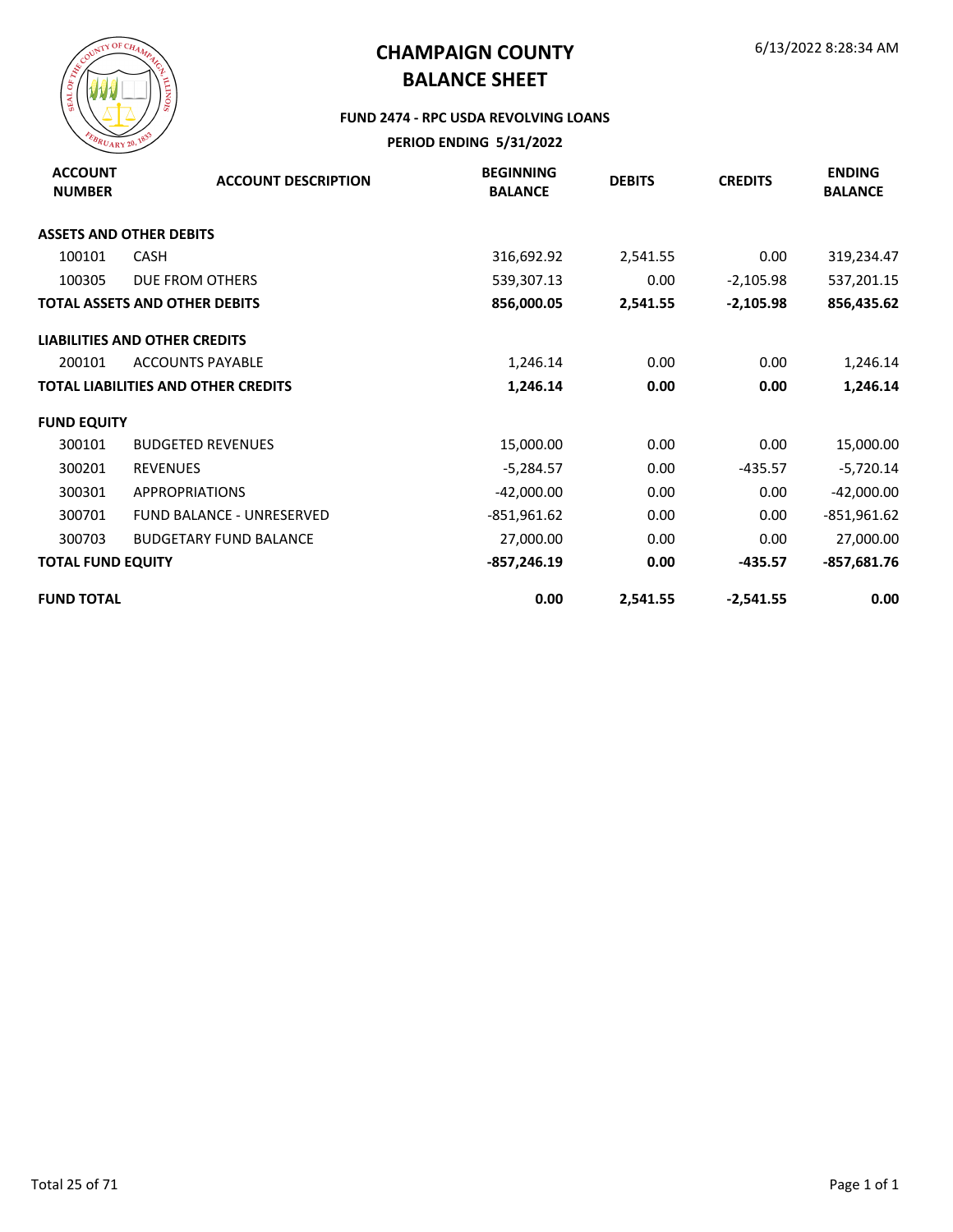# CHAMPAIGN COUNTY
# BALANCE SHEET

6/13/2022 8:28:34 AM

### FUND 2474 - RPC USDA REVOLVING LOANS

### PERIOD ENDING 5/31/2022

| ACCOUNT NUMBER | ACCOUNT DESCRIPTION | BEGINNING BALANCE | DEBITS | CREDITS | ENDING BALANCE |
|---|---|---|---|---|---|
| **ASSETS AND OTHER DEBITS** | | | | | |
| 100101 | CASH | 316,692.92 | 2,541.55 | 0.00 | 319,234.47 |
| 100305 | DUE FROM OTHERS | 539,307.13 | 0.00 | -2,105.98 | 537,201.15 |
| **TOTAL ASSETS AND OTHER DEBITS** | | **856,000.05** | **2,541.55** | **-2,105.98** | **856,435.62** |
| **LIABILITIES AND OTHER CREDITS** | | | | | |
| 200101 | ACCOUNTS PAYABLE | 1,246.14 | 0.00 | 0.00 | 1,246.14 |
| **TOTAL LIABILITIES AND OTHER CREDITS** | | **1,246.14** | **0.00** | **0.00** | **1,246.14** |
| **FUND EQUITY** | | | | | |
| 300101 | BUDGETED REVENUES | 15,000.00 | 0.00 | 0.00 | 15,000.00 |
| 300201 | REVENUES | -5,284.57 | 0.00 | -435.57 | -5,720.14 |
| 300301 | APPROPRIATIONS | -42,000.00 | 0.00 | 0.00 | -42,000.00 |
| 300701 | FUND BALANCE - UNRESERVED | -851,961.62 | 0.00 | 0.00 | -851,961.62 |
| 300703 | BUDGETARY FUND BALANCE | 27,000.00 | 0.00 | 0.00 | 27,000.00 |
| **TOTAL FUND EQUITY** | | **-857,246.19** | **0.00** | **-435.57** | **-857,681.76** |
| **FUND TOTAL** | | **0.00** | **2,541.55** | **-2,541.55** | **0.00** |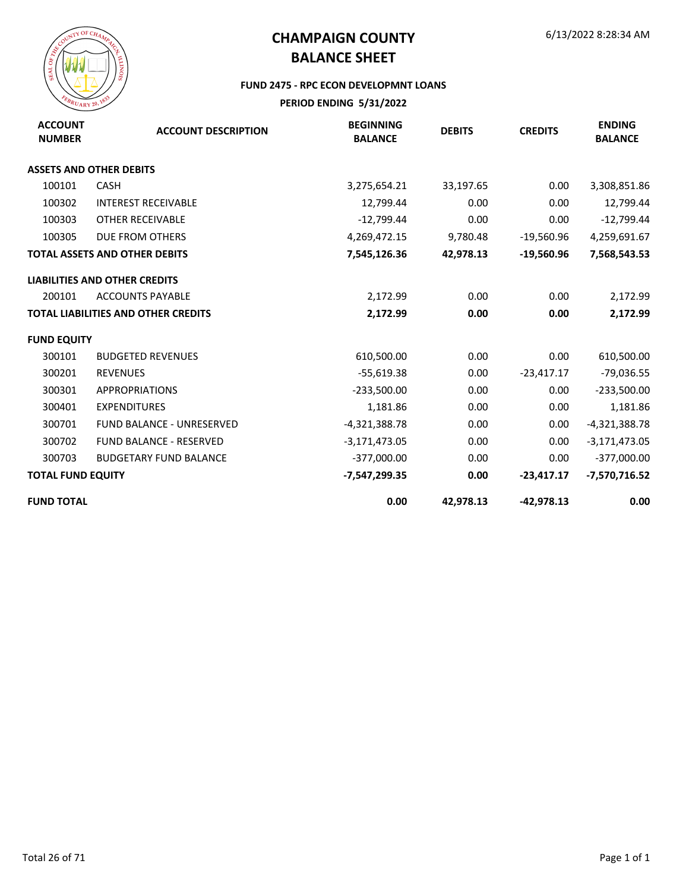# CHAMPAIGN COUNTY
# BALANCE SHEET

6/13/2022 8:28:34 AM

### FUND 2475 - RPC ECON DEVELOPMNT LOANS

### PERIOD ENDING 5/31/2022

| ACCOUNT NUMBER | ACCOUNT DESCRIPTION | BEGINNING BALANCE | DEBITS | CREDITS | ENDING BALANCE |
|---|---|---|---|---|---|
| **ASSETS AND OTHER DEBITS** | | | | | |
| 100101 | CASH | 3,275,654.21 | 33,197.65 | 0.00 | 3,308,851.86 |
| 100302 | INTEREST RECEIVABLE | 12,799.44 | 0.00 | 0.00 | 12,799.44 |
| 100303 | OTHER RECEIVABLE | -12,799.44 | 0.00 | 0.00 | -12,799.44 |
| 100305 | DUE FROM OTHERS | 4,269,472.15 | 9,780.48 | -19,560.96 | 4,259,691.67 |
| **TOTAL ASSETS AND OTHER DEBITS** | | **7,545,126.36** | **42,978.13** | **-19,560.96** | **7,568,543.53** |
| **LIABILITIES AND OTHER CREDITS** | | | | | |
| 200101 | ACCOUNTS PAYABLE | 2,172.99 | 0.00 | 0.00 | 2,172.99 |
| **TOTAL LIABILITIES AND OTHER CREDITS** | | **2,172.99** | **0.00** | **0.00** | **2,172.99** |
| **FUND EQUITY** | | | | | |
| 300101 | BUDGETED REVENUES | 610,500.00 | 0.00 | 0.00 | 610,500.00 |
| 300201 | REVENUES | -55,619.38 | 0.00 | -23,417.17 | -79,036.55 |
| 300301 | APPROPRIATIONS | -233,500.00 | 0.00 | 0.00 | -233,500.00 |
| 300401 | EXPENDITURES | 1,181.86 | 0.00 | 0.00 | 1,181.86 |
| 300701 | FUND BALANCE - UNRESERVED | -4,321,388.78 | 0.00 | 0.00 | -4,321,388.78 |
| 300702 | FUND BALANCE - RESERVED | -3,171,473.05 | 0.00 | 0.00 | -3,171,473.05 |
| 300703 | BUDGETARY FUND BALANCE | -377,000.00 | 0.00 | 0.00 | -377,000.00 |
| **TOTAL FUND EQUITY** | | **-7,547,299.35** | **0.00** | **-23,417.17** | **-7,570,716.52** |
| **FUND TOTAL** | | **0.00** | **42,978.13** | **-42,978.13** | **0.00** |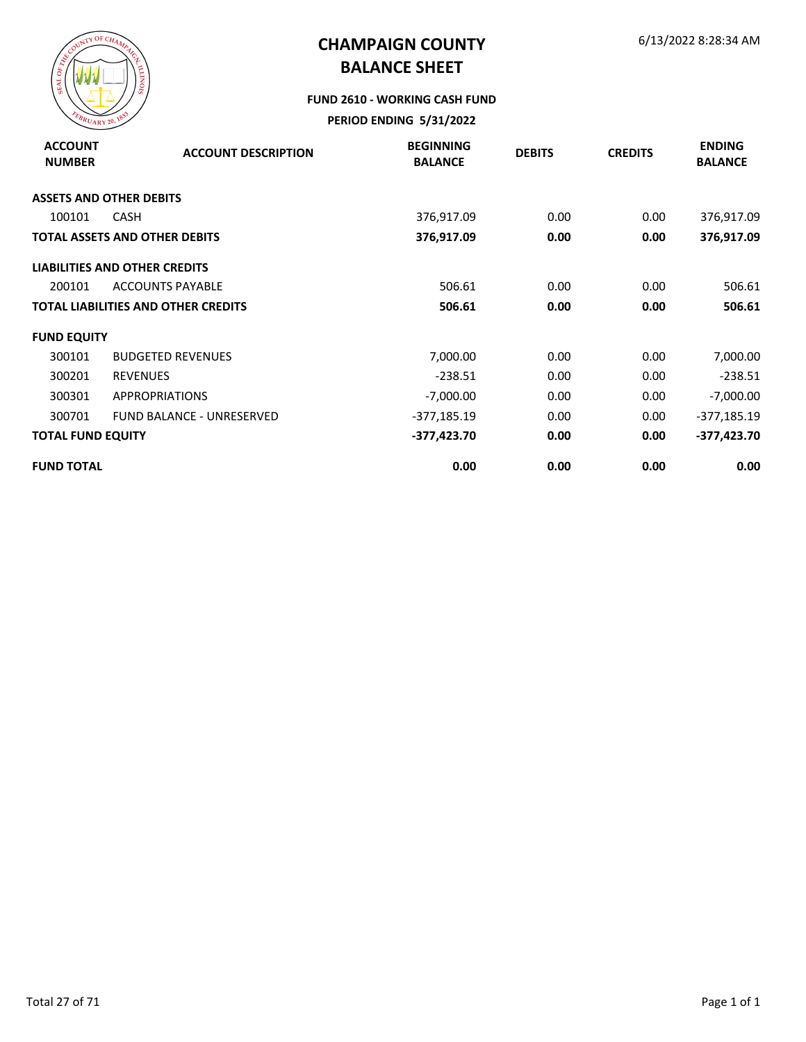# CHAMPAIGN COUNTY
# BALANCE SHEET

6/13/2022 8:28:34 AM

**FUND 2610 - WORKING CASH FUND**

**PERIOD ENDING 5/31/2022**

| ACCOUNT NUMBER | ACCOUNT DESCRIPTION | BEGINNING BALANCE | DEBITS | CREDITS | ENDING BALANCE |
|---|---|---|---|---|---|
| **ASSETS AND OTHER DEBITS** | | | | | |
| 100101 | CASH | 376,917.09 | 0.00 | 0.00 | 376,917.09 |
| **TOTAL ASSETS AND OTHER DEBITS** | | **376,917.09** | **0.00** | **0.00** | **376,917.09** |
| **LIABILITIES AND OTHER CREDITS** | | | | | |
| 200101 | ACCOUNTS PAYABLE | 506.61 | 0.00 | 0.00 | 506.61 |
| **TOTAL LIABILITIES AND OTHER CREDITS** | | **506.61** | **0.00** | **0.00** | **506.61** |
| **FUND EQUITY** | | | | | |
| 300101 | BUDGETED REVENUES | 7,000.00 | 0.00 | 0.00 | 7,000.00 |
| 300201 | REVENUES | -238.51 | 0.00 | 0.00 | -238.51 |
| 300301 | APPROPRIATIONS | -7,000.00 | 0.00 | 0.00 | -7,000.00 |
| 300701 | FUND BALANCE - UNRESERVED | -377,185.19 | 0.00 | 0.00 | -377,185.19 |
| **TOTAL FUND EQUITY** | | **-377,423.70** | **0.00** | **0.00** | **-377,423.70** |
| **FUND TOTAL** | | **0.00** | **0.00** | **0.00** | **0.00** |

Page 1 of 1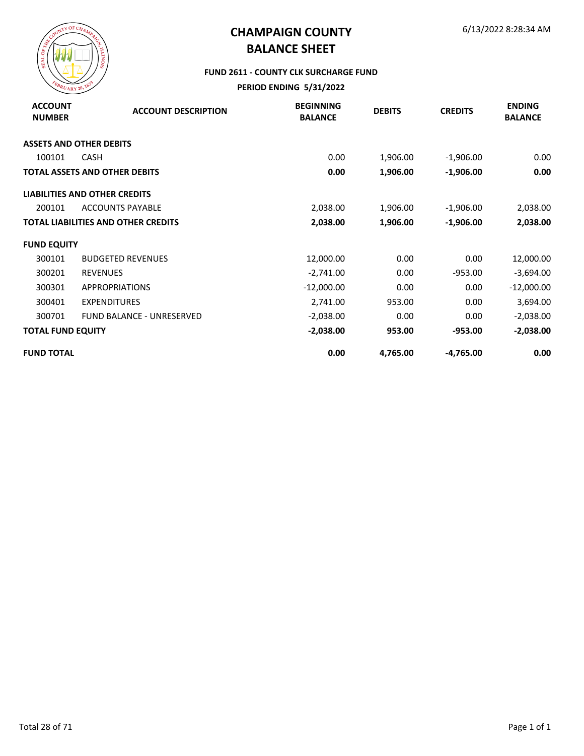# CHAMPAIGN COUNTY
# BALANCE SHEET

6/13/2022 8:28:34 AM

**FUND 2611 - COUNTY CLK SURCHARGE FUND**

**PERIOD ENDING 5/31/2022**

| ACCOUNT NUMBER | ACCOUNT DESCRIPTION | BEGINNING BALANCE | DEBITS | CREDITS | ENDING BALANCE |
|---|---|---|---|---|---|
| **ASSETS AND OTHER DEBITS** | | | | | |
| 100101 | CASH | 0.00 | 1,906.00 | -1,906.00 | 0.00 |
| **TOTAL ASSETS AND OTHER DEBITS** | | **0.00** | **1,906.00** | **-1,906.00** | **0.00** |
| **LIABILITIES AND OTHER CREDITS** | | | | | |
| 200101 | ACCOUNTS PAYABLE | 2,038.00 | 1,906.00 | -1,906.00 | 2,038.00 |
| **TOTAL LIABILITIES AND OTHER CREDITS** | | **2,038.00** | **1,906.00** | **-1,906.00** | **2,038.00** |
| **FUND EQUITY** | | | | | |
| 300101 | BUDGETED REVENUES | 12,000.00 | 0.00 | 0.00 | 12,000.00 |
| 300201 | REVENUES | -2,741.00 | 0.00 | -953.00 | -3,694.00 |
| 300301 | APPROPRIATIONS | -12,000.00 | 0.00 | 0.00 | -12,000.00 |
| 300401 | EXPENDITURES | 2,741.00 | 953.00 | 0.00 | 3,694.00 |
| 300701 | FUND BALANCE - UNRESERVED | -2,038.00 | 0.00 | 0.00 | -2,038.00 |
| **TOTAL FUND EQUITY** | | **-2,038.00** | **953.00** | **-953.00** | **-2,038.00** |
| **FUND TOTAL** | | **0.00** | **4,765.00** | **-4,765.00** | **0.00** |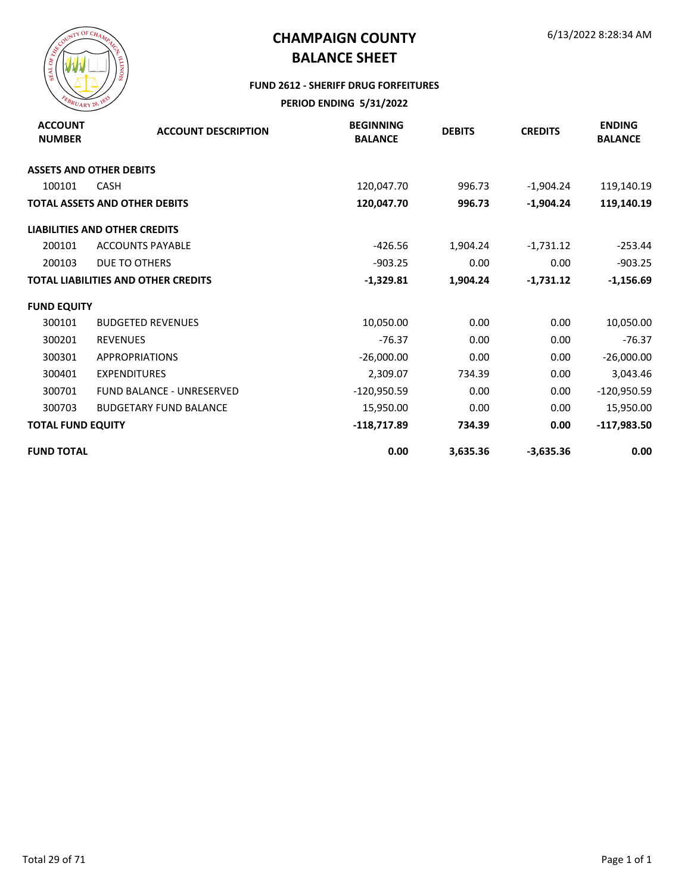# CHAMPAIGN COUNTY
# BALANCE SHEET

6/13/2022 8:28:34 AM

### FUND 2612 - SHERIFF DRUG FORFEITURES
### PERIOD ENDING 5/31/2022

| ACCOUNT NUMBER | ACCOUNT DESCRIPTION | BEGINNING BALANCE | DEBITS | CREDITS | ENDING BALANCE |
|---|---|---|---|---|---|
| **ASSETS AND OTHER DEBITS** | | | | | |
| 100101 | CASH | 120,047.70 | 996.73 | -1,904.24 | 119,140.19 |
| **TOTAL ASSETS AND OTHER DEBITS** | | **120,047.70** | **996.73** | **-1,904.24** | **119,140.19** |
| **LIABILITIES AND OTHER CREDITS** | | | | | |
| 200101 | ACCOUNTS PAYABLE | -426.56 | 1,904.24 | -1,731.12 | -253.44 |
| 200103 | DUE TO OTHERS | -903.25 | 0.00 | 0.00 | -903.25 |
| **TOTAL LIABILITIES AND OTHER CREDITS** | | **-1,329.81** | **1,904.24** | **-1,731.12** | **-1,156.69** |
| **FUND EQUITY** | | | | | |
| 300101 | BUDGETED REVENUES | 10,050.00 | 0.00 | 0.00 | 10,050.00 |
| 300201 | REVENUES | -76.37 | 0.00 | 0.00 | -76.37 |
| 300301 | APPROPRIATIONS | -26,000.00 | 0.00 | 0.00 | -26,000.00 |
| 300401 | EXPENDITURES | 2,309.07 | 734.39 | 0.00 | 3,043.46 |
| 300701 | FUND BALANCE - UNRESERVED | -120,950.59 | 0.00 | 0.00 | -120,950.59 |
| 300703 | BUDGETARY FUND BALANCE | 15,950.00 | 0.00 | 0.00 | 15,950.00 |
| **TOTAL FUND EQUITY** | | **-118,717.89** | **734.39** | **0.00** | **-117,983.50** |
| **FUND TOTAL** | | **0.00** | **3,635.36** | **-3,635.36** | **0.00** |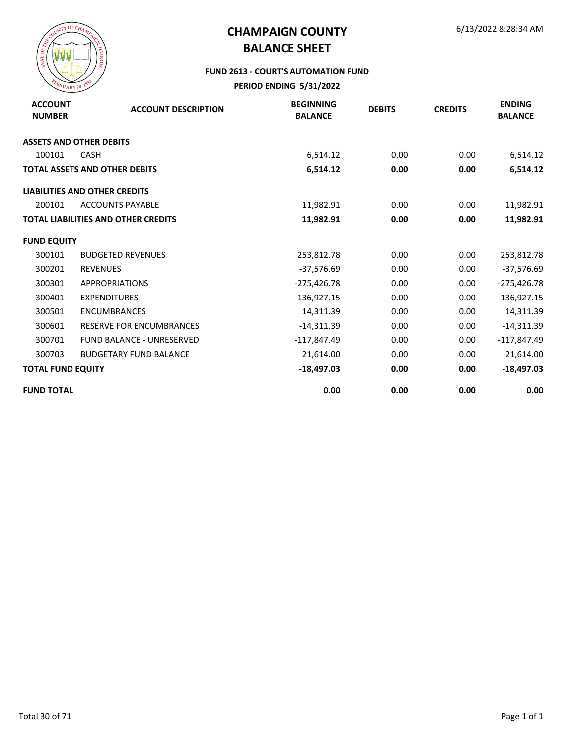# CHAMPAIGN COUNTY
# BALANCE SHEET

6/13/2022 8:28:34 AM

**FUND 2613 - COURT'S AUTOMATION FUND**

**PERIOD ENDING 5/31/2022**

| ACCOUNT NUMBER | ACCOUNT DESCRIPTION | BEGINNING BALANCE | DEBITS | CREDITS | ENDING BALANCE |
|---|---|---|---|---|---|
| **ASSETS AND OTHER DEBITS** | | | | | |
| 100101 | CASH | 6,514.12 | 0.00 | 0.00 | 6,514.12 |
| **TOTAL ASSETS AND OTHER DEBITS** | | **6,514.12** | **0.00** | **0.00** | **6,514.12** |
| **LIABILITIES AND OTHER CREDITS** | | | | | |
| 200101 | ACCOUNTS PAYABLE | 11,982.91 | 0.00 | 0.00 | 11,982.91 |
| **TOTAL LIABILITIES AND OTHER CREDITS** | | **11,982.91** | **0.00** | **0.00** | **11,982.91** |
| **FUND EQUITY** | | | | | |
| 300101 | BUDGETED REVENUES | 253,812.78 | 0.00 | 0.00 | 253,812.78 |
| 300201 | REVENUES | -37,576.69 | 0.00 | 0.00 | -37,576.69 |
| 300301 | APPROPRIATIONS | -275,426.78 | 0.00 | 0.00 | -275,426.78 |
| 300401 | EXPENDITURES | 136,927.15 | 0.00 | 0.00 | 136,927.15 |
| 300501 | ENCUMBRANCES | 14,311.39 | 0.00 | 0.00 | 14,311.39 |
| 300601 | RESERVE FOR ENCUMBRANCES | -14,311.39 | 0.00 | 0.00 | -14,311.39 |
| 300701 | FUND BALANCE - UNRESERVED | -117,847.49 | 0.00 | 0.00 | -117,847.49 |
| 300703 | BUDGETARY FUND BALANCE | 21,614.00 | 0.00 | 0.00 | 21,614.00 |
| **TOTAL FUND EQUITY** | | **-18,497.03** | **0.00** | **0.00** | **-18,497.03** |
| **FUND TOTAL** | | **0.00** | **0.00** | **0.00** | **0.00** |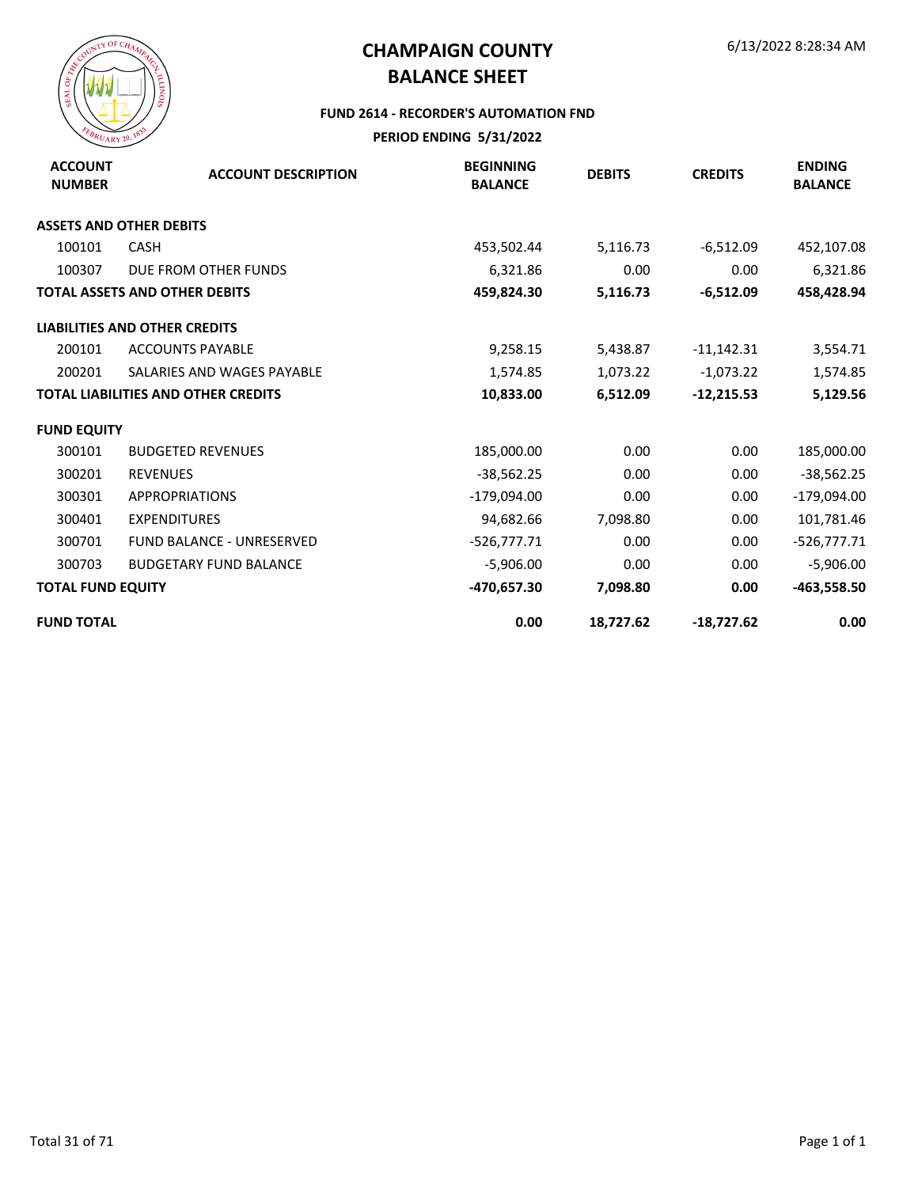# CHAMPAIGN COUNTY
# BALANCE SHEET

6/13/2022 8:28:34 AM

**FUND 2614 - RECORDER'S AUTOMATION FND**

**PERIOD ENDING 5/31/2022**

| ACCOUNT NUMBER | ACCOUNT DESCRIPTION | BEGINNING BALANCE | DEBITS | CREDITS | ENDING BALANCE |
|---|---|---|---|---|---|
| **ASSETS AND OTHER DEBITS** | | | | | |
| 100101 | CASH | 453,502.44 | 5,116.73 | -6,512.09 | 452,107.08 |
| 100307 | DUE FROM OTHER FUNDS | 6,321.86 | 0.00 | 0.00 | 6,321.86 |
| **TOTAL ASSETS AND OTHER DEBITS** | | **459,824.30** | **5,116.73** | **-6,512.09** | **458,428.94** |
| **LIABILITIES AND OTHER CREDITS** | | | | | |
| 200101 | ACCOUNTS PAYABLE | 9,258.15 | 5,438.87 | -11,142.31 | 3,554.71 |
| 200201 | SALARIES AND WAGES PAYABLE | 1,574.85 | 1,073.22 | -1,073.22 | 1,574.85 |
| **TOTAL LIABILITIES AND OTHER CREDITS** | | **10,833.00** | **6,512.09** | **-12,215.53** | **5,129.56** |
| **FUND EQUITY** | | | | | |
| 300101 | BUDGETED REVENUES | 185,000.00 | 0.00 | 0.00 | 185,000.00 |
| 300201 | REVENUES | -38,562.25 | 0.00 | 0.00 | -38,562.25 |
| 300301 | APPROPRIATIONS | -179,094.00 | 0.00 | 0.00 | -179,094.00 |
| 300401 | EXPENDITURES | 94,682.66 | 7,098.80 | 0.00 | 101,781.46 |
| 300701 | FUND BALANCE - UNRESERVED | -526,777.71 | 0.00 | 0.00 | -526,777.71 |
| 300703 | BUDGETARY FUND BALANCE | -5,906.00 | 0.00 | 0.00 | -5,906.00 |
| **TOTAL FUND EQUITY** | | **-470,657.30** | **7,098.80** | **0.00** | **-463,558.50** |
| **FUND TOTAL** | | **0.00** | **18,727.62** | **-18,727.62** | **0.00** |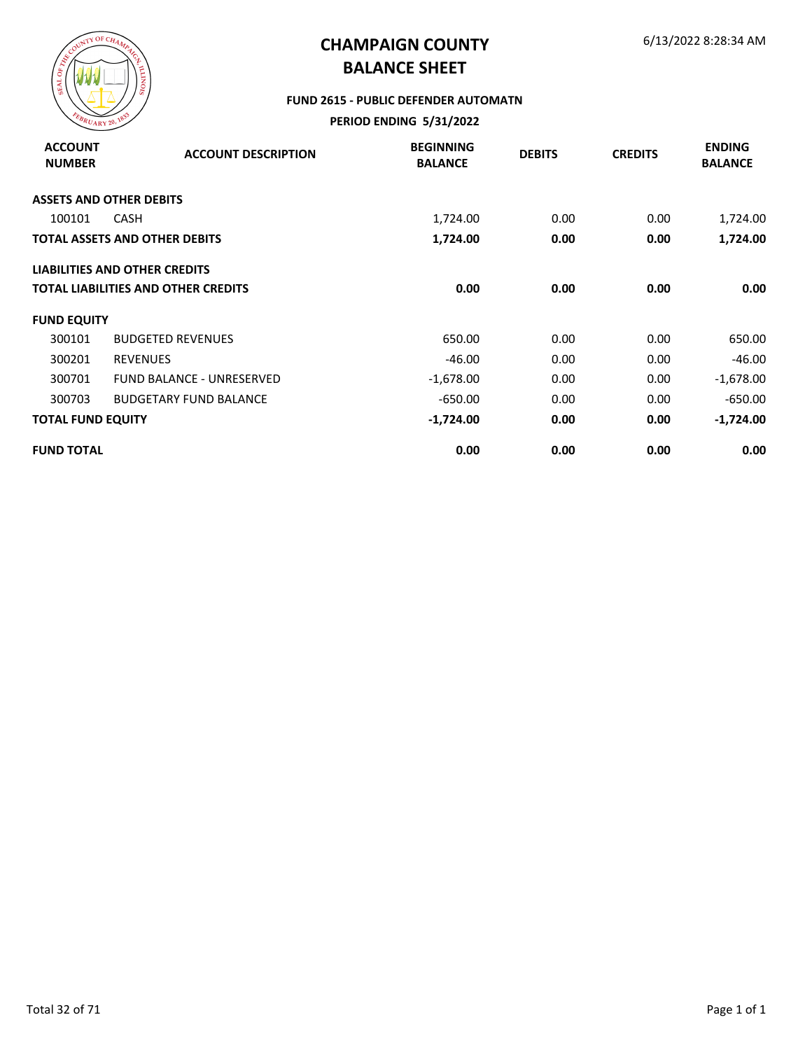# CHAMPAIGN COUNTY
# BALANCE SHEET

6/13/2022 8:28:34 AM

**FUND 2615 - PUBLIC DEFENDER AUTOMATN**

**PERIOD ENDING 5/31/2022**

| ACCOUNT NUMBER | ACCOUNT DESCRIPTION | BEGINNING BALANCE | DEBITS | CREDITS | ENDING BALANCE |
|---|---|---|---|---|---|
| **ASSETS AND OTHER DEBITS** | | | | | |
| 100101 | CASH | 1,724.00 | 0.00 | 0.00 | 1,724.00 |
| **TOTAL ASSETS AND OTHER DEBITS** | | **1,724.00** | **0.00** | **0.00** | **1,724.00** |
| **LIABILITIES AND OTHER CREDITS** | | | | | |
| **TOTAL LIABILITIES AND OTHER CREDITS** | | **0.00** | **0.00** | **0.00** | **0.00** |
| **FUND EQUITY** | | | | | |
| 300101 | BUDGETED REVENUES | 650.00 | 0.00 | 0.00 | 650.00 |
| 300201 | REVENUES | -46.00 | 0.00 | 0.00 | -46.00 |
| 300701 | FUND BALANCE - UNRESERVED | -1,678.00 | 0.00 | 0.00 | -1,678.00 |
| 300703 | BUDGETARY FUND BALANCE | -650.00 | 0.00 | 0.00 | -650.00 |
| **TOTAL FUND EQUITY** | | **-1,724.00** | **0.00** | **0.00** | **-1,724.00** |
| **FUND TOTAL** | | **0.00** | **0.00** | **0.00** | **0.00** |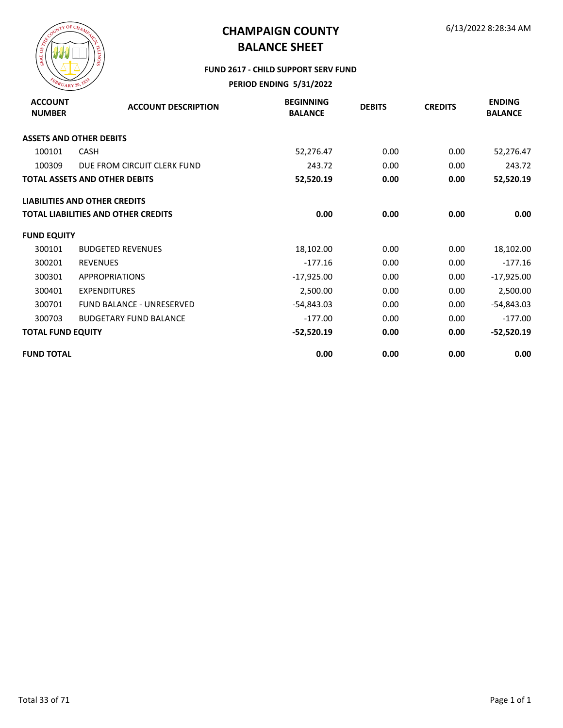# CHAMPAIGN COUNTY
# BALANCE SHEET

6/13/2022 8:28:34 AM

### FUND 2617 - CHILD SUPPORT SERV FUND

### PERIOD ENDING 5/31/2022

| ACCOUNT NUMBER | ACCOUNT DESCRIPTION | BEGINNING BALANCE | DEBITS | CREDITS | ENDING BALANCE |
|---|---|---|---|---|---|
| **ASSETS AND OTHER DEBITS** | | | | | |
| 100101 | CASH | 52,276.47 | 0.00 | 0.00 | 52,276.47 |
| 100309 | DUE FROM CIRCUIT CLERK FUND | 243.72 | 0.00 | 0.00 | 243.72 |
| **TOTAL ASSETS AND OTHER DEBITS** | | **52,520.19** | **0.00** | **0.00** | **52,520.19** |
| **LIABILITIES AND OTHER CREDITS** | | | | | |
| **TOTAL LIABILITIES AND OTHER CREDITS** | | **0.00** | **0.00** | **0.00** | **0.00** |
| **FUND EQUITY** | | | | | |
| 300101 | BUDGETED REVENUES | 18,102.00 | 0.00 | 0.00 | 18,102.00 |
| 300201 | REVENUES | -177.16 | 0.00 | 0.00 | -177.16 |
| 300301 | APPROPRIATIONS | -17,925.00 | 0.00 | 0.00 | -17,925.00 |
| 300401 | EXPENDITURES | 2,500.00 | 0.00 | 0.00 | 2,500.00 |
| 300701 | FUND BALANCE - UNRESERVED | -54,843.03 | 0.00 | 0.00 | -54,843.03 |
| 300703 | BUDGETARY FUND BALANCE | -177.00 | 0.00 | 0.00 | -177.00 |
| **TOTAL FUND EQUITY** | | **-52,520.19** | **0.00** | **0.00** | **-52,520.19** |
| **FUND TOTAL** | | **0.00** | **0.00** | **0.00** | **0.00** |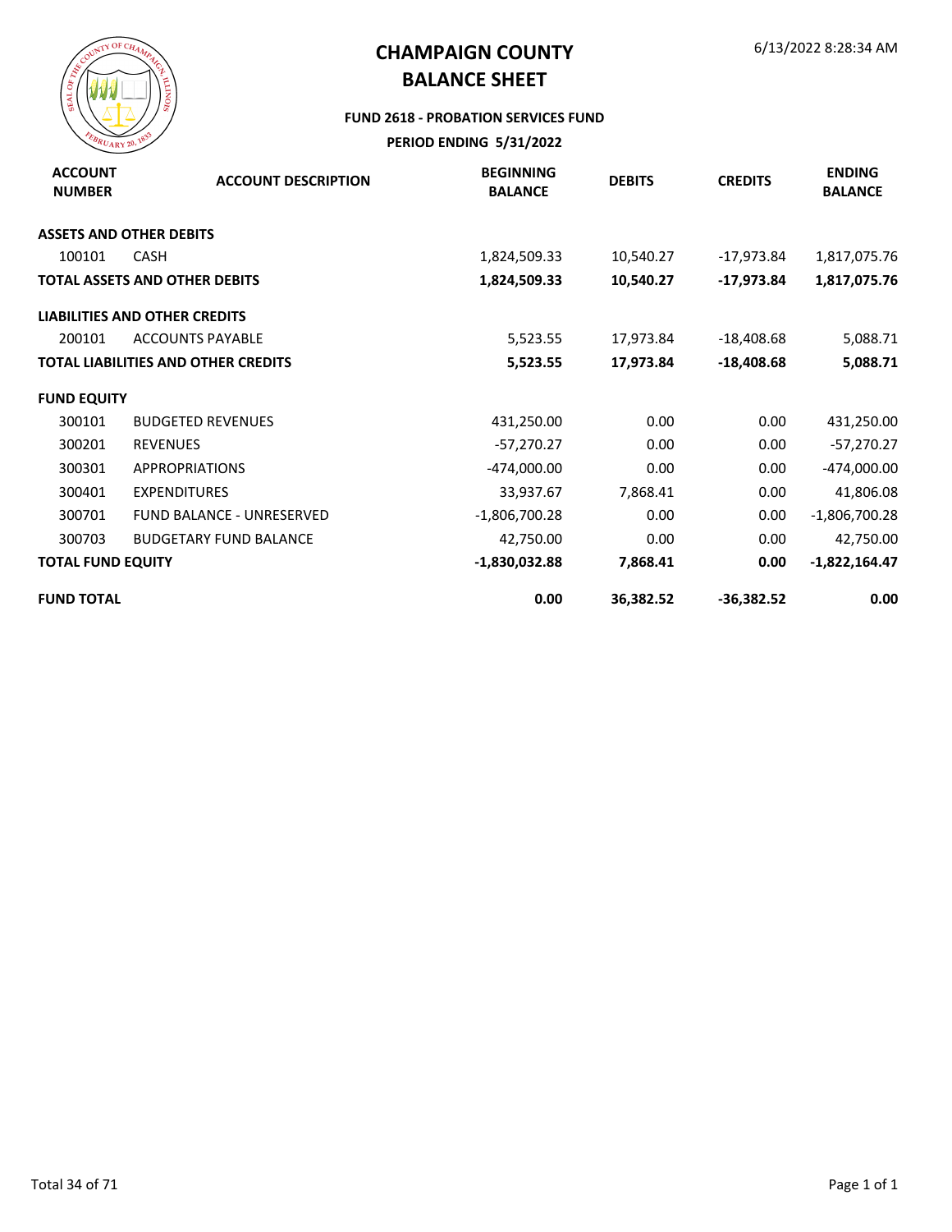# CHAMPAIGN COUNTY
# BALANCE SHEET

6/13/2022 8:28:34 AM

### FUND 2618 - PROBATION SERVICES FUND

**PERIOD ENDING 5/31/2022**

| ACCOUNT NUMBER | ACCOUNT DESCRIPTION | BEGINNING BALANCE | DEBITS | CREDITS | ENDING BALANCE |
|---|---|---|---|---|---|
| **ASSETS AND OTHER DEBITS** | | | | | |
| 100101 | CASH | 1,824,509.33 | 10,540.27 | -17,973.84 | 1,817,075.76 |
| **TOTAL ASSETS AND OTHER DEBITS** | | **1,824,509.33** | **10,540.27** | **-17,973.84** | **1,817,075.76** |
| **LIABILITIES AND OTHER CREDITS** | | | | | |
| 200101 | ACCOUNTS PAYABLE | 5,523.55 | 17,973.84 | -18,408.68 | 5,088.71 |
| **TOTAL LIABILITIES AND OTHER CREDITS** | | **5,523.55** | **17,973.84** | **-18,408.68** | **5,088.71** |
| **FUND EQUITY** | | | | | |
| 300101 | BUDGETED REVENUES | 431,250.00 | 0.00 | 0.00 | 431,250.00 |
| 300201 | REVENUES | -57,270.27 | 0.00 | 0.00 | -57,270.27 |
| 300301 | APPROPRIATIONS | -474,000.00 | 0.00 | 0.00 | -474,000.00 |
| 300401 | EXPENDITURES | 33,937.67 | 7,868.41 | 0.00 | 41,806.08 |
| 300701 | FUND BALANCE - UNRESERVED | -1,806,700.28 | 0.00 | 0.00 | -1,806,700.28 |
| 300703 | BUDGETARY FUND BALANCE | 42,750.00 | 0.00 | 0.00 | 42,750.00 |
| **TOTAL FUND EQUITY** | | **-1,830,032.88** | **7,868.41** | **0.00** | **-1,822,164.47** |
| **FUND TOTAL** | | **0.00** | **36,382.52** | **-36,382.52** | **0.00** |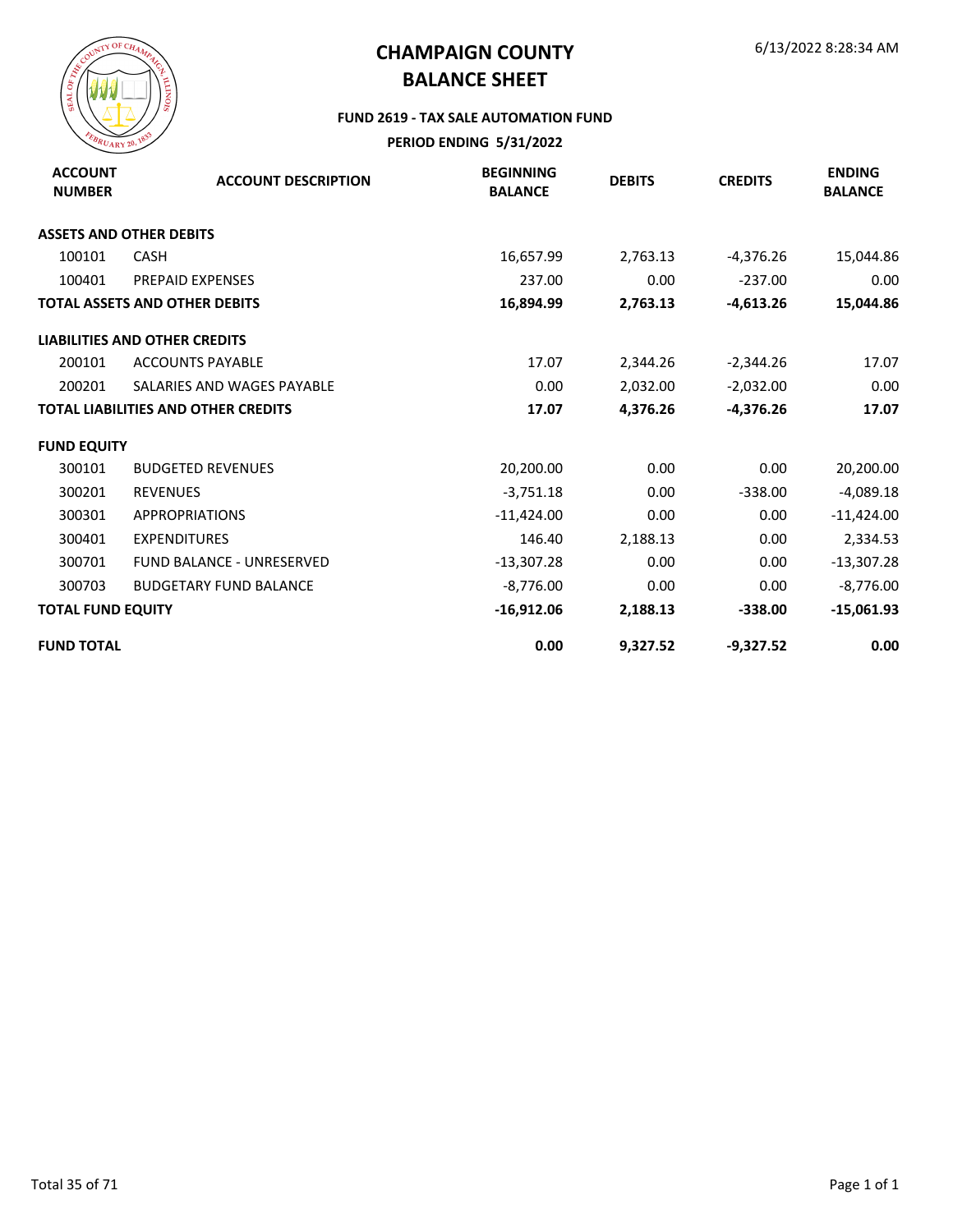# CHAMPAIGN COUNTY
# BALANCE SHEET

6/13/2022 8:28:34 AM

### FUND 2619 - TAX SALE AUTOMATION FUND

### PERIOD ENDING 5/31/2022

| ACCOUNT NUMBER | ACCOUNT DESCRIPTION | BEGINNING BALANCE | DEBITS | CREDITS | ENDING BALANCE |
|---|---|---|---|---|---|
| **ASSETS AND OTHER DEBITS** | | | | | |
| 100101 | CASH | 16,657.99 | 2,763.13 | -4,376.26 | 15,044.86 |
| 100401 | PREPAID EXPENSES | 237.00 | 0.00 | -237.00 | 0.00 |
| **TOTAL ASSETS AND OTHER DEBITS** | | **16,894.99** | **2,763.13** | **-4,613.26** | **15,044.86** |
| **LIABILITIES AND OTHER CREDITS** | | | | | |
| 200101 | ACCOUNTS PAYABLE | 17.07 | 2,344.26 | -2,344.26 | 17.07 |
| 200201 | SALARIES AND WAGES PAYABLE | 0.00 | 2,032.00 | -2,032.00 | 0.00 |
| **TOTAL LIABILITIES AND OTHER CREDITS** | | **17.07** | **4,376.26** | **-4,376.26** | **17.07** |
| **FUND EQUITY** | | | | | |
| 300101 | BUDGETED REVENUES | 20,200.00 | 0.00 | 0.00 | 20,200.00 |
| 300201 | REVENUES | -3,751.18 | 0.00 | -338.00 | -4,089.18 |
| 300301 | APPROPRIATIONS | -11,424.00 | 0.00 | 0.00 | -11,424.00 |
| 300401 | EXPENDITURES | 146.40 | 2,188.13 | 0.00 | 2,334.53 |
| 300701 | FUND BALANCE - UNRESERVED | -13,307.28 | 0.00 | 0.00 | -13,307.28 |
| 300703 | BUDGETARY FUND BALANCE | -8,776.00 | 0.00 | 0.00 | -8,776.00 |
| **TOTAL FUND EQUITY** | | **-16,912.06** | **2,188.13** | **-338.00** | **-15,061.93** |
| **FUND TOTAL** | | **0.00** | **9,327.52** | **-9,327.52** | **0.00** |

Page 1 of 1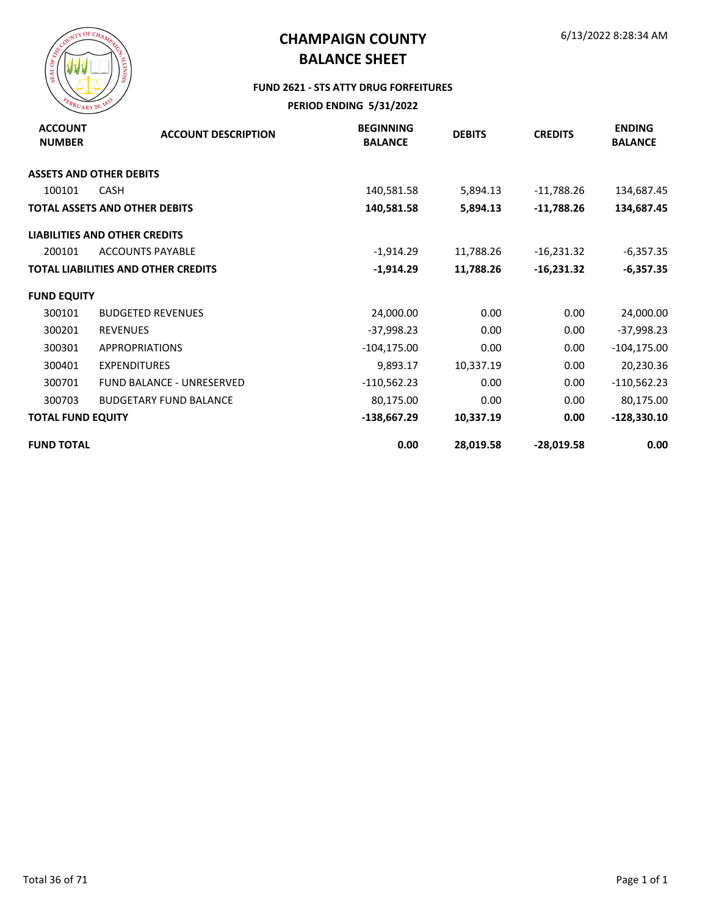# CHAMPAIGN COUNTY
# BALANCE SHEET

6/13/2022 8:28:34 AM

**FUND 2621 - STS ATTY DRUG FORFEITURES**

**PERIOD ENDING 5/31/2022**

| ACCOUNT NUMBER | ACCOUNT DESCRIPTION | BEGINNING BALANCE | DEBITS | CREDITS | ENDING BALANCE |
|---|---|---|---|---|---|
| **ASSETS AND OTHER DEBITS** | | | | | |
| 100101 | CASH | 140,581.58 | 5,894.13 | -11,788.26 | 134,687.45 |
| **TOTAL ASSETS AND OTHER DEBITS** | | **140,581.58** | **5,894.13** | **-11,788.26** | **134,687.45** |
| **LIABILITIES AND OTHER CREDITS** | | | | | |
| 200101 | ACCOUNTS PAYABLE | -1,914.29 | 11,788.26 | -16,231.32 | -6,357.35 |
| **TOTAL LIABILITIES AND OTHER CREDITS** | | **-1,914.29** | **11,788.26** | **-16,231.32** | **-6,357.35** |
| **FUND EQUITY** | | | | | |
| 300101 | BUDGETED REVENUES | 24,000.00 | 0.00 | 0.00 | 24,000.00 |
| 300201 | REVENUES | -37,998.23 | 0.00 | 0.00 | -37,998.23 |
| 300301 | APPROPRIATIONS | -104,175.00 | 0.00 | 0.00 | -104,175.00 |
| 300401 | EXPENDITURES | 9,893.17 | 10,337.19 | 0.00 | 20,230.36 |
| 300701 | FUND BALANCE - UNRESERVED | -110,562.23 | 0.00 | 0.00 | -110,562.23 |
| 300703 | BUDGETARY FUND BALANCE | 80,175.00 | 0.00 | 0.00 | 80,175.00 |
| **TOTAL FUND EQUITY** | | **-138,667.29** | **10,337.19** | **0.00** | **-128,330.10** |
| **FUND TOTAL** | | **0.00** | **28,019.58** | **-28,019.58** | **0.00** |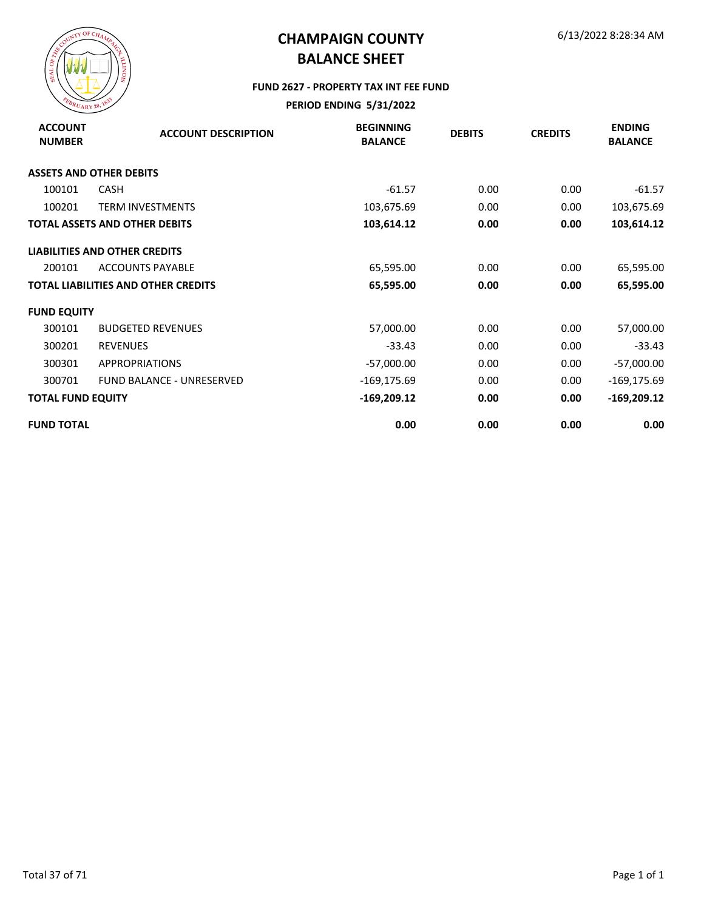# CHAMPAIGN COUNTY
# BALANCE SHEET

6/13/2022 8:28:34 AM

**FUND 2627 - PROPERTY TAX INT FEE FUND**

**PERIOD ENDING 5/31/2022**

| ACCOUNT NUMBER | ACCOUNT DESCRIPTION | BEGINNING BALANCE | DEBITS | CREDITS | ENDING BALANCE |
|---|---|---|---|---|---|
| **ASSETS AND OTHER DEBITS** | | | | | |
| 100101 | CASH | -61.57 | 0.00 | 0.00 | -61.57 |
| 100201 | TERM INVESTMENTS | 103,675.69 | 0.00 | 0.00 | 103,675.69 |
| **TOTAL ASSETS AND OTHER DEBITS** | | **103,614.12** | **0.00** | **0.00** | **103,614.12** |
| **LIABILITIES AND OTHER CREDITS** | | | | | |
| 200101 | ACCOUNTS PAYABLE | 65,595.00 | 0.00 | 0.00 | 65,595.00 |
| **TOTAL LIABILITIES AND OTHER CREDITS** | | **65,595.00** | **0.00** | **0.00** | **65,595.00** |
| **FUND EQUITY** | | | | | |
| 300101 | BUDGETED REVENUES | 57,000.00 | 0.00 | 0.00 | 57,000.00 |
| 300201 | REVENUES | -33.43 | 0.00 | 0.00 | -33.43 |
| 300301 | APPROPRIATIONS | -57,000.00 | 0.00 | 0.00 | -57,000.00 |
| 300701 | FUND BALANCE - UNRESERVED | -169,175.69 | 0.00 | 0.00 | -169,175.69 |
| **TOTAL FUND EQUITY** | | **-169,209.12** | **0.00** | **0.00** | **-169,209.12** |
| **FUND TOTAL** | | **0.00** | **0.00** | **0.00** | **0.00** |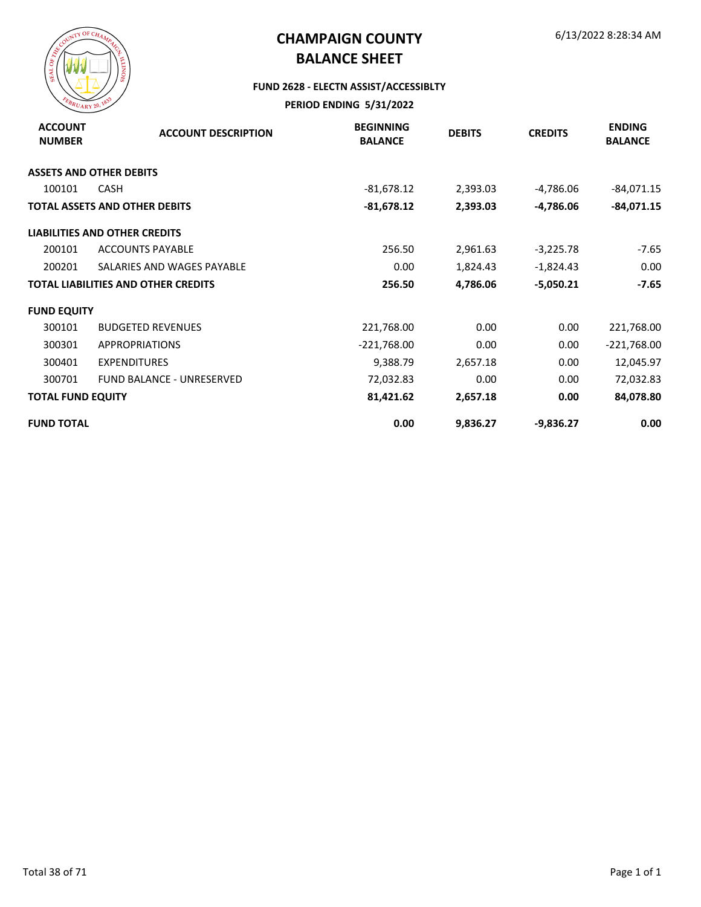# CHAMPAIGN COUNTY
# BALANCE SHEET

6/13/2022 8:28:34 AM

### FUND 2628 - ELECTN ASSIST/ACCESSIBLTY

### PERIOD ENDING 5/31/2022

| ACCOUNT NUMBER | ACCOUNT DESCRIPTION | BEGINNING BALANCE | DEBITS | CREDITS | ENDING BALANCE |
|---|---|---|---|---|---|
| **ASSETS AND OTHER DEBITS** | | | | | |
| 100101 | CASH | -81,678.12 | 2,393.03 | -4,786.06 | -84,071.15 |
| **TOTAL ASSETS AND OTHER DEBITS** | | **-81,678.12** | **2,393.03** | **-4,786.06** | **-84,071.15** |
| **LIABILITIES AND OTHER CREDITS** | | | | | |
| 200101 | ACCOUNTS PAYABLE | 256.50 | 2,961.63 | -3,225.78 | -7.65 |
| 200201 | SALARIES AND WAGES PAYABLE | 0.00 | 1,824.43 | -1,824.43 | 0.00 |
| **TOTAL LIABILITIES AND OTHER CREDITS** | | **256.50** | **4,786.06** | **-5,050.21** | **-7.65** |
| **FUND EQUITY** | | | | | |
| 300101 | BUDGETED REVENUES | 221,768.00 | 0.00 | 0.00 | 221,768.00 |
| 300301 | APPROPRIATIONS | -221,768.00 | 0.00 | 0.00 | -221,768.00 |
| 300401 | EXPENDITURES | 9,388.79 | 2,657.18 | 0.00 | 12,045.97 |
| 300701 | FUND BALANCE - UNRESERVED | 72,032.83 | 0.00 | 0.00 | 72,032.83 |
| **TOTAL FUND EQUITY** | | **81,421.62** | **2,657.18** | **0.00** | **84,078.80** |
| **FUND TOTAL** | | **0.00** | **9,836.27** | **-9,836.27** | **0.00** |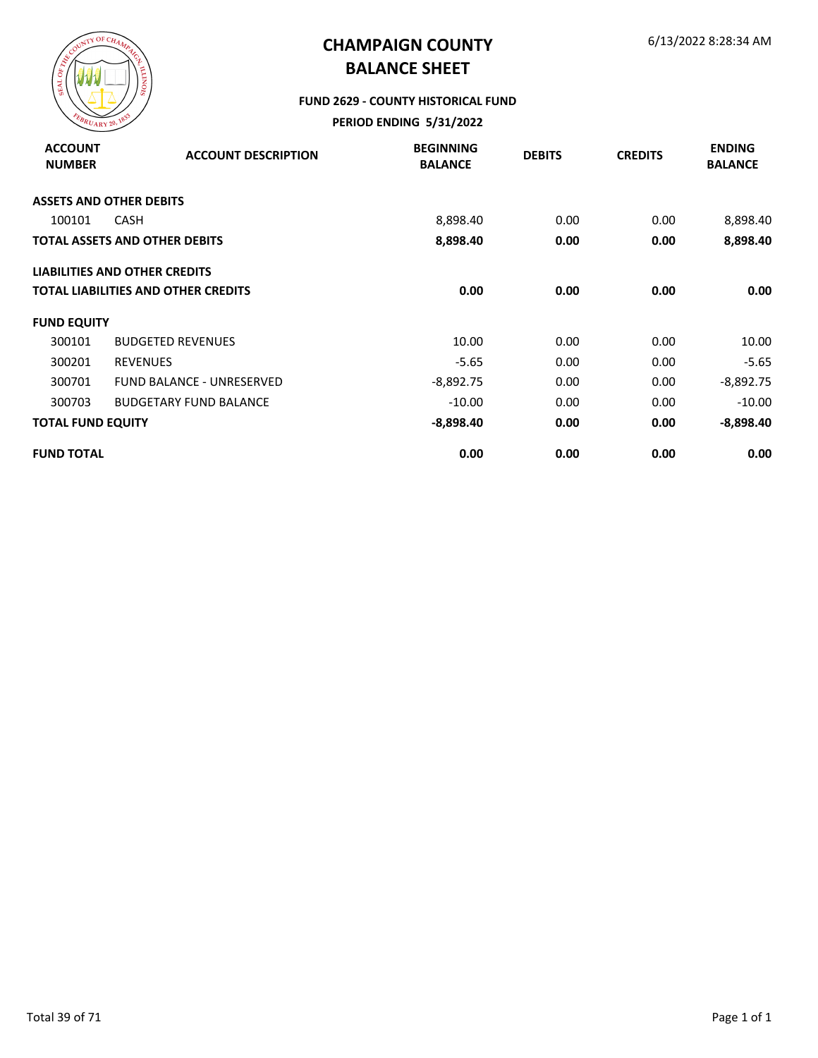# CHAMPAIGN COUNTY
# BALANCE SHEET

6/13/2022 8:28:34 AM

### FUND 2629 - COUNTY HISTORICAL FUND
### PERIOD ENDING 5/31/2022

| ACCOUNT NUMBER | ACCOUNT DESCRIPTION | BEGINNING BALANCE | DEBITS | CREDITS | ENDING BALANCE |
|---|---|---|---|---|---|
| **ASSETS AND OTHER DEBITS** | | | | | |
| 100101 | CASH | 8,898.40 | 0.00 | 0.00 | 8,898.40 |
| **TOTAL ASSETS AND OTHER DEBITS** | | **8,898.40** | **0.00** | **0.00** | **8,898.40** |
| **LIABILITIES AND OTHER CREDITS** | | | | | |
| **TOTAL LIABILITIES AND OTHER CREDITS** | | **0.00** | **0.00** | **0.00** | **0.00** |
| **FUND EQUITY** | | | | | |
| 300101 | BUDGETED REVENUES | 10.00 | 0.00 | 0.00 | 10.00 |
| 300201 | REVENUES | -5.65 | 0.00 | 0.00 | -5.65 |
| 300701 | FUND BALANCE - UNRESERVED | -8,892.75 | 0.00 | 0.00 | -8,892.75 |
| 300703 | BUDGETARY FUND BALANCE | -10.00 | 0.00 | 0.00 | -10.00 |
| **TOTAL FUND EQUITY** | | **-8,898.40** | **0.00** | **0.00** | **-8,898.40** |
| **FUND TOTAL** | | **0.00** | **0.00** | **0.00** | **0.00** |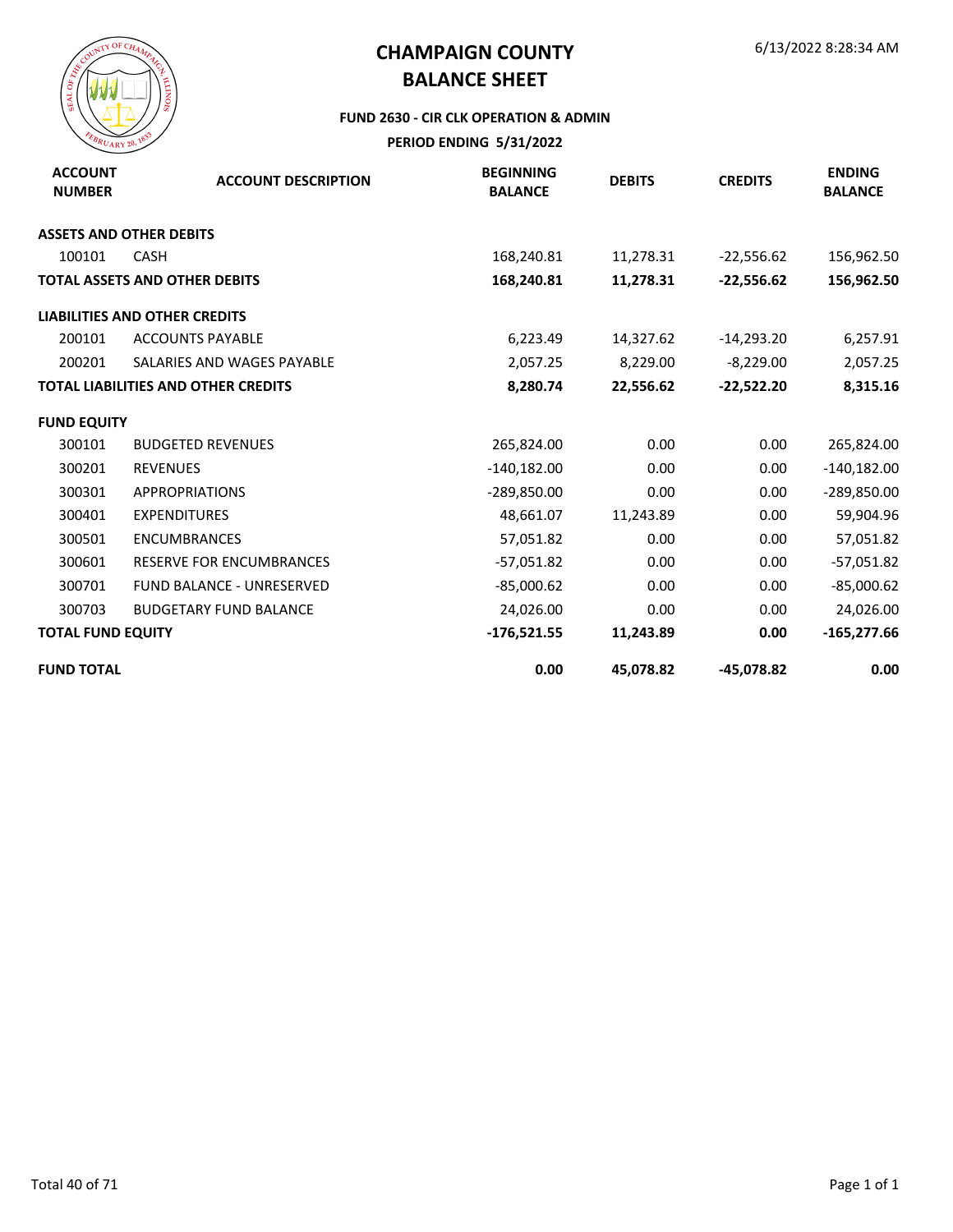# CHAMPAIGN COUNTY
## BALANCE SHEET

6/13/2022 8:28:34 AM

**FUND 2630 - CIR CLK OPERATION & ADMIN**

**PERIOD ENDING 5/31/2022**

| ACCOUNT NUMBER | ACCOUNT DESCRIPTION | BEGINNING BALANCE | DEBITS | CREDITS | ENDING BALANCE |
|---|---|---|---|---|---|
| **ASSETS AND OTHER DEBITS** | | | | | |
| 100101 | CASH | 168,240.81 | 11,278.31 | -22,556.62 | 156,962.50 |
| **TOTAL ASSETS AND OTHER DEBITS** | | **168,240.81** | **11,278.31** | **-22,556.62** | **156,962.50** |
| **LIABILITIES AND OTHER CREDITS** | | | | | |
| 200101 | ACCOUNTS PAYABLE | 6,223.49 | 14,327.62 | -14,293.20 | 6,257.91 |
| 200201 | SALARIES AND WAGES PAYABLE | 2,057.25 | 8,229.00 | -8,229.00 | 2,057.25 |
| **TOTAL LIABILITIES AND OTHER CREDITS** | | **8,280.74** | **22,556.62** | **-22,522.20** | **8,315.16** |
| **FUND EQUITY** | | | | | |
| 300101 | BUDGETED REVENUES | 265,824.00 | 0.00 | 0.00 | 265,824.00 |
| 300201 | REVENUES | -140,182.00 | 0.00 | 0.00 | -140,182.00 |
| 300301 | APPROPRIATIONS | -289,850.00 | 0.00 | 0.00 | -289,850.00 |
| 300401 | EXPENDITURES | 48,661.07 | 11,243.89 | 0.00 | 59,904.96 |
| 300501 | ENCUMBRANCES | 57,051.82 | 0.00 | 0.00 | 57,051.82 |
| 300601 | RESERVE FOR ENCUMBRANCES | -57,051.82 | 0.00 | 0.00 | -57,051.82 |
| 300701 | FUND BALANCE - UNRESERVED | -85,000.62 | 0.00 | 0.00 | -85,000.62 |
| 300703 | BUDGETARY FUND BALANCE | 24,026.00 | 0.00 | 0.00 | 24,026.00 |
| **TOTAL FUND EQUITY** | | **-176,521.55** | **11,243.89** | **0.00** | **-165,277.66** |
| **FUND TOTAL** | | **0.00** | **45,078.82** | **-45,078.82** | **0.00** |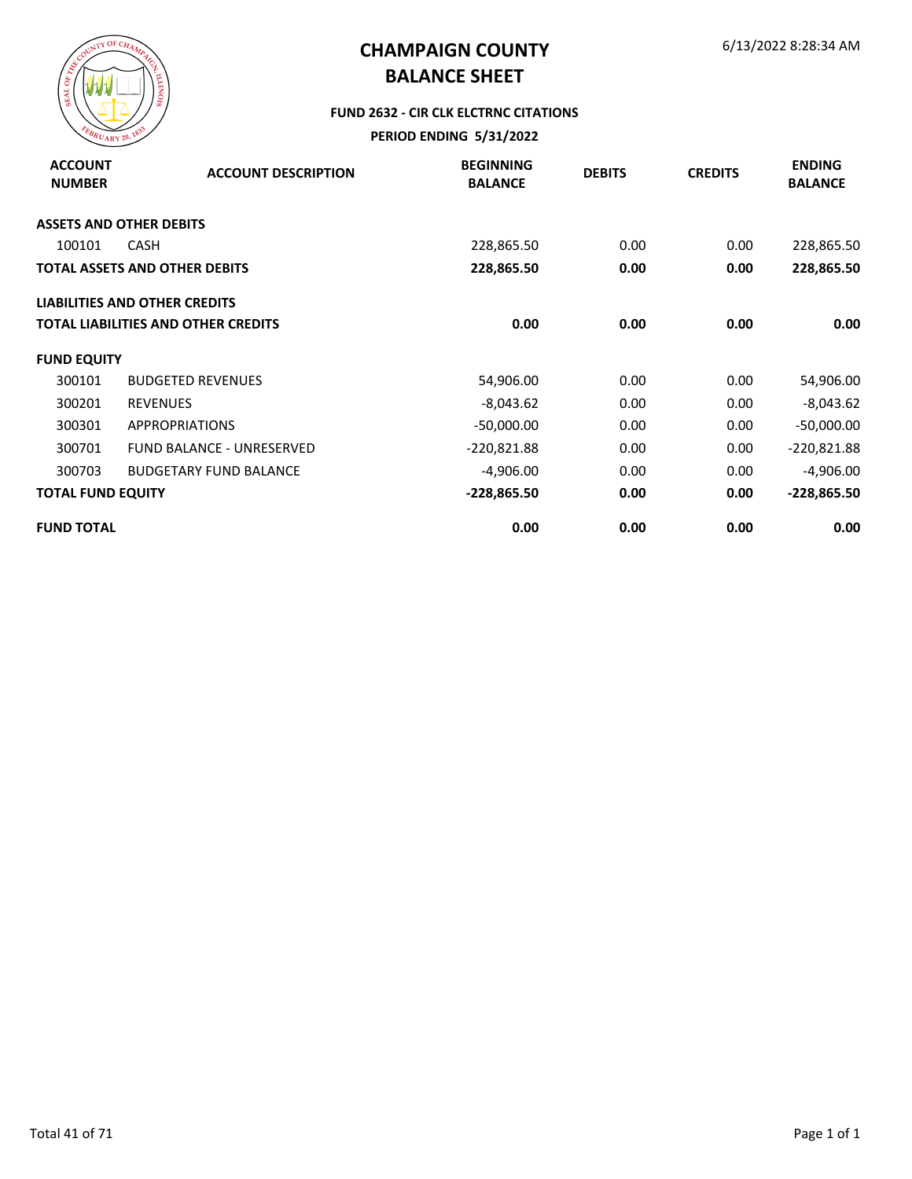# CHAMPAIGN COUNTY
# BALANCE SHEET

6/13/2022 8:28:34 AM

**FUND 2632 - CIR CLK ELCTRNC CITATIONS**

**PERIOD ENDING 5/31/2022**

| ACCOUNT NUMBER | ACCOUNT DESCRIPTION | BEGINNING BALANCE | DEBITS | CREDITS | ENDING BALANCE |
|---|---|---|---|---|---|
| **ASSETS AND OTHER DEBITS** | | | | | |
| 100101 | CASH | 228,865.50 | 0.00 | 0.00 | 228,865.50 |
| **TOTAL ASSETS AND OTHER DEBITS** | | **228,865.50** | **0.00** | **0.00** | **228,865.50** |
| **LIABILITIES AND OTHER CREDITS** | | | | | |
| **TOTAL LIABILITIES AND OTHER CREDITS** | | **0.00** | **0.00** | **0.00** | **0.00** |
| **FUND EQUITY** | | | | | |
| 300101 | BUDGETED REVENUES | 54,906.00 | 0.00 | 0.00 | 54,906.00 |
| 300201 | REVENUES | -8,043.62 | 0.00 | 0.00 | -8,043.62 |
| 300301 | APPROPRIATIONS | -50,000.00 | 0.00 | 0.00 | -50,000.00 |
| 300701 | FUND BALANCE - UNRESERVED | -220,821.88 | 0.00 | 0.00 | -220,821.88 |
| 300703 | BUDGETARY FUND BALANCE | -4,906.00 | 0.00 | 0.00 | -4,906.00 |
| **TOTAL FUND EQUITY** | | **-228,865.50** | **0.00** | **0.00** | **-228,865.50** |
| **FUND TOTAL** | | **0.00** | **0.00** | **0.00** | **0.00** |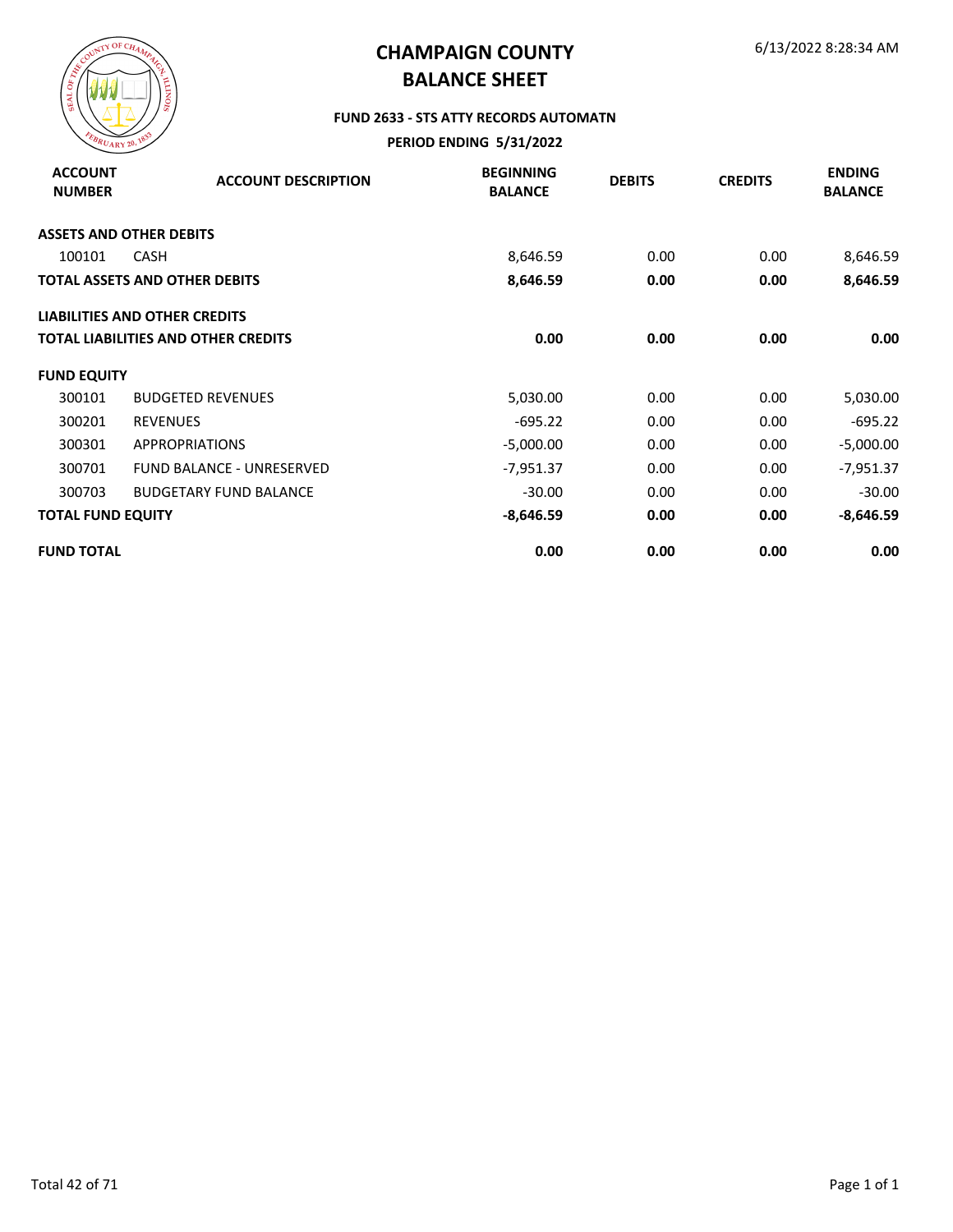# CHAMPAIGN COUNTY
# BALANCE SHEET

6/13/2022 8:28:34 AM

**FUND 2633 - STS ATTY RECORDS AUTOMATN**

**PERIOD ENDING 5/31/2022**

| ACCOUNT NUMBER | ACCOUNT DESCRIPTION | BEGINNING BALANCE | DEBITS | CREDITS | ENDING BALANCE |
|---|---|---|---|---|---|
| **ASSETS AND OTHER DEBITS** | | | | | |
| 100101 | CASH | 8,646.59 | 0.00 | 0.00 | 8,646.59 |
| **TOTAL ASSETS AND OTHER DEBITS** | | **8,646.59** | **0.00** | **0.00** | **8,646.59** |
| **LIABILITIES AND OTHER CREDITS** | | | | | |
| **TOTAL LIABILITIES AND OTHER CREDITS** | | **0.00** | **0.00** | **0.00** | **0.00** |
| **FUND EQUITY** | | | | | |
| 300101 | BUDGETED REVENUES | 5,030.00 | 0.00 | 0.00 | 5,030.00 |
| 300201 | REVENUES | -695.22 | 0.00 | 0.00 | -695.22 |
| 300301 | APPROPRIATIONS | -5,000.00 | 0.00 | 0.00 | -5,000.00 |
| 300701 | FUND BALANCE - UNRESERVED | -7,951.37 | 0.00 | 0.00 | -7,951.37 |
| 300703 | BUDGETARY FUND BALANCE | -30.00 | 0.00 | 0.00 | -30.00 |
| **TOTAL FUND EQUITY** | | **-8,646.59** | **0.00** | **0.00** | **-8,646.59** |
| **FUND TOTAL** | | **0.00** | **0.00** | **0.00** | **0.00** |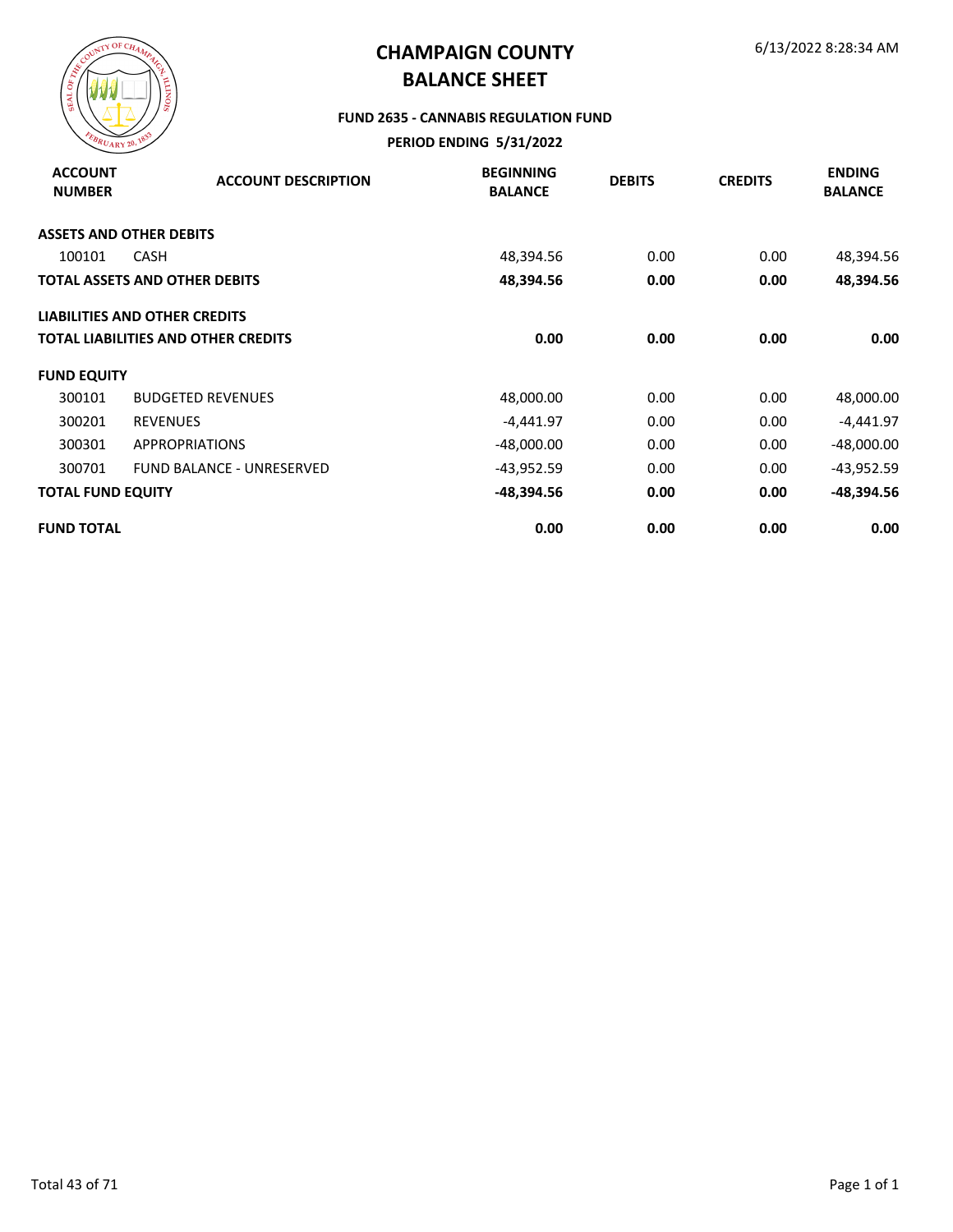# CHAMPAIGN COUNTY
# BALANCE SHEET

6/13/2022 8:28:34 AM

**FUND 2635 - CANNABIS REGULATION FUND**

**PERIOD ENDING 5/31/2022**

| ACCOUNT NUMBER | ACCOUNT DESCRIPTION | BEGINNING BALANCE | DEBITS | CREDITS | ENDING BALANCE |
|---|---|---|---|---|---|
| **ASSETS AND OTHER DEBITS** | | | | | |
| 100101 | CASH | 48,394.56 | 0.00 | 0.00 | 48,394.56 |
| **TOTAL ASSETS AND OTHER DEBITS** | | **48,394.56** | **0.00** | **0.00** | **48,394.56** |
| **LIABILITIES AND OTHER CREDITS** | | | | | |
| **TOTAL LIABILITIES AND OTHER CREDITS** | | **0.00** | **0.00** | **0.00** | **0.00** |
| **FUND EQUITY** | | | | | |
| 300101 | BUDGETED REVENUES | 48,000.00 | 0.00 | 0.00 | 48,000.00 |
| 300201 | REVENUES | -4,441.97 | 0.00 | 0.00 | -4,441.97 |
| 300301 | APPROPRIATIONS | -48,000.00 | 0.00 | 0.00 | -48,000.00 |
| 300701 | FUND BALANCE - UNRESERVED | -43,952.59 | 0.00 | 0.00 | -43,952.59 |
| **TOTAL FUND EQUITY** | | **-48,394.56** | **0.00** | **0.00** | **-48,394.56** |
| **FUND TOTAL** | | **0.00** | **0.00** | **0.00** | **0.00** |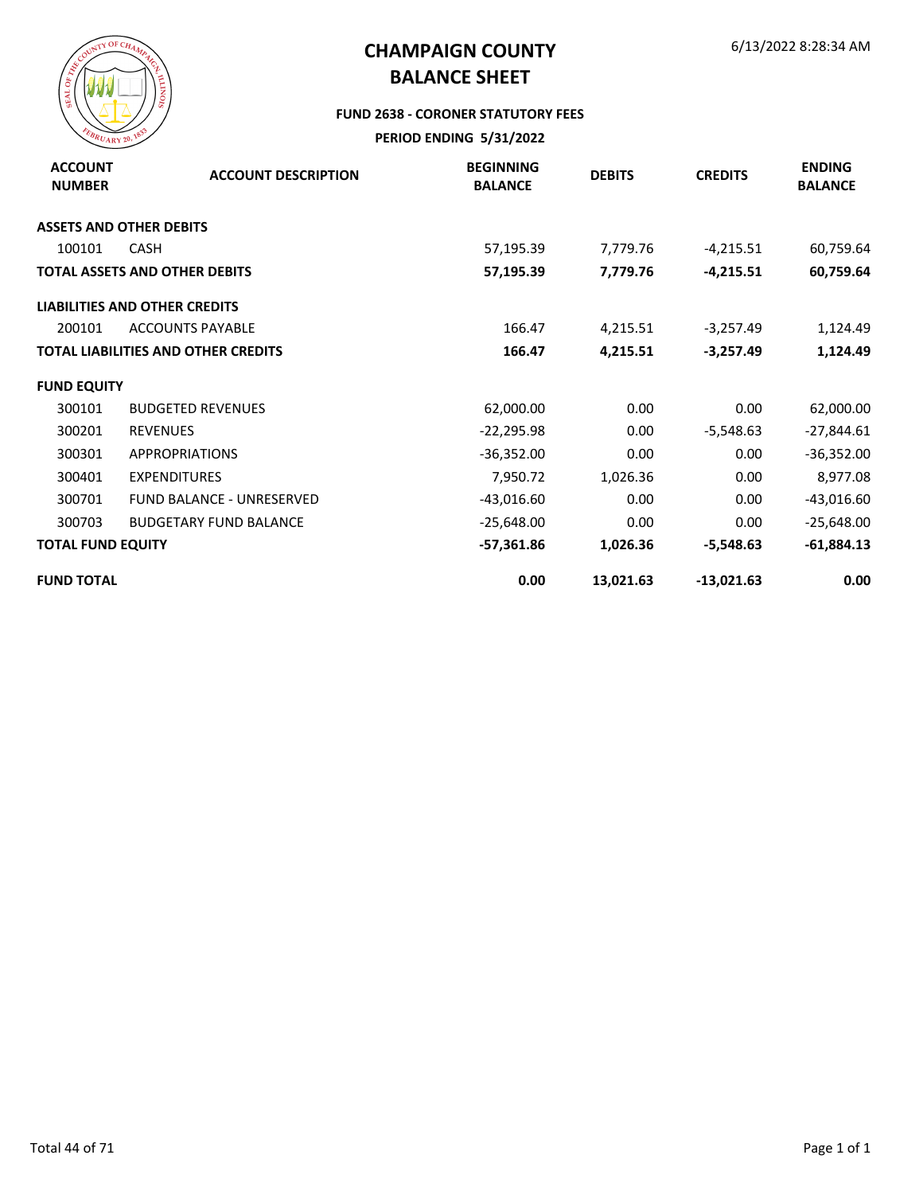# CHAMPAIGN COUNTY
# BALANCE SHEET

6/13/2022 8:28:34 AM

### FUND 2638 - CORONER STATUTORY FEES

### PERIOD ENDING 5/31/2022

| ACCOUNT NUMBER | ACCOUNT DESCRIPTION | BEGINNING BALANCE | DEBITS | CREDITS | ENDING BALANCE |
|---|---|---|---|---|---|
| **ASSETS AND OTHER DEBITS** | | | | | |
| 100101 | CASH | 57,195.39 | 7,779.76 | -4,215.51 | 60,759.64 |
| **TOTAL ASSETS AND OTHER DEBITS** | | **57,195.39** | **7,779.76** | **-4,215.51** | **60,759.64** |
| **LIABILITIES AND OTHER CREDITS** | | | | | |
| 200101 | ACCOUNTS PAYABLE | 166.47 | 4,215.51 | -3,257.49 | 1,124.49 |
| **TOTAL LIABILITIES AND OTHER CREDITS** | | **166.47** | **4,215.51** | **-3,257.49** | **1,124.49** |
| **FUND EQUITY** | | | | | |
| 300101 | BUDGETED REVENUES | 62,000.00 | 0.00 | 0.00 | 62,000.00 |
| 300201 | REVENUES | -22,295.98 | 0.00 | -5,548.63 | -27,844.61 |
| 300301 | APPROPRIATIONS | -36,352.00 | 0.00 | 0.00 | -36,352.00 |
| 300401 | EXPENDITURES | 7,950.72 | 1,026.36 | 0.00 | 8,977.08 |
| 300701 | FUND BALANCE - UNRESERVED | -43,016.60 | 0.00 | 0.00 | -43,016.60 |
| 300703 | BUDGETARY FUND BALANCE | -25,648.00 | 0.00 | 0.00 | -25,648.00 |
| **TOTAL FUND EQUITY** | | **-57,361.86** | **1,026.36** | **-5,548.63** | **-61,884.13** |
| **FUND TOTAL** | | **0.00** | **13,021.63** | **-13,021.63** | **0.00** |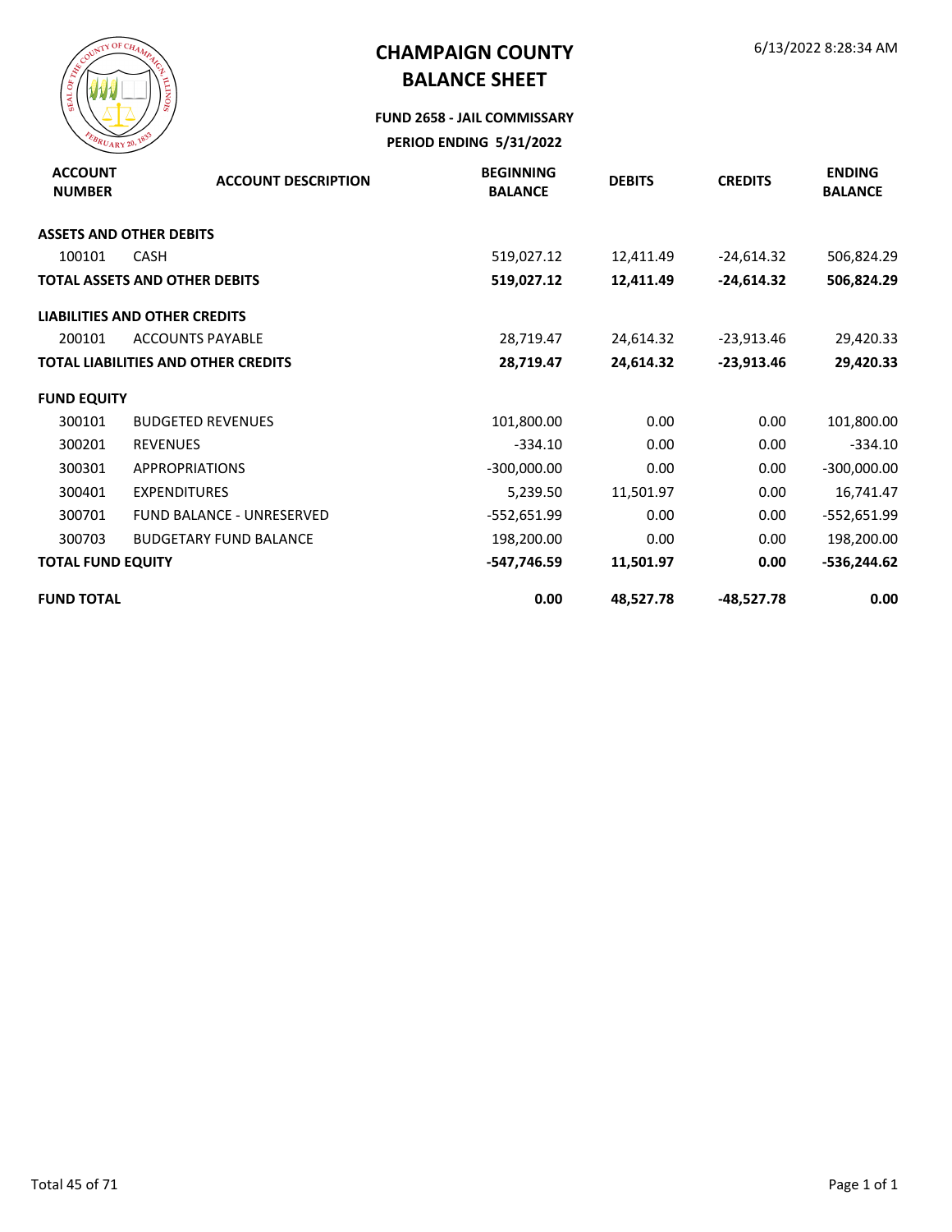# CHAMPAIGN COUNTY
# BALANCE SHEET

6/13/2022 8:28:34 AM

**FUND 2658 - JAIL COMMISSARY**

**PERIOD ENDING 5/31/2022**

| ACCOUNT NUMBER | ACCOUNT DESCRIPTION | BEGINNING BALANCE | DEBITS | CREDITS | ENDING BALANCE |
|---|---|---|---|---|---|
| **ASSETS AND OTHER DEBITS** | | | | | |
| 100101 | CASH | 519,027.12 | 12,411.49 | -24,614.32 | 506,824.29 |
| **TOTAL ASSETS AND OTHER DEBITS** | | **519,027.12** | **12,411.49** | **-24,614.32** | **506,824.29** |
| **LIABILITIES AND OTHER CREDITS** | | | | | |
| 200101 | ACCOUNTS PAYABLE | 28,719.47 | 24,614.32 | -23,913.46 | 29,420.33 |
| **TOTAL LIABILITIES AND OTHER CREDITS** | | **28,719.47** | **24,614.32** | **-23,913.46** | **29,420.33** |
| **FUND EQUITY** | | | | | |
| 300101 | BUDGETED REVENUES | 101,800.00 | 0.00 | 0.00 | 101,800.00 |
| 300201 | REVENUES | -334.10 | 0.00 | 0.00 | -334.10 |
| 300301 | APPROPRIATIONS | -300,000.00 | 0.00 | 0.00 | -300,000.00 |
| 300401 | EXPENDITURES | 5,239.50 | 11,501.97 | 0.00 | 16,741.47 |
| 300701 | FUND BALANCE - UNRESERVED | -552,651.99 | 0.00 | 0.00 | -552,651.99 |
| 300703 | BUDGETARY FUND BALANCE | 198,200.00 | 0.00 | 0.00 | 198,200.00 |
| **TOTAL FUND EQUITY** | | **-547,746.59** | **11,501.97** | **0.00** | **-536,244.62** |
| **FUND TOTAL** | | **0.00** | **48,527.78** | **-48,527.78** | **0.00** |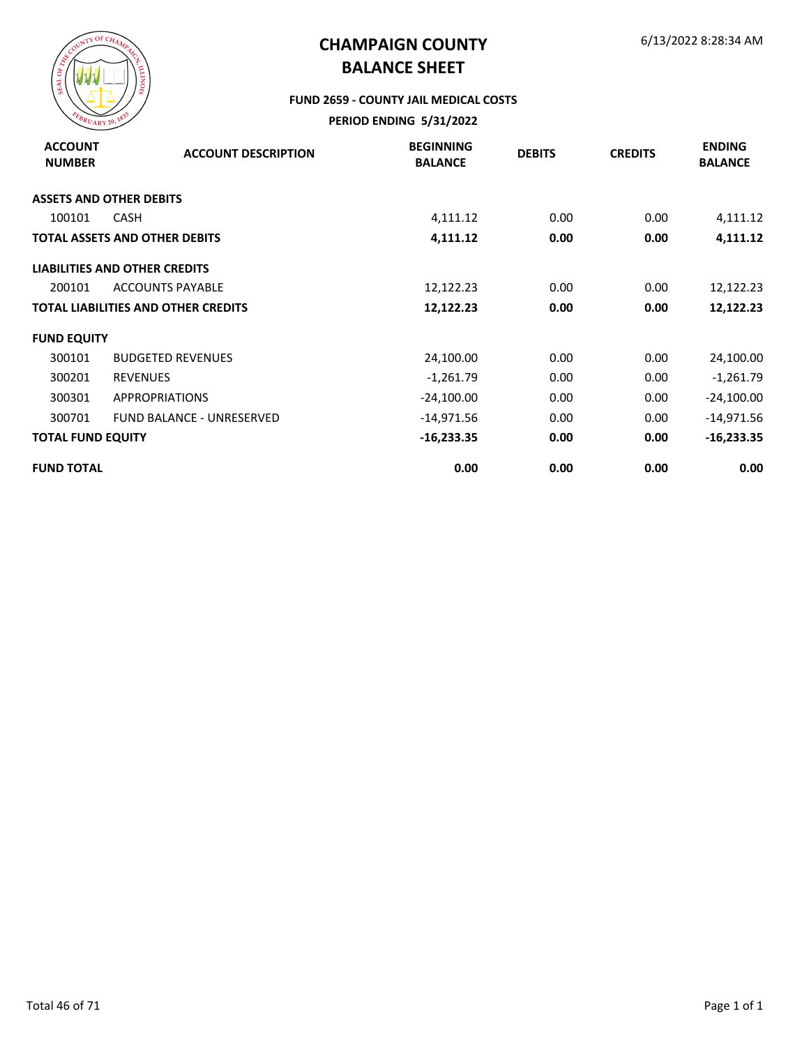# CHAMPAIGN COUNTY
# BALANCE SHEET

6/13/2022 8:28:34 AM

### FUND 2659 - COUNTY JAIL MEDICAL COSTS

### PERIOD ENDING 5/31/2022

| ACCOUNT NUMBER | ACCOUNT DESCRIPTION | BEGINNING BALANCE | DEBITS | CREDITS | ENDING BALANCE |
|---|---|---|---|---|---|
| **ASSETS AND OTHER DEBITS** | | | | | |
| 100101 | CASH | 4,111.12 | 0.00 | 0.00 | 4,111.12 |
| **TOTAL ASSETS AND OTHER DEBITS** | | **4,111.12** | **0.00** | **0.00** | **4,111.12** |
| **LIABILITIES AND OTHER CREDITS** | | | | | |
| 200101 | ACCOUNTS PAYABLE | 12,122.23 | 0.00 | 0.00 | 12,122.23 |
| **TOTAL LIABILITIES AND OTHER CREDITS** | | **12,122.23** | **0.00** | **0.00** | **12,122.23** |
| **FUND EQUITY** | | | | | |
| 300101 | BUDGETED REVENUES | 24,100.00 | 0.00 | 0.00 | 24,100.00 |
| 300201 | REVENUES | -1,261.79 | 0.00 | 0.00 | -1,261.79 |
| 300301 | APPROPRIATIONS | -24,100.00 | 0.00 | 0.00 | -24,100.00 |
| 300701 | FUND BALANCE - UNRESERVED | -14,971.56 | 0.00 | 0.00 | -14,971.56 |
| **TOTAL FUND EQUITY** | | **-16,233.35** | **0.00** | **0.00** | **-16,233.35** |
| **FUND TOTAL** | | **0.00** | **0.00** | **0.00** | **0.00** |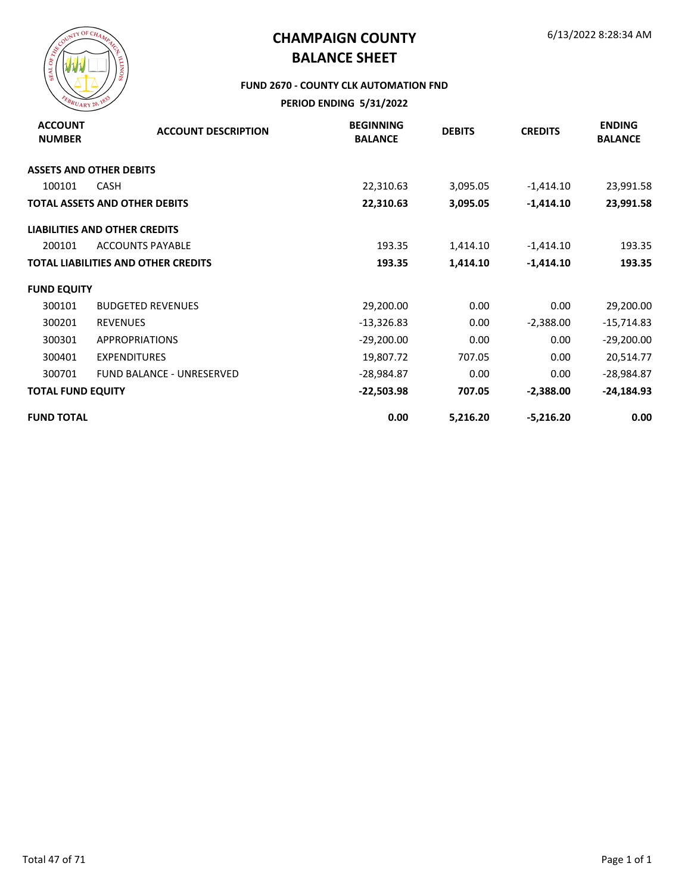# CHAMPAIGN COUNTY
# BALANCE SHEET

6/13/2022 8:28:34 AM

**FUND 2670 - COUNTY CLK AUTOMATION FND**

**PERIOD ENDING 5/31/2022**

| ACCOUNT NUMBER | ACCOUNT DESCRIPTION | BEGINNING BALANCE | DEBITS | CREDITS | ENDING BALANCE |
|---|---|---|---|---|---|
| **ASSETS AND OTHER DEBITS** | | | | | |
| 100101 | CASH | 22,310.63 | 3,095.05 | -1,414.10 | 23,991.58 |
| **TOTAL ASSETS AND OTHER DEBITS** | | **22,310.63** | **3,095.05** | **-1,414.10** | **23,991.58** |
| **LIABILITIES AND OTHER CREDITS** | | | | | |
| 200101 | ACCOUNTS PAYABLE | 193.35 | 1,414.10 | -1,414.10 | 193.35 |
| **TOTAL LIABILITIES AND OTHER CREDITS** | | **193.35** | **1,414.10** | **-1,414.10** | **193.35** |
| **FUND EQUITY** | | | | | |
| 300101 | BUDGETED REVENUES | 29,200.00 | 0.00 | 0.00 | 29,200.00 |
| 300201 | REVENUES | -13,326.83 | 0.00 | -2,388.00 | -15,714.83 |
| 300301 | APPROPRIATIONS | -29,200.00 | 0.00 | 0.00 | -29,200.00 |
| 300401 | EXPENDITURES | 19,807.72 | 707.05 | 0.00 | 20,514.77 |
| 300701 | FUND BALANCE - UNRESERVED | -28,984.87 | 0.00 | 0.00 | -28,984.87 |
| **TOTAL FUND EQUITY** | | **-22,503.98** | **707.05** | **-2,388.00** | **-24,184.93** |
| **FUND TOTAL** | | **0.00** | **5,216.20** | **-5,216.20** | **0.00** |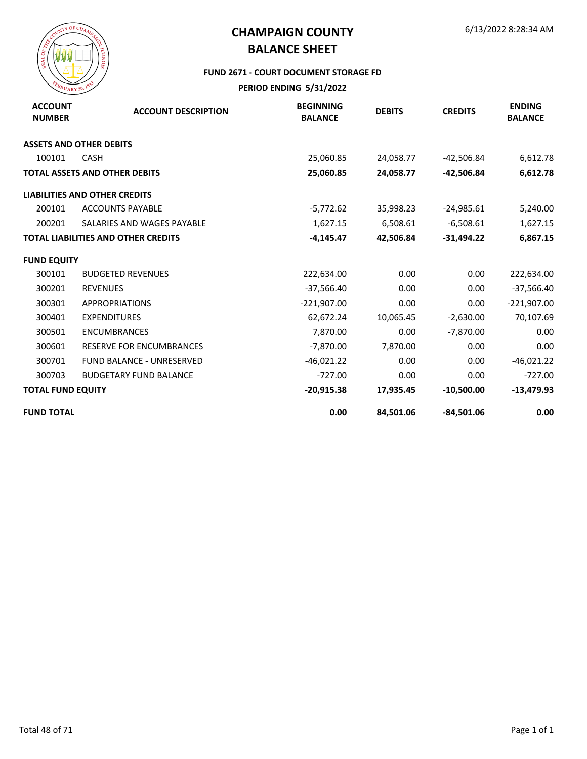# CHAMPAIGN COUNTY
# BALANCE SHEET

6/13/2022 8:28:34 AM

### FUND 2671 - COURT DOCUMENT STORAGE FD
### PERIOD ENDING 5/31/2022

| ACCOUNT NUMBER | ACCOUNT DESCRIPTION | BEGINNING BALANCE | DEBITS | CREDITS | ENDING BALANCE |
|---|---|---|---|---|---|
| **ASSETS AND OTHER DEBITS** | | | | | |
| 100101 | CASH | 25,060.85 | 24,058.77 | -42,506.84 | 6,612.78 |
| **TOTAL ASSETS AND OTHER DEBITS** | | **25,060.85** | **24,058.77** | **-42,506.84** | **6,612.78** |
| **LIABILITIES AND OTHER CREDITS** | | | | | |
| 200101 | ACCOUNTS PAYABLE | -5,772.62 | 35,998.23 | -24,985.61 | 5,240.00 |
| 200201 | SALARIES AND WAGES PAYABLE | 1,627.15 | 6,508.61 | -6,508.61 | 1,627.15 |
| **TOTAL LIABILITIES AND OTHER CREDITS** | | **-4,145.47** | **42,506.84** | **-31,494.22** | **6,867.15** |
| **FUND EQUITY** | | | | | |
| 300101 | BUDGETED REVENUES | 222,634.00 | 0.00 | 0.00 | 222,634.00 |
| 300201 | REVENUES | -37,566.40 | 0.00 | 0.00 | -37,566.40 |
| 300301 | APPROPRIATIONS | -221,907.00 | 0.00 | 0.00 | -221,907.00 |
| 300401 | EXPENDITURES | 62,672.24 | 10,065.45 | -2,630.00 | 70,107.69 |
| 300501 | ENCUMBRANCES | 7,870.00 | 0.00 | -7,870.00 | 0.00 |
| 300601 | RESERVE FOR ENCUMBRANCES | -7,870.00 | 7,870.00 | 0.00 | 0.00 |
| 300701 | FUND BALANCE - UNRESERVED | -46,021.22 | 0.00 | 0.00 | -46,021.22 |
| 300703 | BUDGETARY FUND BALANCE | -727.00 | 0.00 | 0.00 | -727.00 |
| **TOTAL FUND EQUITY** | | **-20,915.38** | **17,935.45** | **-10,500.00** | **-13,479.93** |
| **FUND TOTAL** | | **0.00** | **84,501.06** | **-84,501.06** | **0.00** |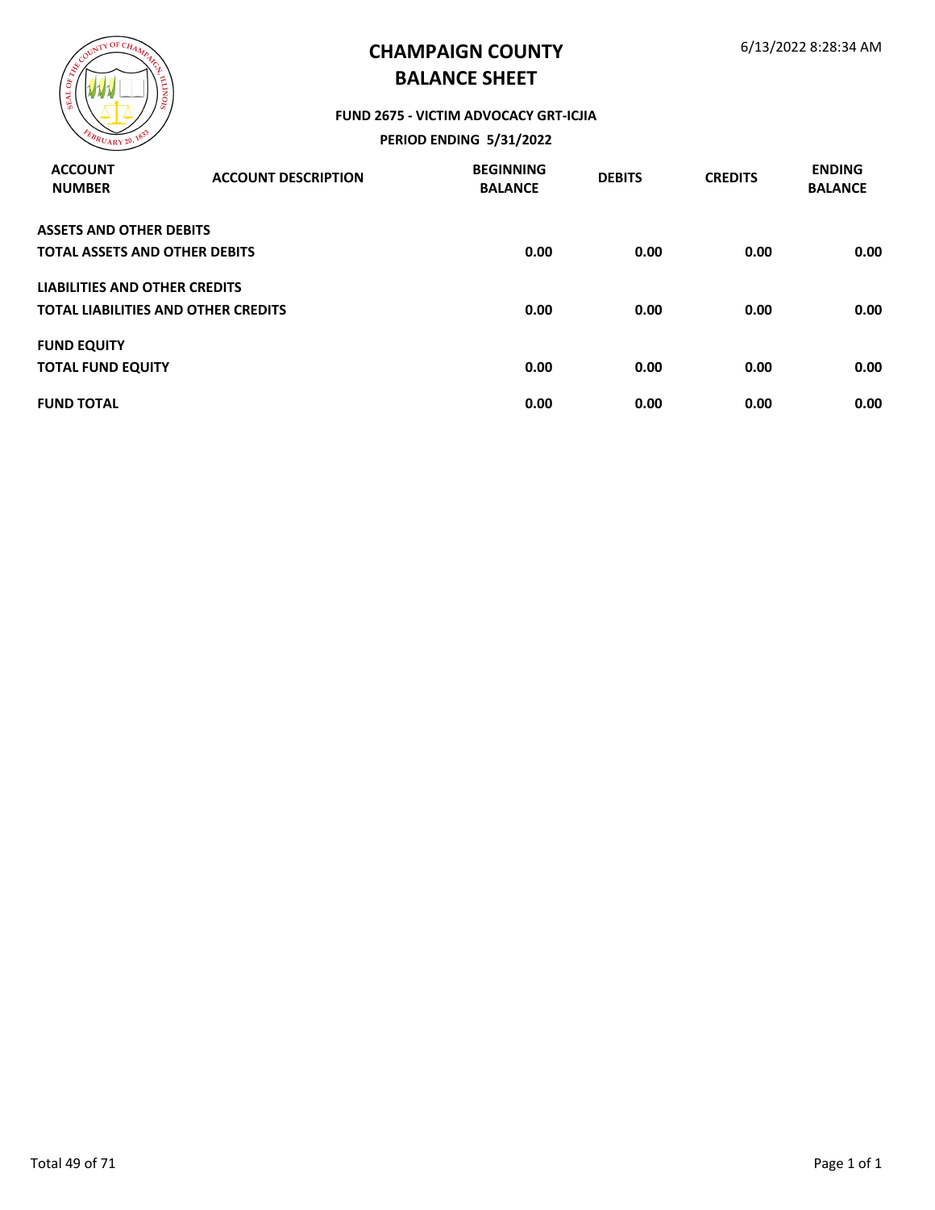# CHAMPAIGN COUNTY
# BALANCE SHEET

6/13/2022 8:28:34 AM

### FUND 2675 - VICTIM ADVOCACY GRT-ICJIA
### PERIOD ENDING 5/31/2022

| ACCOUNT NUMBER | ACCOUNT DESCRIPTION | BEGINNING BALANCE | DEBITS | CREDITS | ENDING BALANCE |
|---|---|---|---|---|---|
| **ASSETS AND OTHER DEBITS** | | | | | |
| **TOTAL ASSETS AND OTHER DEBITS** | | **0.00** | **0.00** | **0.00** | **0.00** |
| **LIABILITIES AND OTHER CREDITS** | | | | | |
| **TOTAL LIABILITIES AND OTHER CREDITS** | | **0.00** | **0.00** | **0.00** | **0.00** |
| **FUND EQUITY** | | | | | |
| **TOTAL FUND EQUITY** | | **0.00** | **0.00** | **0.00** | **0.00** |
| **FUND TOTAL** | | **0.00** | **0.00** | **0.00** | **0.00** |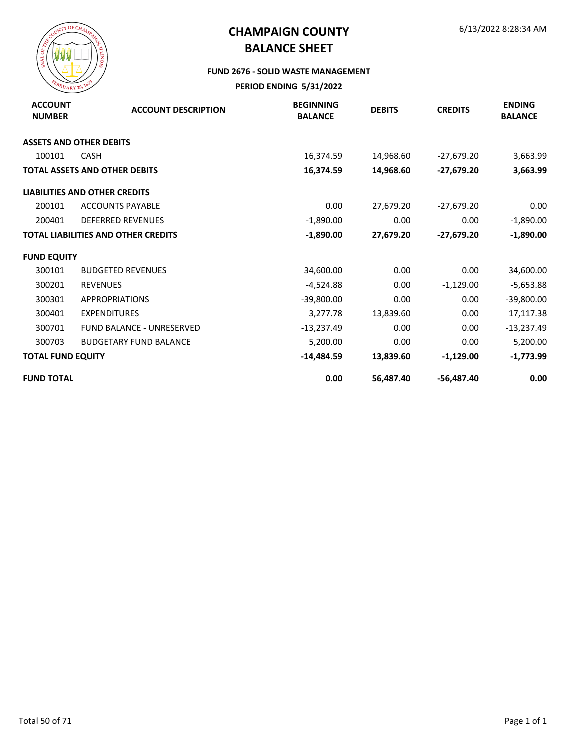# CHAMPAIGN COUNTY
# BALANCE SHEET

6/13/2022 8:28:34 AM

### FUND 2676 - SOLID WASTE MANAGEMENT

### PERIOD ENDING 5/31/2022

| ACCOUNT NUMBER | ACCOUNT DESCRIPTION | BEGINNING BALANCE | DEBITS | CREDITS | ENDING BALANCE |
|---|---|---|---|---|---|
| **ASSETS AND OTHER DEBITS** | | | | | |
| 100101 | CASH | 16,374.59 | 14,968.60 | -27,679.20 | 3,663.99 |
| **TOTAL ASSETS AND OTHER DEBITS** | | **16,374.59** | **14,968.60** | **-27,679.20** | **3,663.99** |
| **LIABILITIES AND OTHER CREDITS** | | | | | |
| 200101 | ACCOUNTS PAYABLE | 0.00 | 27,679.20 | -27,679.20 | 0.00 |
| 200401 | DEFERRED REVENUES | -1,890.00 | 0.00 | 0.00 | -1,890.00 |
| **TOTAL LIABILITIES AND OTHER CREDITS** | | **-1,890.00** | **27,679.20** | **-27,679.20** | **-1,890.00** |
| **FUND EQUITY** | | | | | |
| 300101 | BUDGETED REVENUES | 34,600.00 | 0.00 | 0.00 | 34,600.00 |
| 300201 | REVENUES | -4,524.88 | 0.00 | -1,129.00 | -5,653.88 |
| 300301 | APPROPRIATIONS | -39,800.00 | 0.00 | 0.00 | -39,800.00 |
| 300401 | EXPENDITURES | 3,277.78 | 13,839.60 | 0.00 | 17,117.38 |
| 300701 | FUND BALANCE - UNRESERVED | -13,237.49 | 0.00 | 0.00 | -13,237.49 |
| 300703 | BUDGETARY FUND BALANCE | 5,200.00 | 0.00 | 0.00 | 5,200.00 |
| **TOTAL FUND EQUITY** | | **-14,484.59** | **13,839.60** | **-1,129.00** | **-1,773.99** |
| **FUND TOTAL** | | **0.00** | **56,487.40** | **-56,487.40** | **0.00** |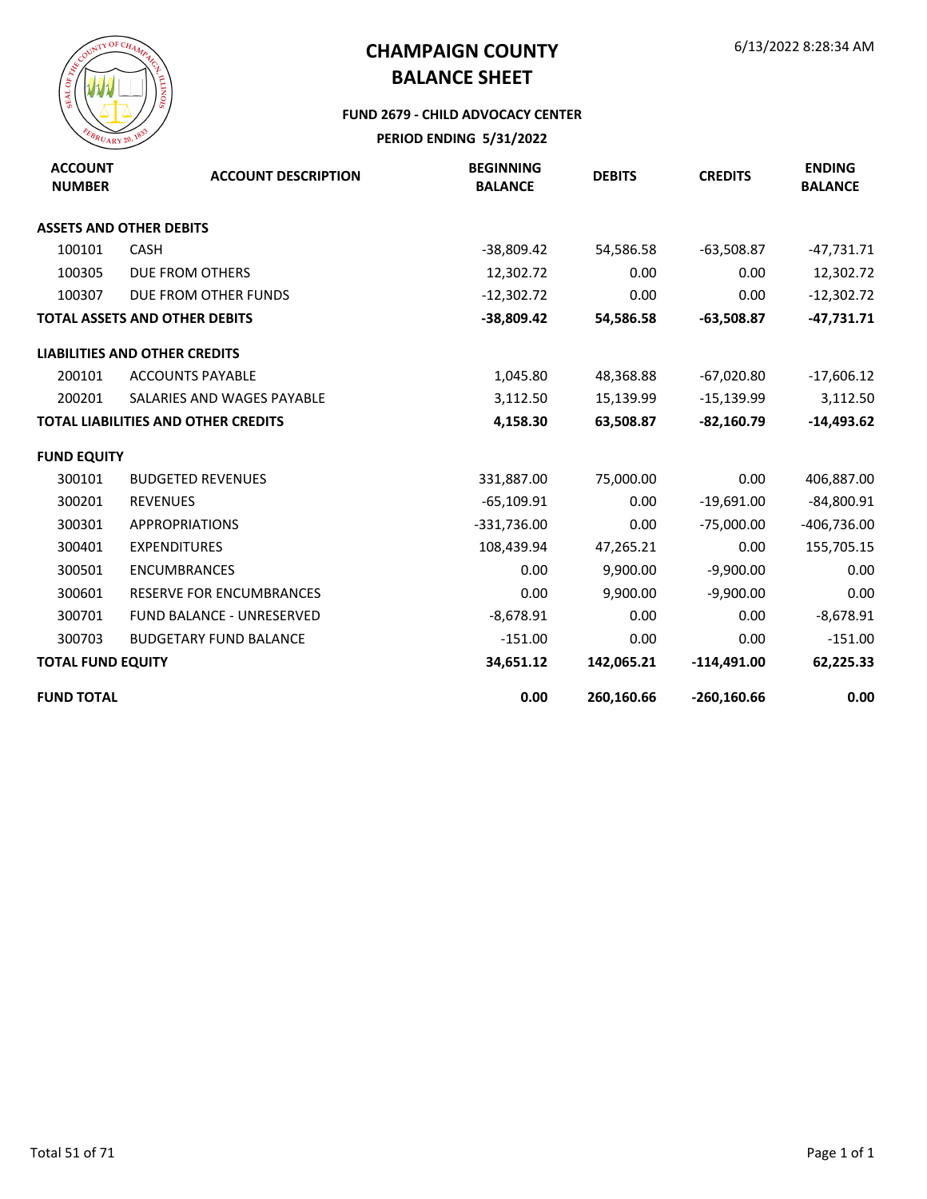# CHAMPAIGN COUNTY

## BALANCE SHEET

6/13/2022 8:28:34 AM

### FUND 2679 - CHILD ADVOCACY CENTER

### PERIOD ENDING 5/31/2022

| ACCOUNT NUMBER | ACCOUNT DESCRIPTION | BEGINNING BALANCE | DEBITS | CREDITS | ENDING BALANCE |
|---|---|---|---|---|---|
| **ASSETS AND OTHER DEBITS** | | | | | |
| 100101 | CASH | -38,809.42 | 54,586.58 | -63,508.87 | -47,731.71 |
| 100305 | DUE FROM OTHERS | 12,302.72 | 0.00 | 0.00 | 12,302.72 |
| 100307 | DUE FROM OTHER FUNDS | -12,302.72 | 0.00 | 0.00 | -12,302.72 |
| **TOTAL ASSETS AND OTHER DEBITS** | | **-38,809.42** | **54,586.58** | **-63,508.87** | **-47,731.71** |
| **LIABILITIES AND OTHER CREDITS** | | | | | |
| 200101 | ACCOUNTS PAYABLE | 1,045.80 | 48,368.88 | -67,020.80 | -17,606.12 |
| 200201 | SALARIES AND WAGES PAYABLE | 3,112.50 | 15,139.99 | -15,139.99 | 3,112.50 |
| **TOTAL LIABILITIES AND OTHER CREDITS** | | **4,158.30** | **63,508.87** | **-82,160.79** | **-14,493.62** |
| **FUND EQUITY** | | | | | |
| 300101 | BUDGETED REVENUES | 331,887.00 | 75,000.00 | 0.00 | 406,887.00 |
| 300201 | REVENUES | -65,109.91 | 0.00 | -19,691.00 | -84,800.91 |
| 300301 | APPROPRIATIONS | -331,736.00 | 0.00 | -75,000.00 | -406,736.00 |
| 300401 | EXPENDITURES | 108,439.94 | 47,265.21 | 0.00 | 155,705.15 |
| 300501 | ENCUMBRANCES | 0.00 | 9,900.00 | -9,900.00 | 0.00 |
| 300601 | RESERVE FOR ENCUMBRANCES | 0.00 | 9,900.00 | -9,900.00 | 0.00 |
| 300701 | FUND BALANCE - UNRESERVED | -8,678.91 | 0.00 | 0.00 | -8,678.91 |
| 300703 | BUDGETARY FUND BALANCE | -151.00 | 0.00 | 0.00 | -151.00 |
| **TOTAL FUND EQUITY** | | **34,651.12** | **142,065.21** | **-114,491.00** | **62,225.33** |
| **FUND TOTAL** | | **0.00** | **260,160.66** | **-260,160.66** | **0.00** |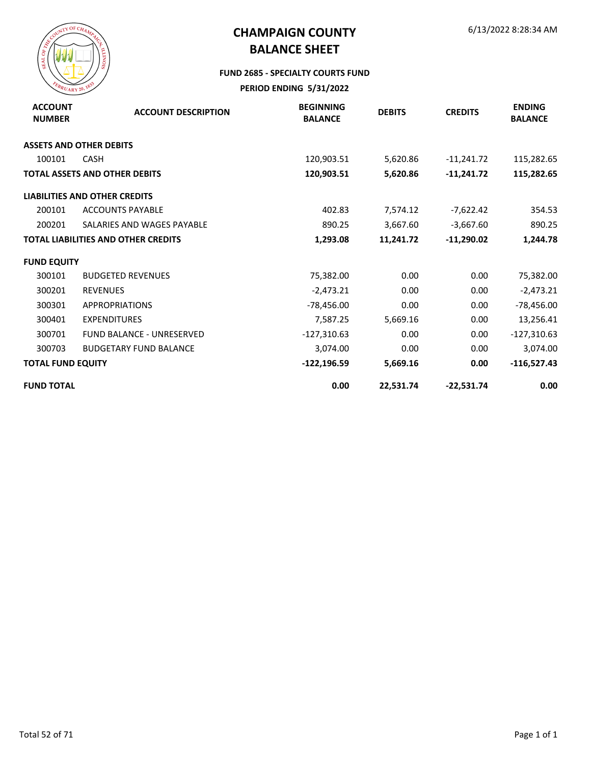# CHAMPAIGN COUNTY

# BALANCE SHEET

6/13/2022 8:28:34 AM

### FUND 2685 - SPECIALTY COURTS FUND

### PERIOD ENDING 5/31/2022

| ACCOUNT NUMBER | ACCOUNT DESCRIPTION | BEGINNING BALANCE | DEBITS | CREDITS | ENDING BALANCE |
|---|---|---|---|---|---|
| **ASSETS AND OTHER DEBITS** | | | | | |
| 100101 | CASH | 120,903.51 | 5,620.86 | -11,241.72 | 115,282.65 |
| **TOTAL ASSETS AND OTHER DEBITS** | | **120,903.51** | **5,620.86** | **-11,241.72** | **115,282.65** |
| **LIABILITIES AND OTHER CREDITS** | | | | | |
| 200101 | ACCOUNTS PAYABLE | 402.83 | 7,574.12 | -7,622.42 | 354.53 |
| 200201 | SALARIES AND WAGES PAYABLE | 890.25 | 3,667.60 | -3,667.60 | 890.25 |
| **TOTAL LIABILITIES AND OTHER CREDITS** | | **1,293.08** | **11,241.72** | **-11,290.02** | **1,244.78** |
| **FUND EQUITY** | | | | | |
| 300101 | BUDGETED REVENUES | 75,382.00 | 0.00 | 0.00 | 75,382.00 |
| 300201 | REVENUES | -2,473.21 | 0.00 | 0.00 | -2,473.21 |
| 300301 | APPROPRIATIONS | -78,456.00 | 0.00 | 0.00 | -78,456.00 |
| 300401 | EXPENDITURES | 7,587.25 | 5,669.16 | 0.00 | 13,256.41 |
| 300701 | FUND BALANCE - UNRESERVED | -127,310.63 | 0.00 | 0.00 | -127,310.63 |
| 300703 | BUDGETARY FUND BALANCE | 3,074.00 | 0.00 | 0.00 | 3,074.00 |
| **TOTAL FUND EQUITY** | | **-122,196.59** | **5,669.16** | **0.00** | **-116,527.43** |
| **FUND TOTAL** | | **0.00** | **22,531.74** | **-22,531.74** | **0.00** |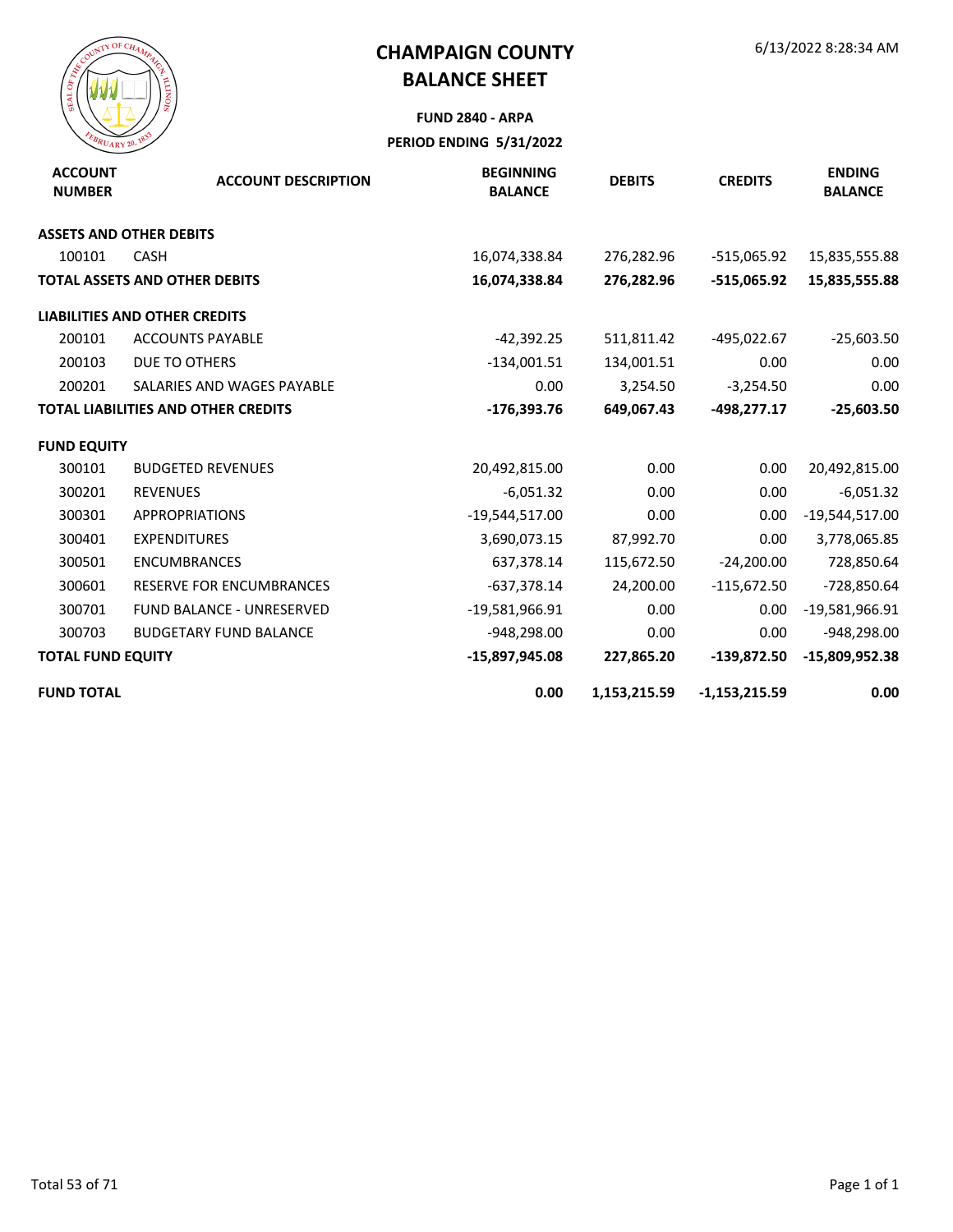# CHAMPAIGN COUNTY
# BALANCE SHEET

6/13/2022 8:28:34 AM

**FUND 2840 - ARPA**

**PERIOD ENDING 5/31/2022**

| ACCOUNT NUMBER | ACCOUNT DESCRIPTION | BEGINNING BALANCE | DEBITS | CREDITS | ENDING BALANCE |
|---|---|---|---|---|---|
| **ASSETS AND OTHER DEBITS** | | | | | |
| 100101 | CASH | 16,074,338.84 | 276,282.96 | -515,065.92 | 15,835,555.88 |
| **TOTAL ASSETS AND OTHER DEBITS** | | **16,074,338.84** | **276,282.96** | **-515,065.92** | **15,835,555.88** |
| **LIABILITIES AND OTHER CREDITS** | | | | | |
| 200101 | ACCOUNTS PAYABLE | -42,392.25 | 511,811.42 | -495,022.67 | -25,603.50 |
| 200103 | DUE TO OTHERS | -134,001.51 | 134,001.51 | 0.00 | 0.00 |
| 200201 | SALARIES AND WAGES PAYABLE | 0.00 | 3,254.50 | -3,254.50 | 0.00 |
| **TOTAL LIABILITIES AND OTHER CREDITS** | | **-176,393.76** | **649,067.43** | **-498,277.17** | **-25,603.50** |
| **FUND EQUITY** | | | | | |
| 300101 | BUDGETED REVENUES | 20,492,815.00 | 0.00 | 0.00 | 20,492,815.00 |
| 300201 | REVENUES | -6,051.32 | 0.00 | 0.00 | -6,051.32 |
| 300301 | APPROPRIATIONS | -19,544,517.00 | 0.00 | 0.00 | -19,544,517.00 |
| 300401 | EXPENDITURES | 3,690,073.15 | 87,992.70 | 0.00 | 3,778,065.85 |
| 300501 | ENCUMBRANCES | 637,378.14 | 115,672.50 | -24,200.00 | 728,850.64 |
| 300601 | RESERVE FOR ENCUMBRANCES | -637,378.14 | 24,200.00 | -115,672.50 | -728,850.64 |
| 300701 | FUND BALANCE - UNRESERVED | -19,581,966.91 | 0.00 | 0.00 | -19,581,966.91 |
| 300703 | BUDGETARY FUND BALANCE | -948,298.00 | 0.00 | 0.00 | -948,298.00 |
| **TOTAL FUND EQUITY** | | **-15,897,945.08** | **227,865.20** | **-139,872.50** | **-15,809,952.38** |
| **FUND TOTAL** | | **0.00** | **1,153,215.59** | **-1,153,215.59** | **0.00** |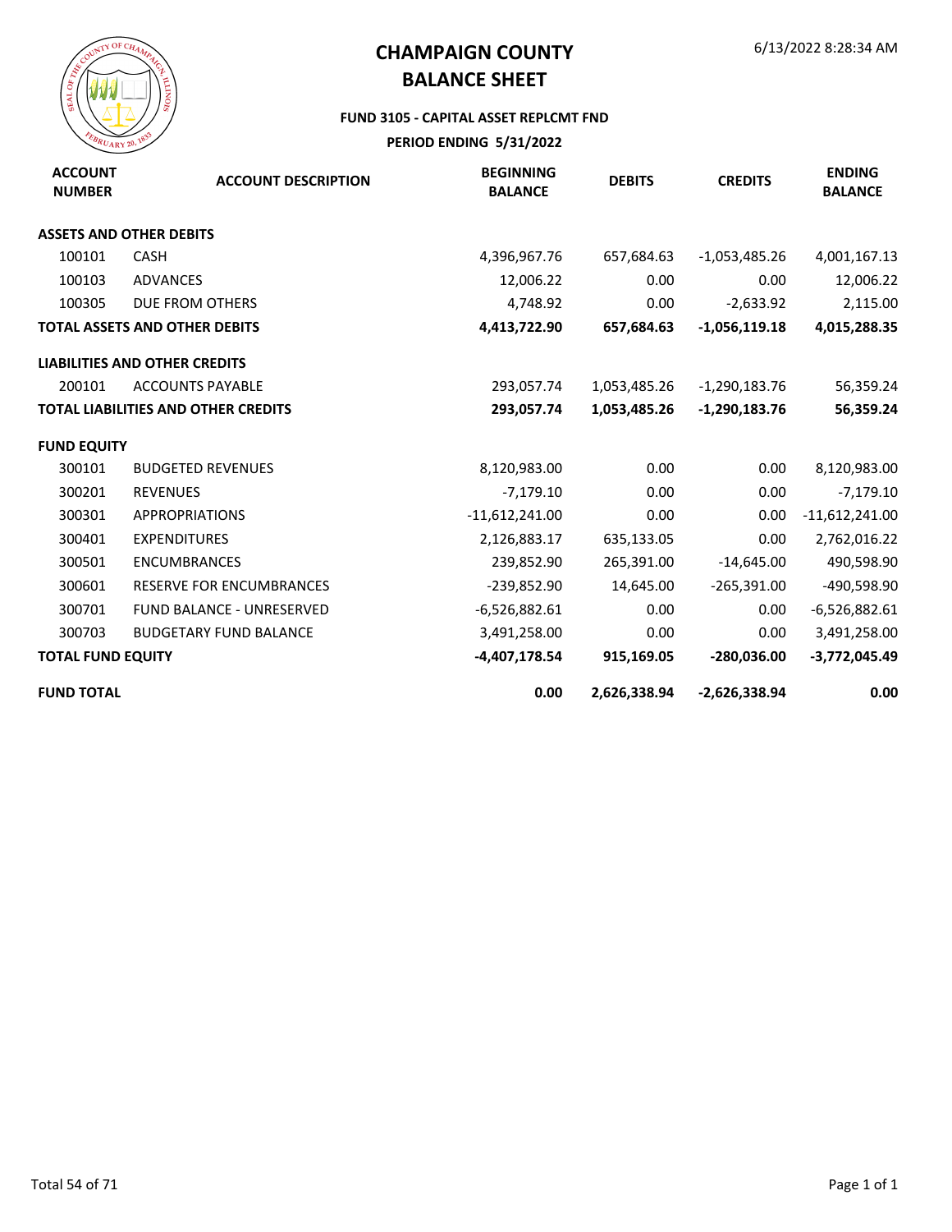# CHAMPAIGN COUNTY
# BALANCE SHEET

6/13/2022 8:28:34 AM

**FUND 3105 - CAPITAL ASSET REPLCMT FND**

**PERIOD ENDING 5/31/2022**

| ACCOUNT NUMBER | ACCOUNT DESCRIPTION | BEGINNING BALANCE | DEBITS | CREDITS | ENDING BALANCE |
|---|---|---|---|---|---|
| **ASSETS AND OTHER DEBITS** | | | | | |
| 100101 | CASH | 4,396,967.76 | 657,684.63 | -1,053,485.26 | 4,001,167.13 |
| 100103 | ADVANCES | 12,006.22 | 0.00 | 0.00 | 12,006.22 |
| 100305 | DUE FROM OTHERS | 4,748.92 | 0.00 | -2,633.92 | 2,115.00 |
| **TOTAL ASSETS AND OTHER DEBITS** | | **4,413,722.90** | **657,684.63** | **-1,056,119.18** | **4,015,288.35** |
| **LIABILITIES AND OTHER CREDITS** | | | | | |
| 200101 | ACCOUNTS PAYABLE | 293,057.74 | 1,053,485.26 | -1,290,183.76 | 56,359.24 |
| **TOTAL LIABILITIES AND OTHER CREDITS** | | **293,057.74** | **1,053,485.26** | **-1,290,183.76** | **56,359.24** |
| **FUND EQUITY** | | | | | |
| 300101 | BUDGETED REVENUES | 8,120,983.00 | 0.00 | 0.00 | 8,120,983.00 |
| 300201 | REVENUES | -7,179.10 | 0.00 | 0.00 | -7,179.10 |
| 300301 | APPROPRIATIONS | -11,612,241.00 | 0.00 | 0.00 | -11,612,241.00 |
| 300401 | EXPENDITURES | 2,126,883.17 | 635,133.05 | 0.00 | 2,762,016.22 |
| 300501 | ENCUMBRANCES | 239,852.90 | 265,391.00 | -14,645.00 | 490,598.90 |
| 300601 | RESERVE FOR ENCUMBRANCES | -239,852.90 | 14,645.00 | -265,391.00 | -490,598.90 |
| 300701 | FUND BALANCE - UNRESERVED | -6,526,882.61 | 0.00 | 0.00 | -6,526,882.61 |
| 300703 | BUDGETARY FUND BALANCE | 3,491,258.00 | 0.00 | 0.00 | 3,491,258.00 |
| **TOTAL FUND EQUITY** | | **-4,407,178.54** | **915,169.05** | **-280,036.00** | **-3,772,045.49** |
| **FUND TOTAL** | | **0.00** | **2,626,338.94** | **-2,626,338.94** | **0.00** |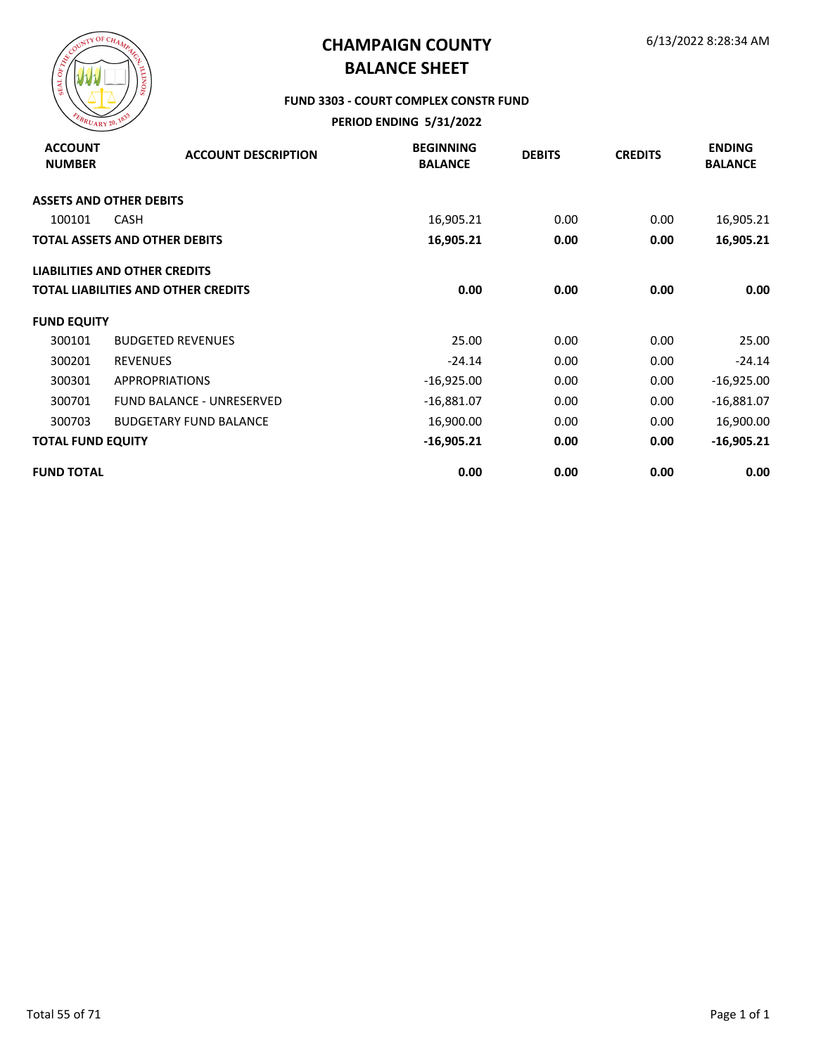# CHAMPAIGN COUNTY
# BALANCE SHEET

6/13/2022 8:28:34 AM

### FUND 3303 - COURT COMPLEX CONSTR FUND

### PERIOD ENDING 5/31/2022

| ACCOUNT NUMBER | ACCOUNT DESCRIPTION | BEGINNING BALANCE | DEBITS | CREDITS | ENDING BALANCE |
|---|---|---|---|---|---|
| **ASSETS AND OTHER DEBITS** | | | | | |
| 100101 | CASH | 16,905.21 | 0.00 | 0.00 | 16,905.21 |
| **TOTAL ASSETS AND OTHER DEBITS** | | **16,905.21** | **0.00** | **0.00** | **16,905.21** |
| **LIABILITIES AND OTHER CREDITS** | | | | | |
| **TOTAL LIABILITIES AND OTHER CREDITS** | | **0.00** | **0.00** | **0.00** | **0.00** |
| **FUND EQUITY** | | | | | |
| 300101 | BUDGETED REVENUES | 25.00 | 0.00 | 0.00 | 25.00 |
| 300201 | REVENUES | -24.14 | 0.00 | 0.00 | -24.14 |
| 300301 | APPROPRIATIONS | -16,925.00 | 0.00 | 0.00 | -16,925.00 |
| 300701 | FUND BALANCE - UNRESERVED | -16,881.07 | 0.00 | 0.00 | -16,881.07 |
| 300703 | BUDGETARY FUND BALANCE | 16,900.00 | 0.00 | 0.00 | 16,900.00 |
| **TOTAL FUND EQUITY** | | **-16,905.21** | **0.00** | **0.00** | **-16,905.21** |
| **FUND TOTAL** | | **0.00** | **0.00** | **0.00** | **0.00** |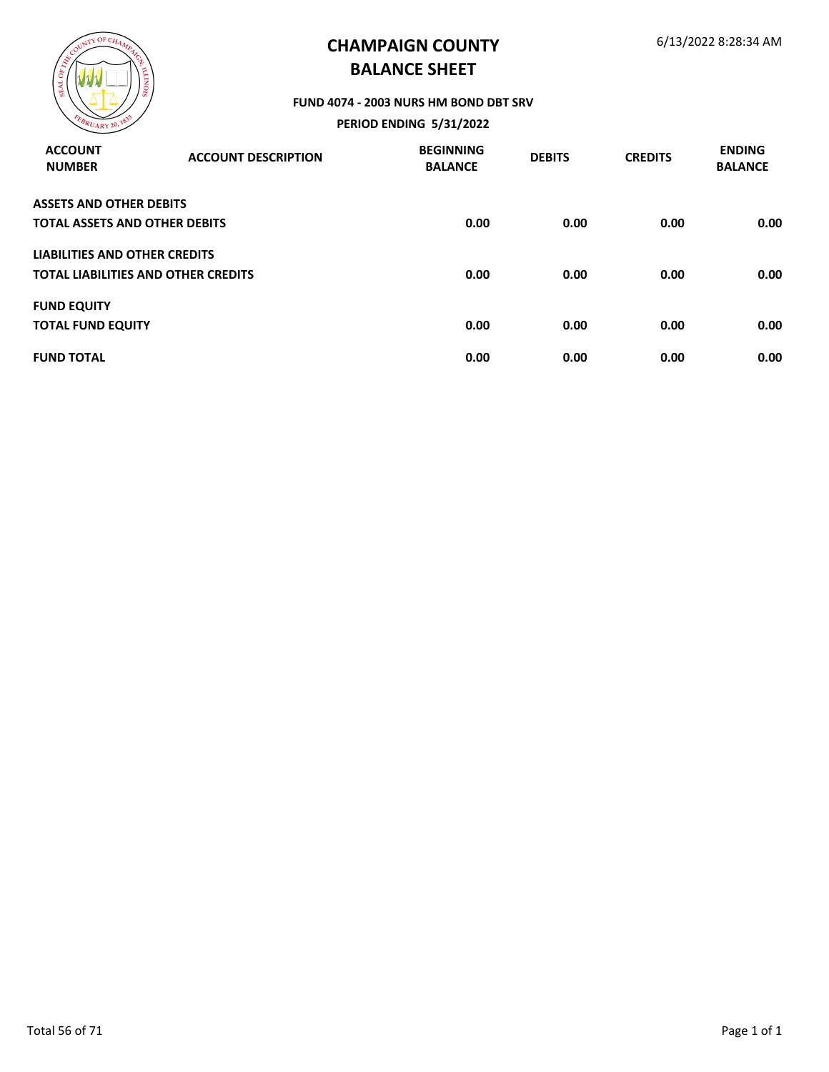# CHAMPAIGN COUNTY
## BALANCE SHEET

6/13/2022 8:28:34 AM

**FUND 4074 - 2003 NURS HM BOND DBT SRV**

**PERIOD ENDING 5/31/2022**

| ACCOUNT NUMBER | ACCOUNT DESCRIPTION | BEGINNING BALANCE | DEBITS | CREDITS | ENDING BALANCE |
|---|---|---|---|---|---|
| **ASSETS AND OTHER DEBITS** | | | | | |
| **TOTAL ASSETS AND OTHER DEBITS** | | **0.00** | **0.00** | **0.00** | **0.00** |
| **LIABILITIES AND OTHER CREDITS** | | | | | |
| **TOTAL LIABILITIES AND OTHER CREDITS** | | **0.00** | **0.00** | **0.00** | **0.00** |
| **FUND EQUITY** | | | | | |
| **TOTAL FUND EQUITY** | | **0.00** | **0.00** | **0.00** | **0.00** |
| **FUND TOTAL** | | **0.00** | **0.00** | **0.00** | **0.00** |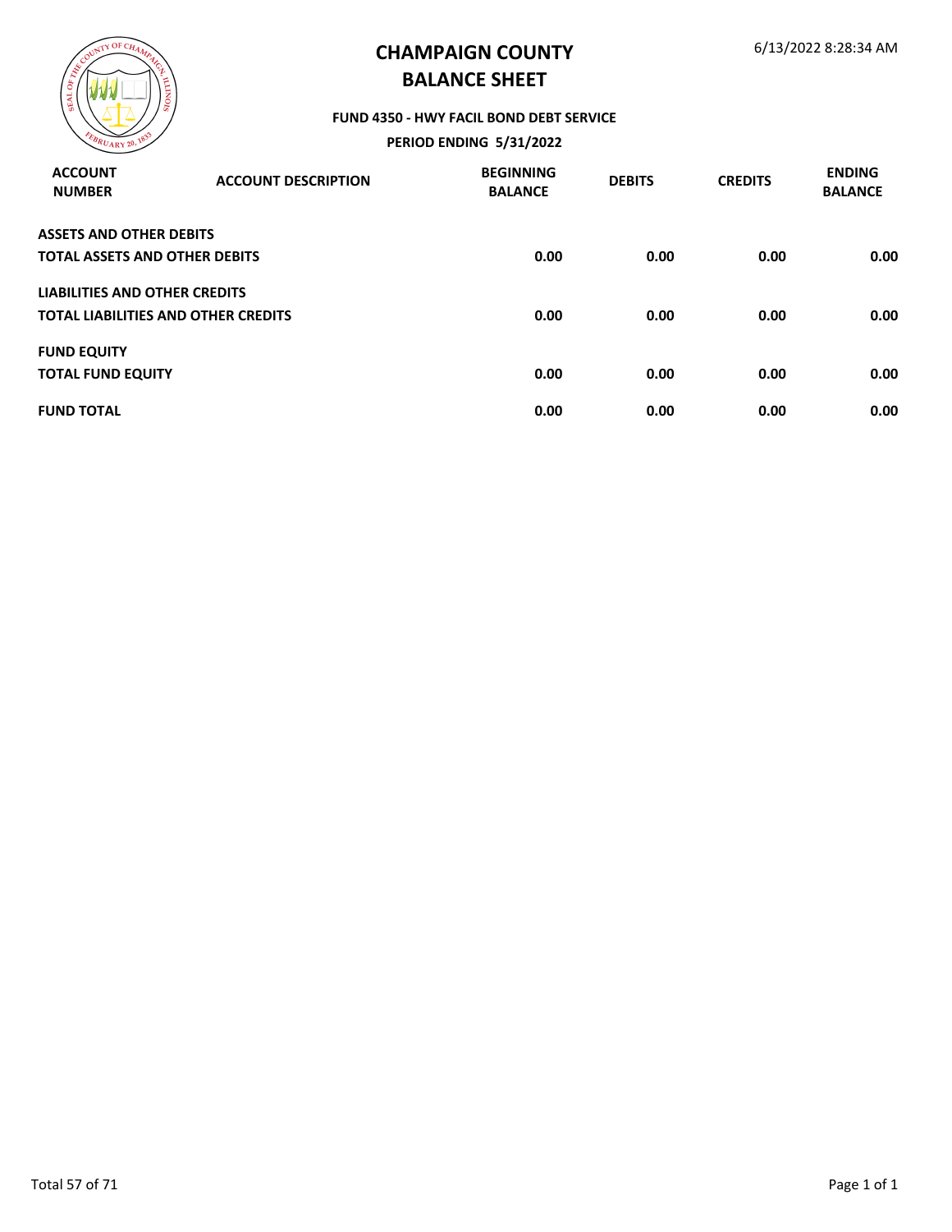# CHAMPAIGN COUNTY
# BALANCE SHEET

6/13/2022 8:28:34 AM

**FUND 4350 - HWY FACIL BOND DEBT SERVICE**

**PERIOD ENDING 5/31/2022**

| ACCOUNT NUMBER | ACCOUNT DESCRIPTION | BEGINNING BALANCE | DEBITS | CREDITS | ENDING BALANCE |
|---|---|---|---|---|---|
| **ASSETS AND OTHER DEBITS** | | | | | |
| **TOTAL ASSETS AND OTHER DEBITS** | | **0.00** | **0.00** | **0.00** | **0.00** |
| **LIABILITIES AND OTHER CREDITS** | | | | | |
| **TOTAL LIABILITIES AND OTHER CREDITS** | | **0.00** | **0.00** | **0.00** | **0.00** |
| **FUND EQUITY** | | | | | |
| **TOTAL FUND EQUITY** | | **0.00** | **0.00** | **0.00** | **0.00** |
| **FUND TOTAL** | | **0.00** | **0.00** | **0.00** | **0.00** |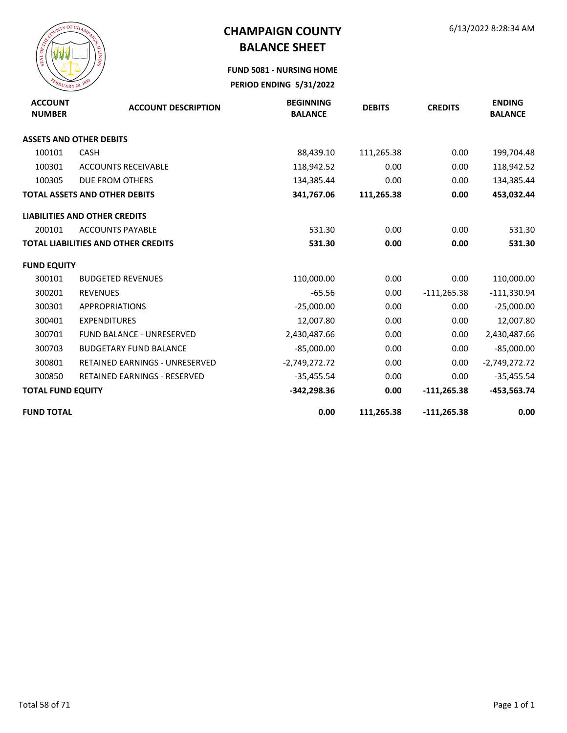# CHAMPAIGN COUNTY
# BALANCE SHEET

6/13/2022 8:28:34 AM

**FUND 5081 - NURSING HOME**

**PERIOD ENDING 5/31/2022**

| ACCOUNT NUMBER | ACCOUNT DESCRIPTION | BEGINNING BALANCE | DEBITS | CREDITS | ENDING BALANCE |
|---|---|---|---|---|---|
| **ASSETS AND OTHER DEBITS** | | | | | |
| 100101 | CASH | 88,439.10 | 111,265.38 | 0.00 | 199,704.48 |
| 100301 | ACCOUNTS RECEIVABLE | 118,942.52 | 0.00 | 0.00 | 118,942.52 |
| 100305 | DUE FROM OTHERS | 134,385.44 | 0.00 | 0.00 | 134,385.44 |
| **TOTAL ASSETS AND OTHER DEBITS** | | **341,767.06** | **111,265.38** | **0.00** | **453,032.44** |
| **LIABILITIES AND OTHER CREDITS** | | | | | |
| 200101 | ACCOUNTS PAYABLE | 531.30 | 0.00 | 0.00 | 531.30 |
| **TOTAL LIABILITIES AND OTHER CREDITS** | | **531.30** | **0.00** | **0.00** | **531.30** |
| **FUND EQUITY** | | | | | |
| 300101 | BUDGETED REVENUES | 110,000.00 | 0.00 | 0.00 | 110,000.00 |
| 300201 | REVENUES | -65.56 | 0.00 | -111,265.38 | -111,330.94 |
| 300301 | APPROPRIATIONS | -25,000.00 | 0.00 | 0.00 | -25,000.00 |
| 300401 | EXPENDITURES | 12,007.80 | 0.00 | 0.00 | 12,007.80 |
| 300701 | FUND BALANCE - UNRESERVED | 2,430,487.66 | 0.00 | 0.00 | 2,430,487.66 |
| 300703 | BUDGETARY FUND BALANCE | -85,000.00 | 0.00 | 0.00 | -85,000.00 |
| 300801 | RETAINED EARNINGS - UNRESERVED | -2,749,272.72 | 0.00 | 0.00 | -2,749,272.72 |
| 300850 | RETAINED EARNINGS - RESERVED | -35,455.54 | 0.00 | 0.00 | -35,455.54 |
| **TOTAL FUND EQUITY** | | **-342,298.36** | **0.00** | **-111,265.38** | **-453,563.74** |
| **FUND TOTAL** | | **0.00** | **111,265.38** | **-111,265.38** | **0.00** |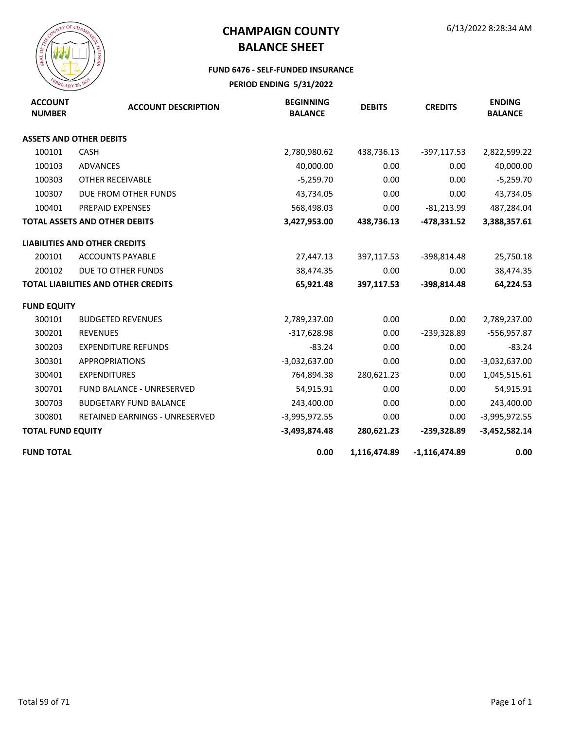# CHAMPAIGN COUNTY
# BALANCE SHEET

6/13/2022 8:28:34 AM

**FUND 6476 - SELF-FUNDED INSURANCE**

**PERIOD ENDING 5/31/2022**

| ACCOUNT NUMBER | ACCOUNT DESCRIPTION | BEGINNING BALANCE | DEBITS | CREDITS | ENDING BALANCE |
|---|---|---|---|---|---|
| **ASSETS AND OTHER DEBITS** | | | | | |
| 100101 | CASH | 2,780,980.62 | 438,736.13 | -397,117.53 | 2,822,599.22 |
| 100103 | ADVANCES | 40,000.00 | 0.00 | 0.00 | 40,000.00 |
| 100303 | OTHER RECEIVABLE | -5,259.70 | 0.00 | 0.00 | -5,259.70 |
| 100307 | DUE FROM OTHER FUNDS | 43,734.05 | 0.00 | 0.00 | 43,734.05 |
| 100401 | PREPAID EXPENSES | 568,498.03 | 0.00 | -81,213.99 | 487,284.04 |
| **TOTAL ASSETS AND OTHER DEBITS** | | **3,427,953.00** | **438,736.13** | **-478,331.52** | **3,388,357.61** |
| **LIABILITIES AND OTHER CREDITS** | | | | | |
| 200101 | ACCOUNTS PAYABLE | 27,447.13 | 397,117.53 | -398,814.48 | 25,750.18 |
| 200102 | DUE TO OTHER FUNDS | 38,474.35 | 0.00 | 0.00 | 38,474.35 |
| **TOTAL LIABILITIES AND OTHER CREDITS** | | **65,921.48** | **397,117.53** | **-398,814.48** | **64,224.53** |
| **FUND EQUITY** | | | | | |
| 300101 | BUDGETED REVENUES | 2,789,237.00 | 0.00 | 0.00 | 2,789,237.00 |
| 300201 | REVENUES | -317,628.98 | 0.00 | -239,328.89 | -556,957.87 |
| 300203 | EXPENDITURE REFUNDS | -83.24 | 0.00 | 0.00 | -83.24 |
| 300301 | APPROPRIATIONS | -3,032,637.00 | 0.00 | 0.00 | -3,032,637.00 |
| 300401 | EXPENDITURES | 764,894.38 | 280,621.23 | 0.00 | 1,045,515.61 |
| 300701 | FUND BALANCE - UNRESERVED | 54,915.91 | 0.00 | 0.00 | 54,915.91 |
| 300703 | BUDGETARY FUND BALANCE | 243,400.00 | 0.00 | 0.00 | 243,400.00 |
| 300801 | RETAINED EARNINGS - UNRESERVED | -3,995,972.55 | 0.00 | 0.00 | -3,995,972.55 |
| **TOTAL FUND EQUITY** | | **-3,493,874.48** | **280,621.23** | **-239,328.89** | **-3,452,582.14** |
| **FUND TOTAL** | | **0.00** | **1,116,474.89** | **-1,116,474.89** | **0.00** |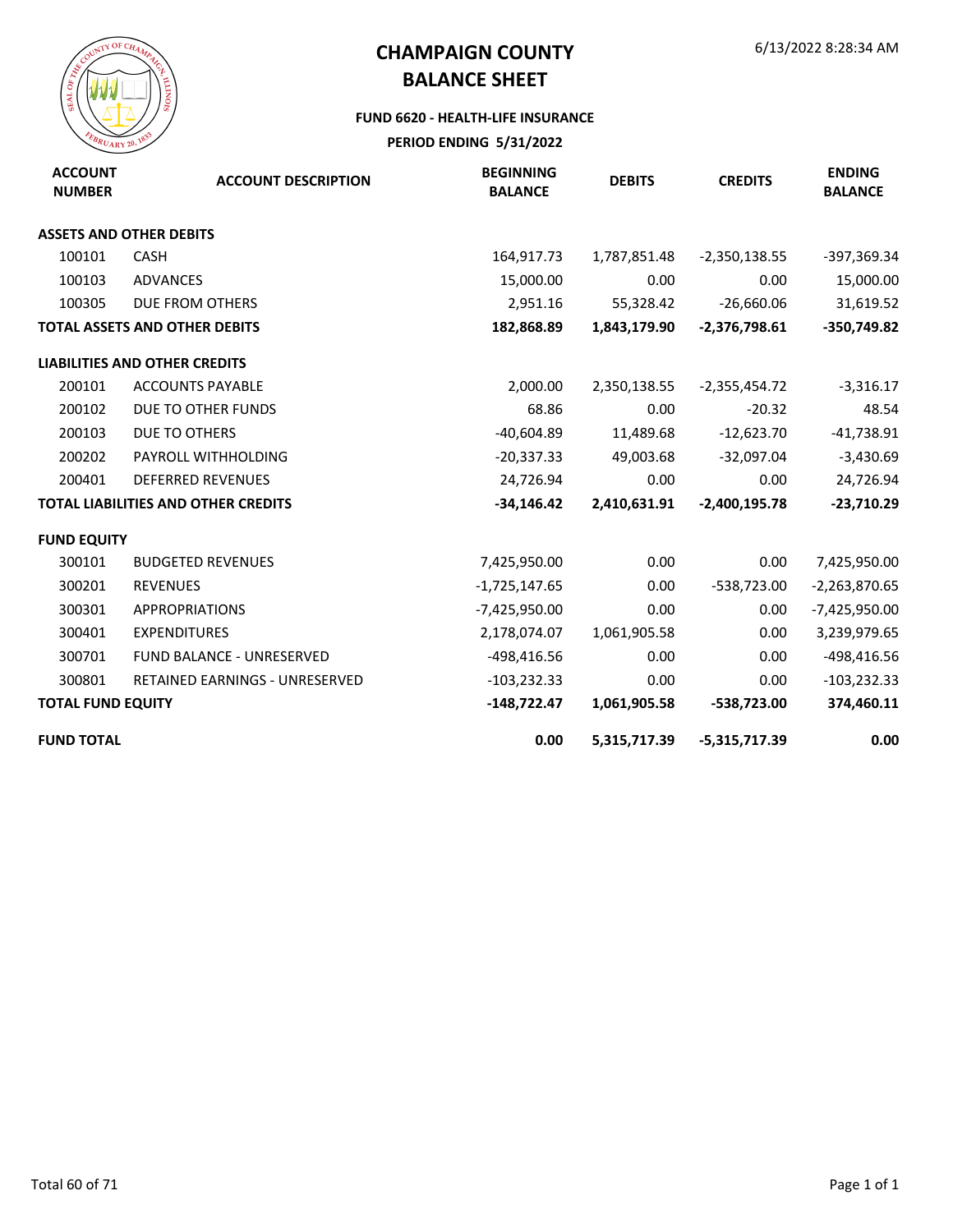# CHAMPAIGN COUNTY
# BALANCE SHEET

6/13/2022 8:28:34 AM

### FUND 6620 - HEALTH-LIFE INSURANCE

### PERIOD ENDING 5/31/2022

| ACCOUNT NUMBER | ACCOUNT DESCRIPTION | BEGINNING BALANCE | DEBITS | CREDITS | ENDING BALANCE |
|---|---|---|---|---|---|
| **ASSETS AND OTHER DEBITS** | | | | | |
| 100101 | CASH | 164,917.73 | 1,787,851.48 | -2,350,138.55 | -397,369.34 |
| 100103 | ADVANCES | 15,000.00 | 0.00 | 0.00 | 15,000.00 |
| 100305 | DUE FROM OTHERS | 2,951.16 | 55,328.42 | -26,660.06 | 31,619.52 |
| **TOTAL ASSETS AND OTHER DEBITS** | | **182,868.89** | **1,843,179.90** | **-2,376,798.61** | **-350,749.82** |
| **LIABILITIES AND OTHER CREDITS** | | | | | |
| 200101 | ACCOUNTS PAYABLE | 2,000.00 | 2,350,138.55 | -2,355,454.72 | -3,316.17 |
| 200102 | DUE TO OTHER FUNDS | 68.86 | 0.00 | -20.32 | 48.54 |
| 200103 | DUE TO OTHERS | -40,604.89 | 11,489.68 | -12,623.70 | -41,738.91 |
| 200202 | PAYROLL WITHHOLDING | -20,337.33 | 49,003.68 | -32,097.04 | -3,430.69 |
| 200401 | DEFERRED REVENUES | 24,726.94 | 0.00 | 0.00 | 24,726.94 |
| **TOTAL LIABILITIES AND OTHER CREDITS** | | **-34,146.42** | **2,410,631.91** | **-2,400,195.78** | **-23,710.29** |
| **FUND EQUITY** | | | | | |
| 300101 | BUDGETED REVENUES | 7,425,950.00 | 0.00 | 0.00 | 7,425,950.00 |
| 300201 | REVENUES | -1,725,147.65 | 0.00 | -538,723.00 | -2,263,870.65 |
| 300301 | APPROPRIATIONS | -7,425,950.00 | 0.00 | 0.00 | -7,425,950.00 |
| 300401 | EXPENDITURES | 2,178,074.07 | 1,061,905.58 | 0.00 | 3,239,979.65 |
| 300701 | FUND BALANCE - UNRESERVED | -498,416.56 | 0.00 | 0.00 | -498,416.56 |
| 300801 | RETAINED EARNINGS - UNRESERVED | -103,232.33 | 0.00 | 0.00 | -103,232.33 |
| **TOTAL FUND EQUITY** | | **-148,722.47** | **1,061,905.58** | **-538,723.00** | **374,460.11** |
| **FUND TOTAL** | | **0.00** | **5,315,717.39** | **-5,315,717.39** | **0.00** |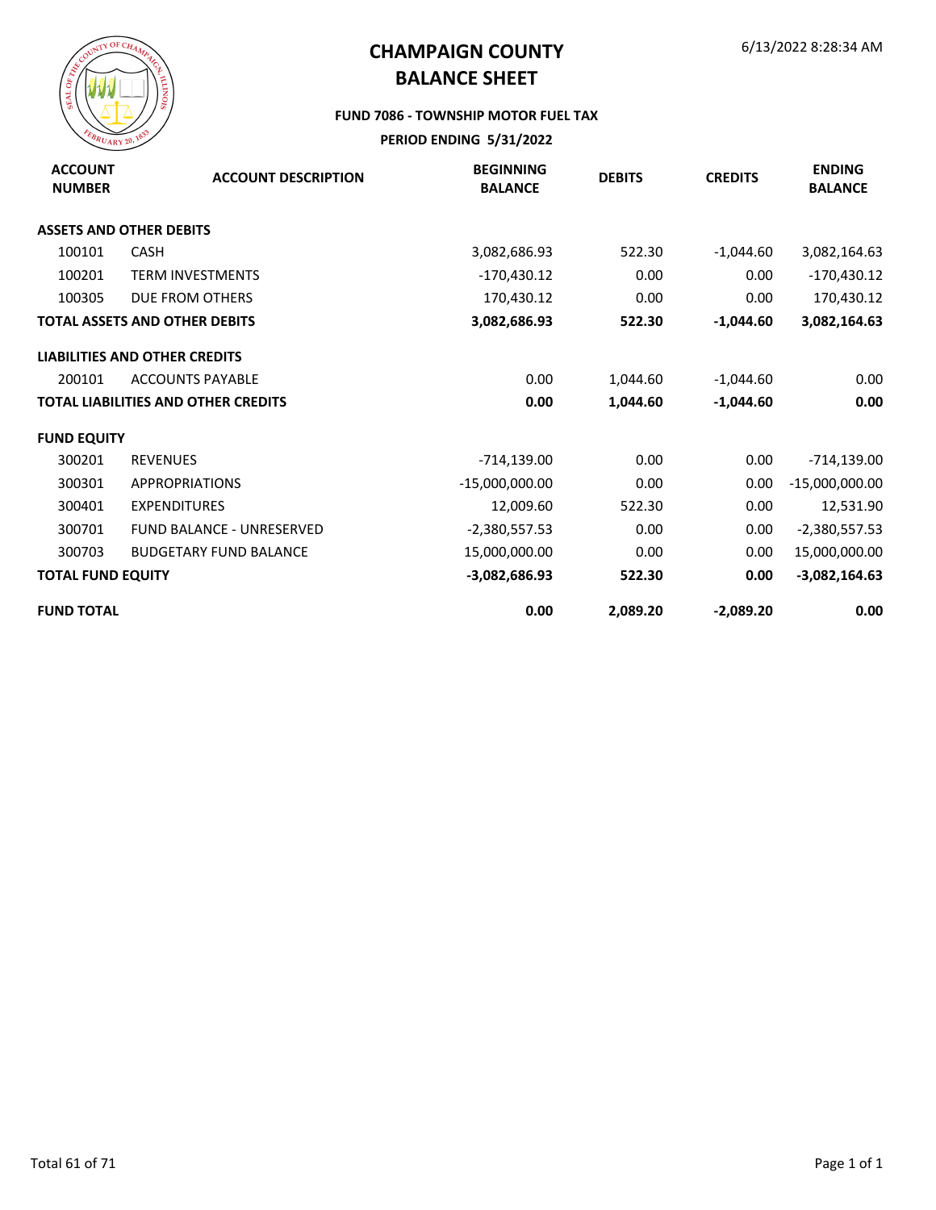# CHAMPAIGN COUNTY
# BALANCE SHEET

6/13/2022 8:28:34 AM

### FUND 7086 - TOWNSHIP MOTOR FUEL TAX

### PERIOD ENDING 5/31/2022

| ACCOUNT NUMBER | ACCOUNT DESCRIPTION | BEGINNING BALANCE | DEBITS | CREDITS | ENDING BALANCE |
|---|---|---|---|---|---|
| **ASSETS AND OTHER DEBITS** | | | | | |
| 100101 | CASH | 3,082,686.93 | 522.30 | -1,044.60 | 3,082,164.63 |
| 100201 | TERM INVESTMENTS | -170,430.12 | 0.00 | 0.00 | -170,430.12 |
| 100305 | DUE FROM OTHERS | 170,430.12 | 0.00 | 0.00 | 170,430.12 |
| **TOTAL ASSETS AND OTHER DEBITS** | | **3,082,686.93** | **522.30** | **-1,044.60** | **3,082,164.63** |
| **LIABILITIES AND OTHER CREDITS** | | | | | |
| 200101 | ACCOUNTS PAYABLE | 0.00 | 1,044.60 | -1,044.60 | 0.00 |
| **TOTAL LIABILITIES AND OTHER CREDITS** | | **0.00** | **1,044.60** | **-1,044.60** | **0.00** |
| **FUND EQUITY** | | | | | |
| 300201 | REVENUES | -714,139.00 | 0.00 | 0.00 | -714,139.00 |
| 300301 | APPROPRIATIONS | -15,000,000.00 | 0.00 | 0.00 | -15,000,000.00 |
| 300401 | EXPENDITURES | 12,009.60 | 522.30 | 0.00 | 12,531.90 |
| 300701 | FUND BALANCE - UNRESERVED | -2,380,557.53 | 0.00 | 0.00 | -2,380,557.53 |
| 300703 | BUDGETARY FUND BALANCE | 15,000,000.00 | 0.00 | 0.00 | 15,000,000.00 |
| **TOTAL FUND EQUITY** | | **-3,082,686.93** | **522.30** | **0.00** | **-3,082,164.63** |
| **FUND TOTAL** | | **0.00** | **2,089.20** | **-2,089.20** | **0.00** |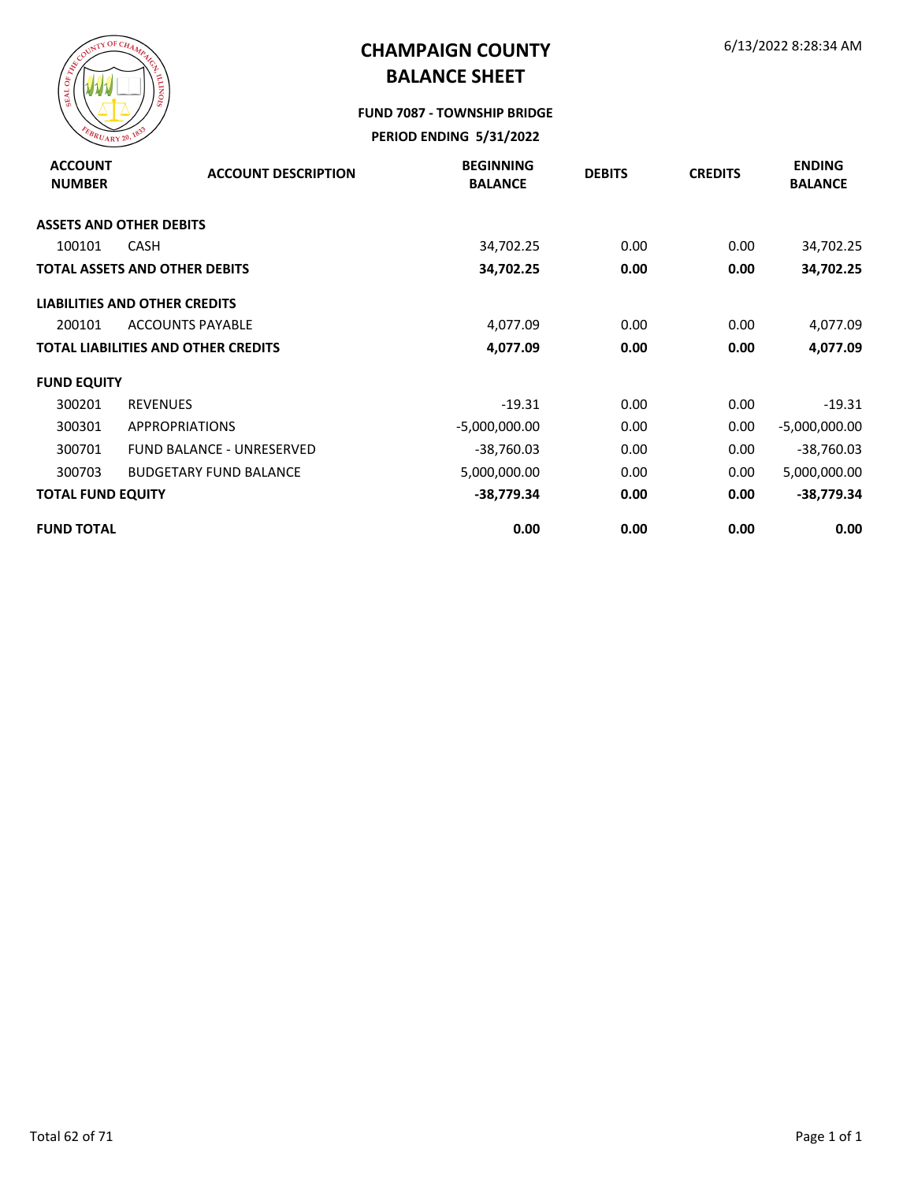# CHAMPAIGN COUNTY
# BALANCE SHEET

6/13/2022 8:28:34 AM

### FUND 7087 - TOWNSHIP BRIDGE
### PERIOD ENDING 5/31/2022

| ACCOUNT NUMBER | ACCOUNT DESCRIPTION | BEGINNING BALANCE | DEBITS | CREDITS | ENDING BALANCE |
|---|---|---|---|---|---|
| **ASSETS AND OTHER DEBITS** | | | | | |
| 100101 | CASH | 34,702.25 | 0.00 | 0.00 | 34,702.25 |
| **TOTAL ASSETS AND OTHER DEBITS** | | **34,702.25** | **0.00** | **0.00** | **34,702.25** |
| **LIABILITIES AND OTHER CREDITS** | | | | | |
| 200101 | ACCOUNTS PAYABLE | 4,077.09 | 0.00 | 0.00 | 4,077.09 |
| **TOTAL LIABILITIES AND OTHER CREDITS** | | **4,077.09** | **0.00** | **0.00** | **4,077.09** |
| **FUND EQUITY** | | | | | |
| 300201 | REVENUES | -19.31 | 0.00 | 0.00 | -19.31 |
| 300301 | APPROPRIATIONS | -5,000,000.00 | 0.00 | 0.00 | -5,000,000.00 |
| 300701 | FUND BALANCE - UNRESERVED | -38,760.03 | 0.00 | 0.00 | -38,760.03 |
| 300703 | BUDGETARY FUND BALANCE | 5,000,000.00 | 0.00 | 0.00 | 5,000,000.00 |
| **TOTAL FUND EQUITY** | | **-38,779.34** | **0.00** | **0.00** | **-38,779.34** |
| **FUND TOTAL** | | **0.00** | **0.00** | **0.00** | **0.00** |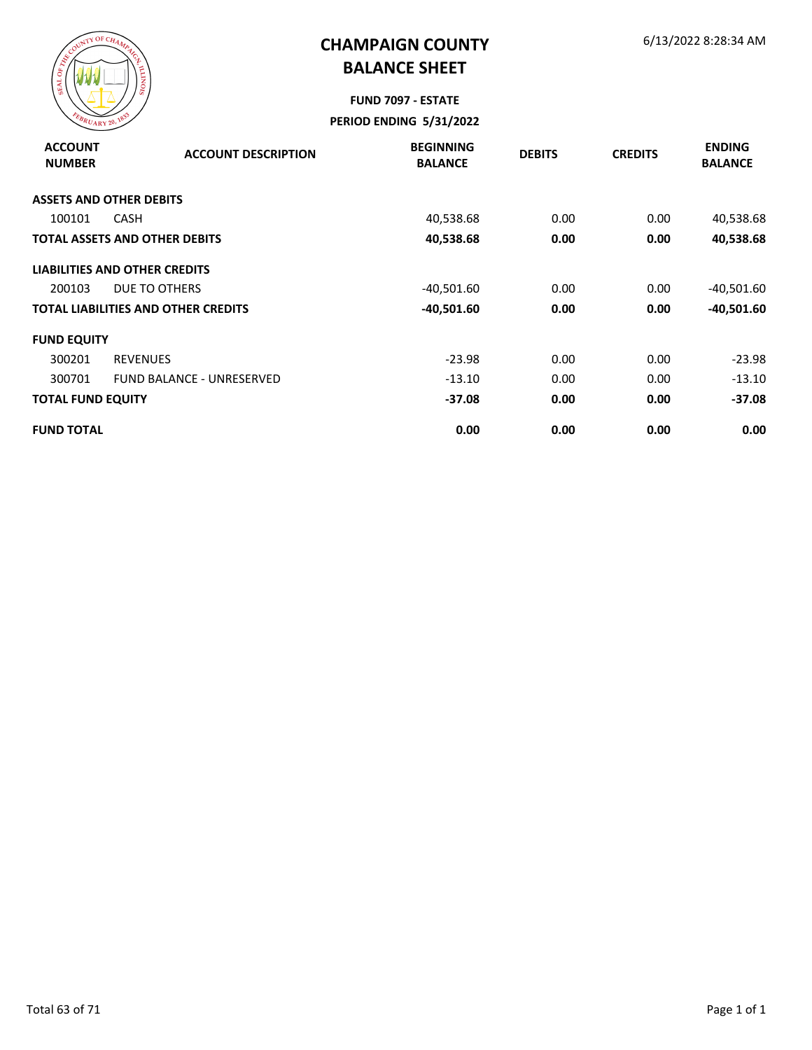# CHAMPAIGN COUNTY
# BALANCE SHEET

6/13/2022 8:28:34 AM

**FUND 7097 - ESTATE**

**PERIOD ENDING 5/31/2022**

| ACCOUNT NUMBER | ACCOUNT DESCRIPTION | BEGINNING BALANCE | DEBITS | CREDITS | ENDING BALANCE |
|---|---|---|---|---|---|
| **ASSETS AND OTHER DEBITS** | | | | | |
| 100101 | CASH | 40,538.68 | 0.00 | 0.00 | 40,538.68 |
| **TOTAL ASSETS AND OTHER DEBITS** | | **40,538.68** | **0.00** | **0.00** | **40,538.68** |
| **LIABILITIES AND OTHER CREDITS** | | | | | |
| 200103 | DUE TO OTHERS | -40,501.60 | 0.00 | 0.00 | -40,501.60 |
| **TOTAL LIABILITIES AND OTHER CREDITS** | | **-40,501.60** | **0.00** | **0.00** | **-40,501.60** |
| **FUND EQUITY** | | | | | |
| 300201 | REVENUES | -23.98 | 0.00 | 0.00 | -23.98 |
| 300701 | FUND BALANCE - UNRESERVED | -13.10 | 0.00 | 0.00 | -13.10 |
| **TOTAL FUND EQUITY** | | **-37.08** | **0.00** | **0.00** | **-37.08** |
| **FUND TOTAL** | | **0.00** | **0.00** | **0.00** | **0.00** |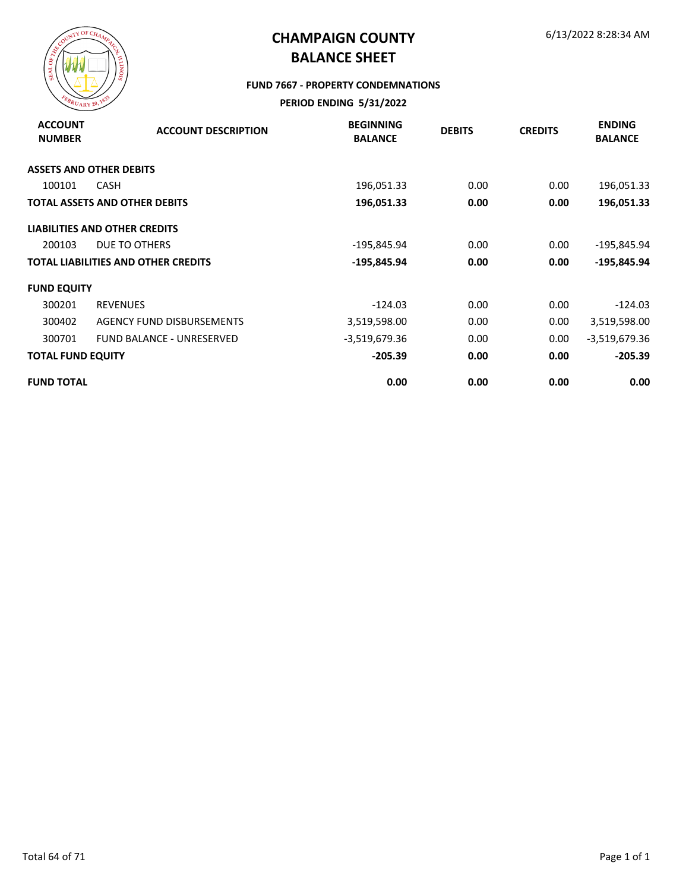# CHAMPAIGN COUNTY
# BALANCE SHEET

6/13/2022 8:28:34 AM

**FUND 7667 - PROPERTY CONDEMNATIONS**

**PERIOD ENDING 5/31/2022**

| ACCOUNT NUMBER | ACCOUNT DESCRIPTION | BEGINNING BALANCE | DEBITS | CREDITS | ENDING BALANCE |
|---|---|---|---|---|---|
| **ASSETS AND OTHER DEBITS** | | | | | |
| 100101 | CASH | 196,051.33 | 0.00 | 0.00 | 196,051.33 |
| **TOTAL ASSETS AND OTHER DEBITS** | | **196,051.33** | **0.00** | **0.00** | **196,051.33** |
| **LIABILITIES AND OTHER CREDITS** | | | | | |
| 200103 | DUE TO OTHERS | -195,845.94 | 0.00 | 0.00 | -195,845.94 |
| **TOTAL LIABILITIES AND OTHER CREDITS** | | **-195,845.94** | **0.00** | **0.00** | **-195,845.94** |
| **FUND EQUITY** | | | | | |
| 300201 | REVENUES | -124.03 | 0.00 | 0.00 | -124.03 |
| 300402 | AGENCY FUND DISBURSEMENTS | 3,519,598.00 | 0.00 | 0.00 | 3,519,598.00 |
| 300701 | FUND BALANCE - UNRESERVED | -3,519,679.36 | 0.00 | 0.00 | -3,519,679.36 |
| **TOTAL FUND EQUITY** | | **-205.39** | **0.00** | **0.00** | **-205.39** |
| **FUND TOTAL** | | **0.00** | **0.00** | **0.00** | **0.00** |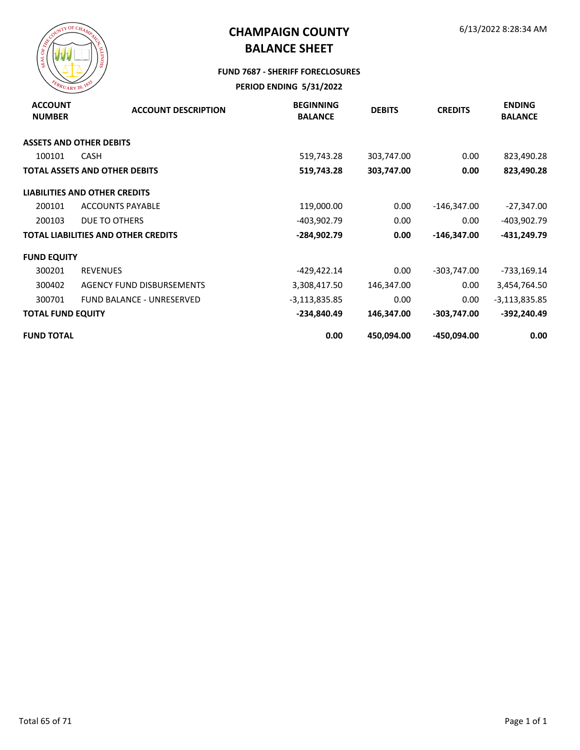# CHAMPAIGN COUNTY
# BALANCE SHEET

6/13/2022 8:28:34 AM

**FUND 7687 - SHERIFF FORECLOSURES**

**PERIOD ENDING 5/31/2022**

| ACCOUNT NUMBER | ACCOUNT DESCRIPTION | BEGINNING BALANCE | DEBITS | CREDITS | ENDING BALANCE |
|---|---|---|---|---|---|
| **ASSETS AND OTHER DEBITS** | | | | | |
| 100101 | CASH | 519,743.28 | 303,747.00 | 0.00 | 823,490.28 |
| **TOTAL ASSETS AND OTHER DEBITS** | | **519,743.28** | **303,747.00** | **0.00** | **823,490.28** |
| **LIABILITIES AND OTHER CREDITS** | | | | | |
| 200101 | ACCOUNTS PAYABLE | 119,000.00 | 0.00 | -146,347.00 | -27,347.00 |
| 200103 | DUE TO OTHERS | -403,902.79 | 0.00 | 0.00 | -403,902.79 |
| **TOTAL LIABILITIES AND OTHER CREDITS** | | **-284,902.79** | **0.00** | **-146,347.00** | **-431,249.79** |
| **FUND EQUITY** | | | | | |
| 300201 | REVENUES | -429,422.14 | 0.00 | -303,747.00 | -733,169.14 |
| 300402 | AGENCY FUND DISBURSEMENTS | 3,308,417.50 | 146,347.00 | 0.00 | 3,454,764.50 |
| 300701 | FUND BALANCE - UNRESERVED | -3,113,835.85 | 0.00 | 0.00 | -3,113,835.85 |
| **TOTAL FUND EQUITY** | | **-234,840.49** | **146,347.00** | **-303,747.00** | **-392,240.49** |
| **FUND TOTAL** | | **0.00** | **450,094.00** | **-450,094.00** | **0.00** |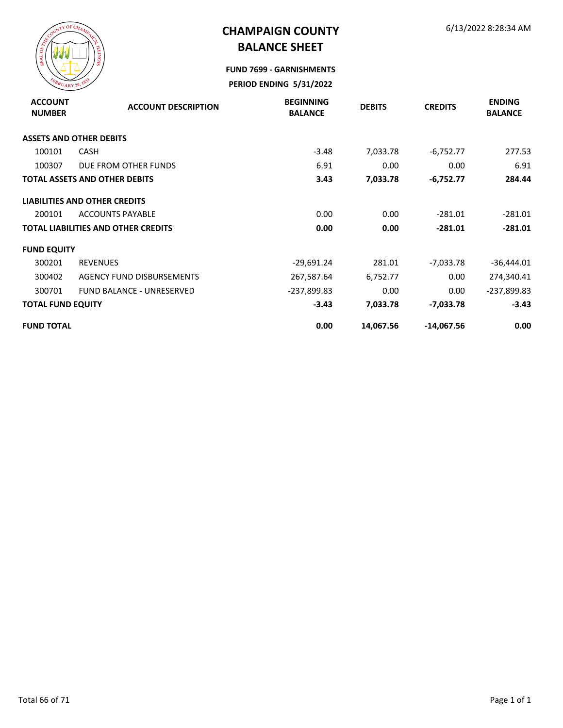# CHAMPAIGN COUNTY
# BALANCE SHEET

6/13/2022 8:28:34 AM

**FUND 7699 - GARNISHMENTS**

**PERIOD ENDING 5/31/2022**

| ACCOUNT NUMBER | ACCOUNT DESCRIPTION | BEGINNING BALANCE | DEBITS | CREDITS | ENDING BALANCE |
|---|---|---|---|---|---|
| **ASSETS AND OTHER DEBITS** | | | | | |
| 100101 | CASH | -3.48 | 7,033.78 | -6,752.77 | 277.53 |
| 100307 | DUE FROM OTHER FUNDS | 6.91 | 0.00 | 0.00 | 6.91 |
| **TOTAL ASSETS AND OTHER DEBITS** | | **3.43** | **7,033.78** | **-6,752.77** | **284.44** |
| **LIABILITIES AND OTHER CREDITS** | | | | | |
| 200101 | ACCOUNTS PAYABLE | 0.00 | 0.00 | -281.01 | -281.01 |
| **TOTAL LIABILITIES AND OTHER CREDITS** | | **0.00** | **0.00** | **-281.01** | **-281.01** |
| **FUND EQUITY** | | | | | |
| 300201 | REVENUES | -29,691.24 | 281.01 | -7,033.78 | -36,444.01 |
| 300402 | AGENCY FUND DISBURSEMENTS | 267,587.64 | 6,752.77 | 0.00 | 274,340.41 |
| 300701 | FUND BALANCE - UNRESERVED | -237,899.83 | 0.00 | 0.00 | -237,899.83 |
| **TOTAL FUND EQUITY** | | **-3.43** | **7,033.78** | **-7,033.78** | **-3.43** |
| **FUND TOTAL** | | **0.00** | **14,067.56** | **-14,067.56** | **0.00** |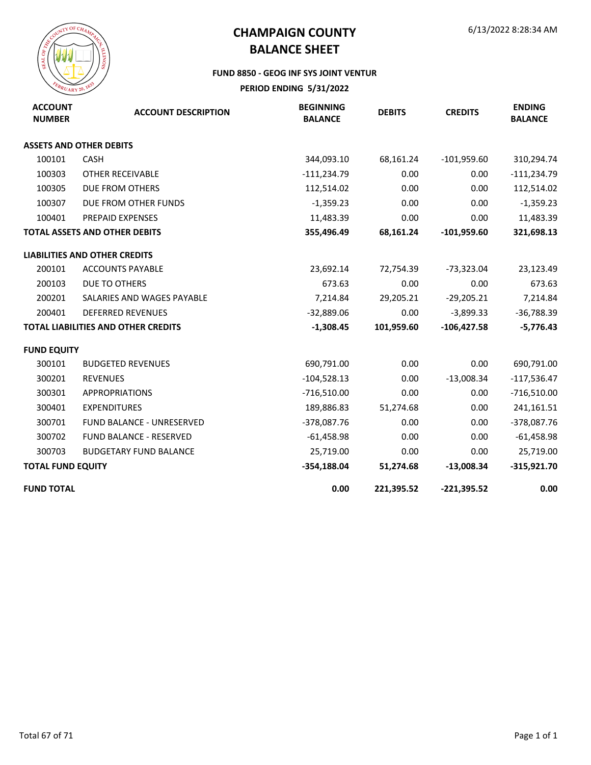# CHAMPAIGN COUNTY
# BALANCE SHEET

6/13/2022 8:28:34 AM

### FUND 8850 - GEOG INF SYS JOINT VENTUR

### PERIOD ENDING 5/31/2022

| ACCOUNT NUMBER | ACCOUNT DESCRIPTION | BEGINNING BALANCE | DEBITS | CREDITS | ENDING BALANCE |
|---|---|---|---|---|---|
| **ASSETS AND OTHER DEBITS** | | | | | |
| 100101 | CASH | 344,093.10 | 68,161.24 | -101,959.60 | 310,294.74 |
| 100303 | OTHER RECEIVABLE | -111,234.79 | 0.00 | 0.00 | -111,234.79 |
| 100305 | DUE FROM OTHERS | 112,514.02 | 0.00 | 0.00 | 112,514.02 |
| 100307 | DUE FROM OTHER FUNDS | -1,359.23 | 0.00 | 0.00 | -1,359.23 |
| 100401 | PREPAID EXPENSES | 11,483.39 | 0.00 | 0.00 | 11,483.39 |
| **TOTAL ASSETS AND OTHER DEBITS** | | **355,496.49** | **68,161.24** | **-101,959.60** | **321,698.13** |
| **LIABILITIES AND OTHER CREDITS** | | | | | |
| 200101 | ACCOUNTS PAYABLE | 23,692.14 | 72,754.39 | -73,323.04 | 23,123.49 |
| 200103 | DUE TO OTHERS | 673.63 | 0.00 | 0.00 | 673.63 |
| 200201 | SALARIES AND WAGES PAYABLE | 7,214.84 | 29,205.21 | -29,205.21 | 7,214.84 |
| 200401 | DEFERRED REVENUES | -32,889.06 | 0.00 | -3,899.33 | -36,788.39 |
| **TOTAL LIABILITIES AND OTHER CREDITS** | | **-1,308.45** | **101,959.60** | **-106,427.58** | **-5,776.43** |
| **FUND EQUITY** | | | | | |
| 300101 | BUDGETED REVENUES | 690,791.00 | 0.00 | 0.00 | 690,791.00 |
| 300201 | REVENUES | -104,528.13 | 0.00 | -13,008.34 | -117,536.47 |
| 300301 | APPROPRIATIONS | -716,510.00 | 0.00 | 0.00 | -716,510.00 |
| 300401 | EXPENDITURES | 189,886.83 | 51,274.68 | 0.00 | 241,161.51 |
| 300701 | FUND BALANCE - UNRESERVED | -378,087.76 | 0.00 | 0.00 | -378,087.76 |
| 300702 | FUND BALANCE - RESERVED | -61,458.98 | 0.00 | 0.00 | -61,458.98 |
| 300703 | BUDGETARY FUND BALANCE | 25,719.00 | 0.00 | 0.00 | 25,719.00 |
| **TOTAL FUND EQUITY** | | **-354,188.04** | **51,274.68** | **-13,008.34** | **-315,921.70** |
| **FUND TOTAL** | | **0.00** | **221,395.52** | **-221,395.52** | **0.00** |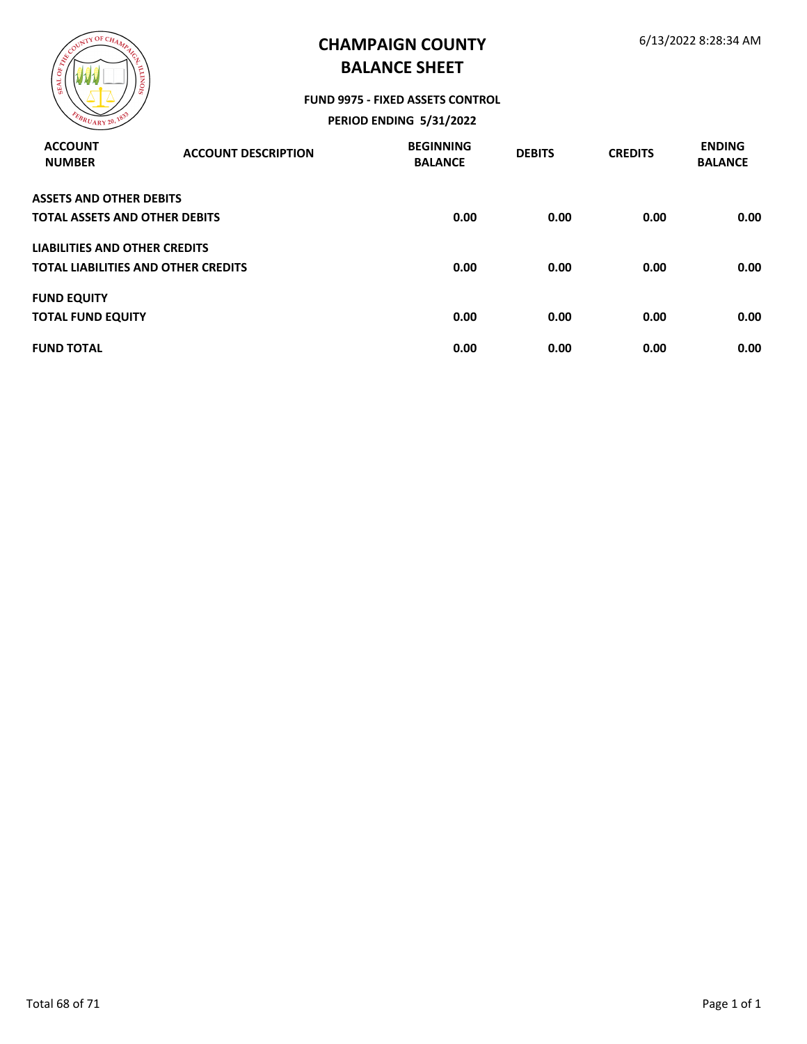# CHAMPAIGN COUNTY
## BALANCE SHEET

**FUND 9975 - FIXED ASSETS CONTROL**

**PERIOD ENDING 5/31/2022**

| ACCOUNT NUMBER | ACCOUNT DESCRIPTION | BEGINNING BALANCE | DEBITS | CREDITS | ENDING BALANCE |
|---|---|---|---|---|---|
| **ASSETS AND OTHER DEBITS** | | | | | |
| **TOTAL ASSETS AND OTHER DEBITS** | | **0.00** | **0.00** | **0.00** | **0.00** |
| **LIABILITIES AND OTHER CREDITS** | | | | | |
| **TOTAL LIABILITIES AND OTHER CREDITS** | | **0.00** | **0.00** | **0.00** | **0.00** |
| **FUND EQUITY** | | | | | |
| **TOTAL FUND EQUITY** | | **0.00** | **0.00** | **0.00** | **0.00** |
| **FUND TOTAL** | | **0.00** | **0.00** | **0.00** | **0.00** |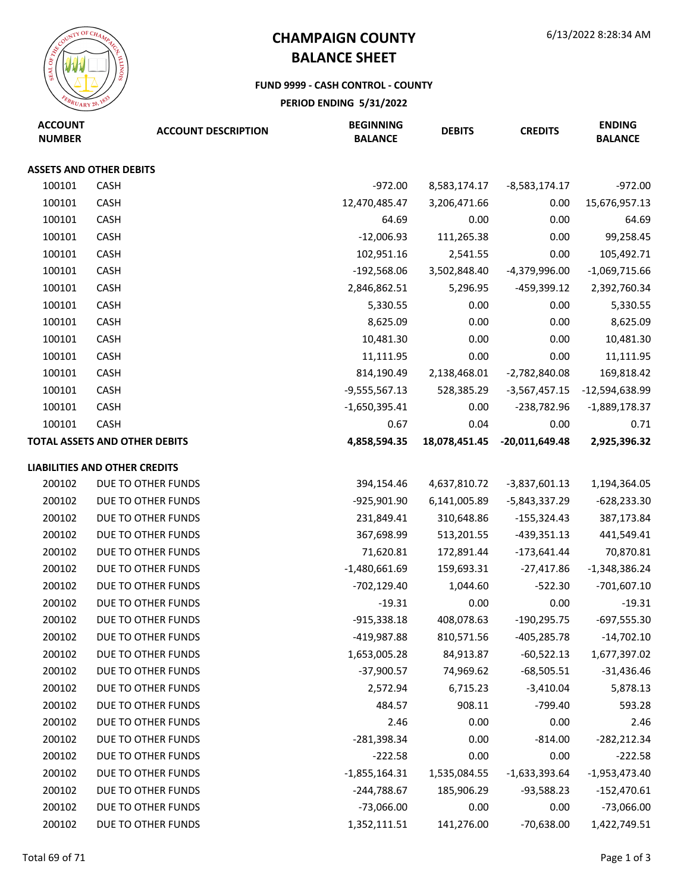# CHAMPAIGN COUNTY
# BALANCE SHEET

6/13/2022 8:28:34 AM

### FUND 9999 - CASH CONTROL - COUNTY
### PERIOD ENDING 5/31/2022

| ACCOUNT NUMBER | ACCOUNT DESCRIPTION | BEGINNING BALANCE | DEBITS | CREDITS | ENDING BALANCE |
|---|---|---|---|---|---|
| **ASSETS AND OTHER DEBITS** | | | | | |
| 100101 | CASH | -972.00 | 8,583,174.17 | -8,583,174.17 | -972.00 |
| 100101 | CASH | 12,470,485.47 | 3,206,471.66 | 0.00 | 15,676,957.13 |
| 100101 | CASH | 64.69 | 0.00 | 0.00 | 64.69 |
| 100101 | CASH | -12,006.93 | 111,265.38 | 0.00 | 99,258.45 |
| 100101 | CASH | 102,951.16 | 2,541.55 | 0.00 | 105,492.71 |
| 100101 | CASH | -192,568.06 | 3,502,848.40 | -4,379,996.00 | -1,069,715.66 |
| 100101 | CASH | 2,846,862.51 | 5,296.95 | -459,399.12 | 2,392,760.34 |
| 100101 | CASH | 5,330.55 | 0.00 | 0.00 | 5,330.55 |
| 100101 | CASH | 8,625.09 | 0.00 | 0.00 | 8,625.09 |
| 100101 | CASH | 10,481.30 | 0.00 | 0.00 | 10,481.30 |
| 100101 | CASH | 11,111.95 | 0.00 | 0.00 | 11,111.95 |
| 100101 | CASH | 814,190.49 | 2,138,468.01 | -2,782,840.08 | 169,818.42 |
| 100101 | CASH | -9,555,567.13 | 528,385.29 | -3,567,457.15 | -12,594,638.99 |
| 100101 | CASH | -1,650,395.41 | 0.00 | -238,782.96 | -1,889,178.37 |
| 100101 | CASH | 0.67 | 0.04 | 0.00 | 0.71 |
| **TOTAL ASSETS AND OTHER DEBITS** | | **4,858,594.35** | **18,078,451.45** | **-20,011,649.48** | **2,925,396.32** |
| **LIABILITIES AND OTHER CREDITS** | | | | | |
| 200102 | DUE TO OTHER FUNDS | 394,154.46 | 4,637,810.72 | -3,837,601.13 | 1,194,364.05 |
| 200102 | DUE TO OTHER FUNDS | -925,901.90 | 6,141,005.89 | -5,843,337.29 | -628,233.30 |
| 200102 | DUE TO OTHER FUNDS | 231,849.41 | 310,648.86 | -155,324.43 | 387,173.84 |
| 200102 | DUE TO OTHER FUNDS | 367,698.99 | 513,201.55 | -439,351.13 | 441,549.41 |
| 200102 | DUE TO OTHER FUNDS | 71,620.81 | 172,891.44 | -173,641.44 | 70,870.81 |
| 200102 | DUE TO OTHER FUNDS | -1,480,661.69 | 159,693.31 | -27,417.86 | -1,348,386.24 |
| 200102 | DUE TO OTHER FUNDS | -702,129.40 | 1,044.60 | -522.30 | -701,607.10 |
| 200102 | DUE TO OTHER FUNDS | -19.31 | 0.00 | 0.00 | -19.31 |
| 200102 | DUE TO OTHER FUNDS | -915,338.18 | 408,078.63 | -190,295.75 | -697,555.30 |
| 200102 | DUE TO OTHER FUNDS | -419,987.88 | 810,571.56 | -405,285.78 | -14,702.10 |
| 200102 | DUE TO OTHER FUNDS | 1,653,005.28 | 84,913.87 | -60,522.13 | 1,677,397.02 |
| 200102 | DUE TO OTHER FUNDS | -37,900.57 | 74,969.62 | -68,505.51 | -31,436.46 |
| 200102 | DUE TO OTHER FUNDS | 2,572.94 | 6,715.23 | -3,410.04 | 5,878.13 |
| 200102 | DUE TO OTHER FUNDS | 484.57 | 908.11 | -799.40 | 593.28 |
| 200102 | DUE TO OTHER FUNDS | 2.46 | 0.00 | 0.00 | 2.46 |
| 200102 | DUE TO OTHER FUNDS | -281,398.34 | 0.00 | -814.00 | -282,212.34 |
| 200102 | DUE TO OTHER FUNDS | -222.58 | 0.00 | 0.00 | -222.58 |
| 200102 | DUE TO OTHER FUNDS | -1,855,164.31 | 1,535,084.55 | -1,633,393.64 | -1,953,473.40 |
| 200102 | DUE TO OTHER FUNDS | -244,788.67 | 185,906.29 | -93,588.23 | -152,470.61 |
| 200102 | DUE TO OTHER FUNDS | -73,066.00 | 0.00 | 0.00 | -73,066.00 |
| 200102 | DUE TO OTHER FUNDS | 1,352,111.51 | 141,276.00 | -70,638.00 | 1,422,749.51 |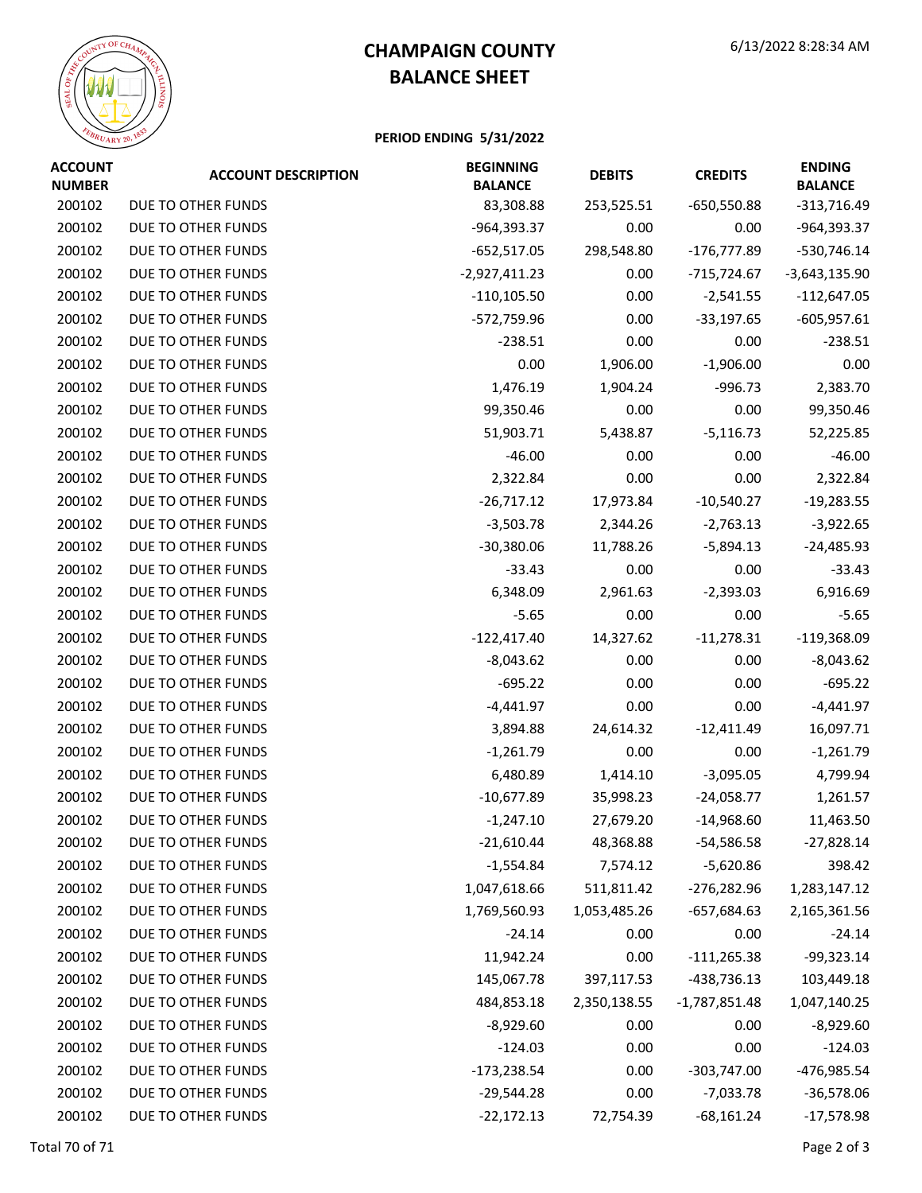# CHAMPAIGN COUNTY
# BALANCE SHEET

6/13/2022 8:28:34 AM

**PERIOD ENDING 5/31/2022**

| ACCOUNT NUMBER | ACCOUNT DESCRIPTION | BEGINNING BALANCE | DEBITS | CREDITS | ENDING BALANCE |
|---|---|---|---|---|---|
| 200102 | DUE TO OTHER FUNDS | 83,308.88 | 253,525.51 | -650,550.88 | -313,716.49 |
| 200102 | DUE TO OTHER FUNDS | -964,393.37 | 0.00 | 0.00 | -964,393.37 |
| 200102 | DUE TO OTHER FUNDS | -652,517.05 | 298,548.80 | -176,777.89 | -530,746.14 |
| 200102 | DUE TO OTHER FUNDS | -2,927,411.23 | 0.00 | -715,724.67 | -3,643,135.90 |
| 200102 | DUE TO OTHER FUNDS | -110,105.50 | 0.00 | -2,541.55 | -112,647.05 |
| 200102 | DUE TO OTHER FUNDS | -572,759.96 | 0.00 | -33,197.65 | -605,957.61 |
| 200102 | DUE TO OTHER FUNDS | -238.51 | 0.00 | 0.00 | -238.51 |
| 200102 | DUE TO OTHER FUNDS | 0.00 | 1,906.00 | -1,906.00 | 0.00 |
| 200102 | DUE TO OTHER FUNDS | 1,476.19 | 1,904.24 | -996.73 | 2,383.70 |
| 200102 | DUE TO OTHER FUNDS | 99,350.46 | 0.00 | 0.00 | 99,350.46 |
| 200102 | DUE TO OTHER FUNDS | 51,903.71 | 5,438.87 | -5,116.73 | 52,225.85 |
| 200102 | DUE TO OTHER FUNDS | -46.00 | 0.00 | 0.00 | -46.00 |
| 200102 | DUE TO OTHER FUNDS | 2,322.84 | 0.00 | 0.00 | 2,322.84 |
| 200102 | DUE TO OTHER FUNDS | -26,717.12 | 17,973.84 | -10,540.27 | -19,283.55 |
| 200102 | DUE TO OTHER FUNDS | -3,503.78 | 2,344.26 | -2,763.13 | -3,922.65 |
| 200102 | DUE TO OTHER FUNDS | -30,380.06 | 11,788.26 | -5,894.13 | -24,485.93 |
| 200102 | DUE TO OTHER FUNDS | -33.43 | 0.00 | 0.00 | -33.43 |
| 200102 | DUE TO OTHER FUNDS | 6,348.09 | 2,961.63 | -2,393.03 | 6,916.69 |
| 200102 | DUE TO OTHER FUNDS | -5.65 | 0.00 | 0.00 | -5.65 |
| 200102 | DUE TO OTHER FUNDS | -122,417.40 | 14,327.62 | -11,278.31 | -119,368.09 |
| 200102 | DUE TO OTHER FUNDS | -8,043.62 | 0.00 | 0.00 | -8,043.62 |
| 200102 | DUE TO OTHER FUNDS | -695.22 | 0.00 | 0.00 | -695.22 |
| 200102 | DUE TO OTHER FUNDS | -4,441.97 | 0.00 | 0.00 | -4,441.97 |
| 200102 | DUE TO OTHER FUNDS | 3,894.88 | 24,614.32 | -12,411.49 | 16,097.71 |
| 200102 | DUE TO OTHER FUNDS | -1,261.79 | 0.00 | 0.00 | -1,261.79 |
| 200102 | DUE TO OTHER FUNDS | 6,480.89 | 1,414.10 | -3,095.05 | 4,799.94 |
| 200102 | DUE TO OTHER FUNDS | -10,677.89 | 35,998.23 | -24,058.77 | 1,261.57 |
| 200102 | DUE TO OTHER FUNDS | -1,247.10 | 27,679.20 | -14,968.60 | 11,463.50 |
| 200102 | DUE TO OTHER FUNDS | -21,610.44 | 48,368.88 | -54,586.58 | -27,828.14 |
| 200102 | DUE TO OTHER FUNDS | -1,554.84 | 7,574.12 | -5,620.86 | 398.42 |
| 200102 | DUE TO OTHER FUNDS | 1,047,618.66 | 511,811.42 | -276,282.96 | 1,283,147.12 |
| 200102 | DUE TO OTHER FUNDS | 1,769,560.93 | 1,053,485.26 | -657,684.63 | 2,165,361.56 |
| 200102 | DUE TO OTHER FUNDS | -24.14 | 0.00 | 0.00 | -24.14 |
| 200102 | DUE TO OTHER FUNDS | 11,942.24 | 0.00 | -111,265.38 | -99,323.14 |
| 200102 | DUE TO OTHER FUNDS | 145,067.78 | 397,117.53 | -438,736.13 | 103,449.18 |
| 200102 | DUE TO OTHER FUNDS | 484,853.18 | 2,350,138.55 | -1,787,851.48 | 1,047,140.25 |
| 200102 | DUE TO OTHER FUNDS | -8,929.60 | 0.00 | 0.00 | -8,929.60 |
| 200102 | DUE TO OTHER FUNDS | -124.03 | 0.00 | 0.00 | -124.03 |
| 200102 | DUE TO OTHER FUNDS | -173,238.54 | 0.00 | -303,747.00 | -476,985.54 |
| 200102 | DUE TO OTHER FUNDS | -29,544.28 | 0.00 | -7,033.78 | -36,578.06 |
| 200102 | DUE TO OTHER FUNDS | -22,172.13 | 72,754.39 | -68,161.24 | -17,578.98 |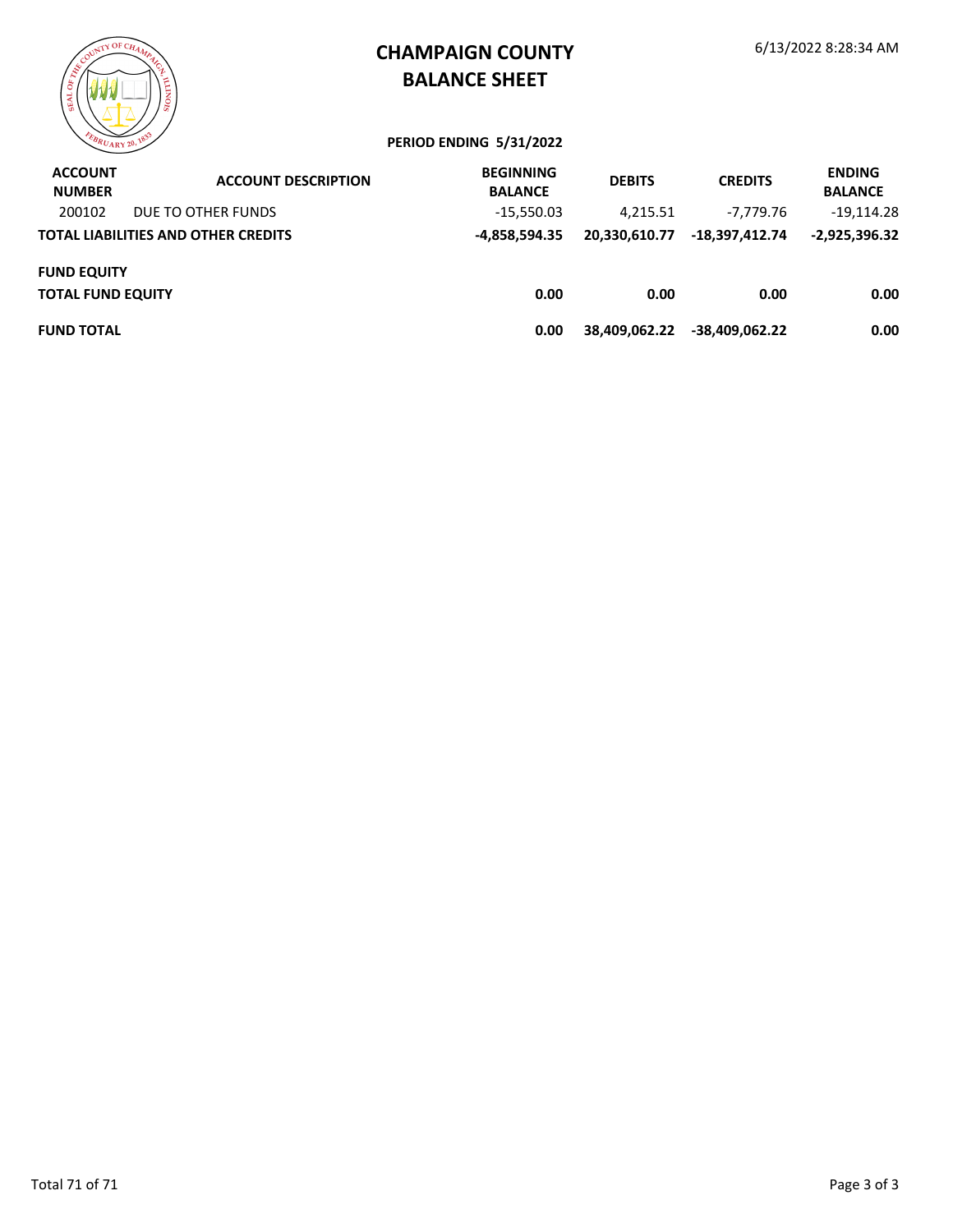# CHAMPAIGN COUNTY
# BALANCE SHEET

6/13/2022 8:28:34 AM

**PERIOD ENDING 5/31/2022**

| ACCOUNT NUMBER | ACCOUNT DESCRIPTION | BEGINNING BALANCE | DEBITS | CREDITS | ENDING BALANCE |
|---|---|---|---|---|---|
| 200102 | DUE TO OTHER FUNDS | -15,550.03 | 4,215.51 | -7,779.76 | -19,114.28 |
| **TOTAL LIABILITIES AND OTHER CREDITS** | | **-4,858,594.35** | **20,330,610.77** | **-18,397,412.74** | **-2,925,396.32** |
| **FUND EQUITY** | | | | | |
| **TOTAL FUND EQUITY** | | **0.00** | **0.00** | **0.00** | **0.00** |
| **FUND TOTAL** | | **0.00** | **38,409,062.22** | **-38,409,062.22** | **0.00** |